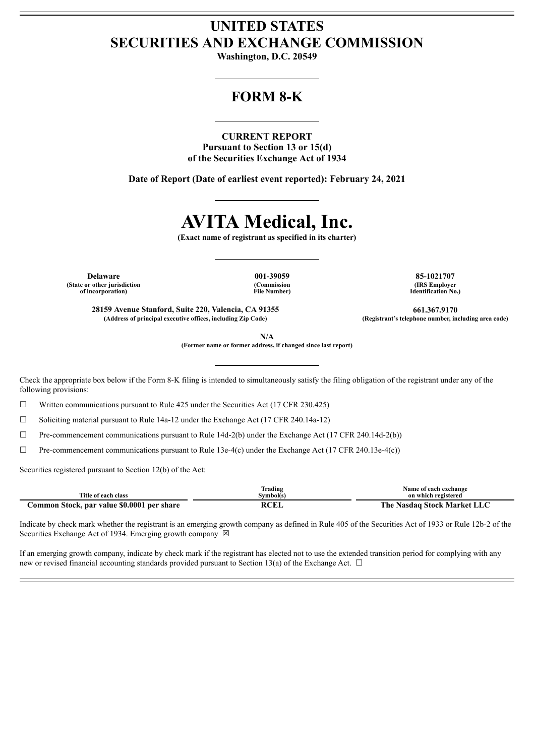# UNITED STATES
# SECURITIES AND EXCHANGE COMMISSION

**Washington, D.C. 20549**

## FORM 8-K

**CURRENT REPORT**
**Pursuant to Section 13 or 15(d)**
**of the Securities Exchange Act of 1934**

**Date of Report (Date of earliest event reported): February 24, 2021**

# AVITA Medical, Inc.

**(Exact name of registrant as specified in its charter)**

| **Delaware** | **001-39059** | **85-1021707** |
|---|---|---|
| **(State or other jurisdiction of incorporation)** | **(Commission File Number)** | **(IRS Employer Identification No.)** |

| **28159 Avenue Stanford, Suite 220, Valencia, CA 91355** | **661.367.9170** |
|---|---|
| **(Address of principal executive offices, including Zip Code)** | **(Registrant's telephone number, including area code)** |

**N/A**
**(Former name or former address, if changed since last report)**

Check the appropriate box below if the Form 8-K filing is intended to simultaneously satisfy the filing obligation of the registrant under any of the following provisions:

☐ Written communications pursuant to Rule 425 under the Securities Act (17 CFR 230.425)

☐ Soliciting material pursuant to Rule 14a-12 under the Exchange Act (17 CFR 240.14a-12)

☐ Pre-commencement communications pursuant to Rule 14d-2(b) under the Exchange Act (17 CFR 240.14d-2(b))

☐ Pre-commencement communications pursuant to Rule 13e-4(c) under the Exchange Act (17 CFR 240.13e-4(c))

Securities registered pursuant to Section 12(b) of the Act:

| Title of each class | Trading Symbol(s) | Name of each exchange on which registered |
|---|---|---|
| **Common Stock, par value $0.0001 per share** | **RCEL** | **The Nasdaq Stock Market LLC** |

Indicate by check mark whether the registrant is an emerging growth company as defined in Rule 405 of the Securities Act of 1933 or Rule 12b-2 of the Securities Exchange Act of 1934. Emerging growth company ☒

If an emerging growth company, indicate by check mark if the registrant has elected not to use the extended transition period for complying with any new or revised financial accounting standards provided pursuant to Section 13(a) of the Exchange Act. ☐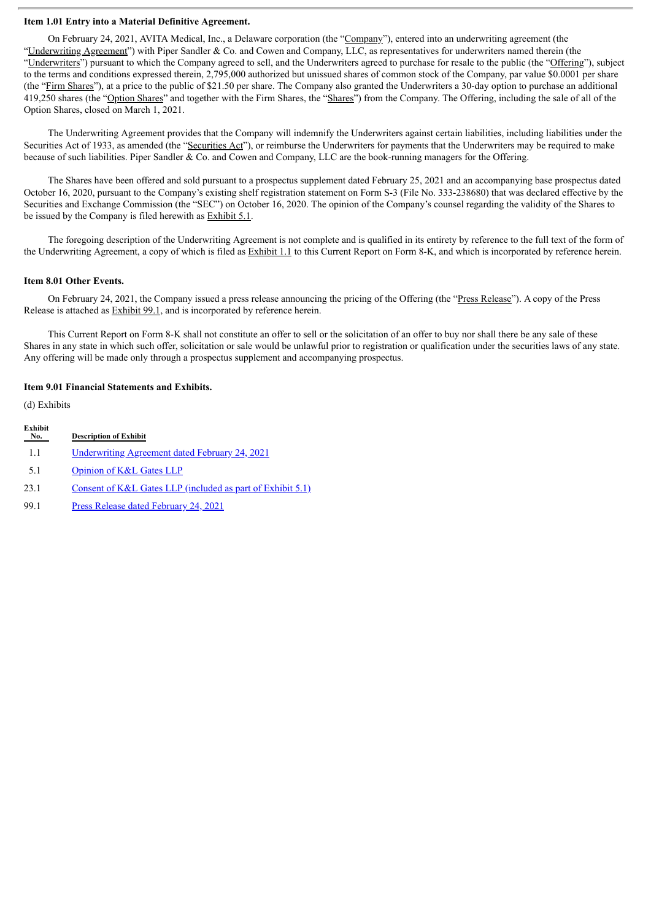**Item 1.01 Entry into a Material Definitive Agreement.**

On February 24, 2021, AVITA Medical, Inc., a Delaware corporation (the "Company"), entered into an underwriting agreement (the "Underwriting Agreement") with Piper Sandler & Co. and Cowen and Company, LLC, as representatives for underwriters named therein (the "Underwriters") pursuant to which the Company agreed to sell, and the Underwriters agreed to purchase for resale to the public (the "Offering"), subject to the terms and conditions expressed therein, 2,795,000 authorized but unissued shares of common stock of the Company, par value $0.0001 per share (the "Firm Shares"), at a price to the public of $21.50 per share. The Company also granted the Underwriters a 30-day option to purchase an additional 419,250 shares (the "Option Shares" and together with the Firm Shares, the "Shares") from the Company. The Offering, including the sale of all of the Option Shares, closed on March 1, 2021.

The Underwriting Agreement provides that the Company will indemnify the Underwriters against certain liabilities, including liabilities under the Securities Act of 1933, as amended (the "Securities Act"), or reimburse the Underwriters for payments that the Underwriters may be required to make because of such liabilities. Piper Sandler & Co. and Cowen and Company, LLC are the book-running managers for the Offering.

The Shares have been offered and sold pursuant to a prospectus supplement dated February 25, 2021 and an accompanying base prospectus dated October 16, 2020, pursuant to the Company's existing shelf registration statement on Form S-3 (File No. 333-238680) that was declared effective by the Securities and Exchange Commission (the "SEC") on October 16, 2020. The opinion of the Company's counsel regarding the validity of the Shares to be issued by the Company is filed herewith as Exhibit 5.1.

The foregoing description of the Underwriting Agreement is not complete and is qualified in its entirety by reference to the full text of the form of the Underwriting Agreement, a copy of which is filed as Exhibit 1.1 to this Current Report on Form 8-K, and which is incorporated by reference herein.

**Item 8.01 Other Events.**

On February 24, 2021, the Company issued a press release announcing the pricing of the Offering (the "Press Release"). A copy of the Press Release is attached as Exhibit 99.1, and is incorporated by reference herein.

This Current Report on Form 8-K shall not constitute an offer to sell or the solicitation of an offer to buy nor shall there be any sale of these Shares in any state in which such offer, solicitation or sale would be unlawful prior to registration or qualification under the securities laws of any state. Any offering will be made only through a prospectus supplement and accompanying prospectus.

**Item 9.01 Financial Statements and Exhibits.**

(d) Exhibits

| Exhibit No. | Description of Exhibit |
|---|---|
| 1.1 | Underwriting Agreement dated February 24, 2021 |
| 5.1 | Opinion of K&L Gates LLP |
| 23.1 | Consent of K&L Gates LLP (included as part of Exhibit 5.1) |
| 99.1 | Press Release dated February 24, 2021 |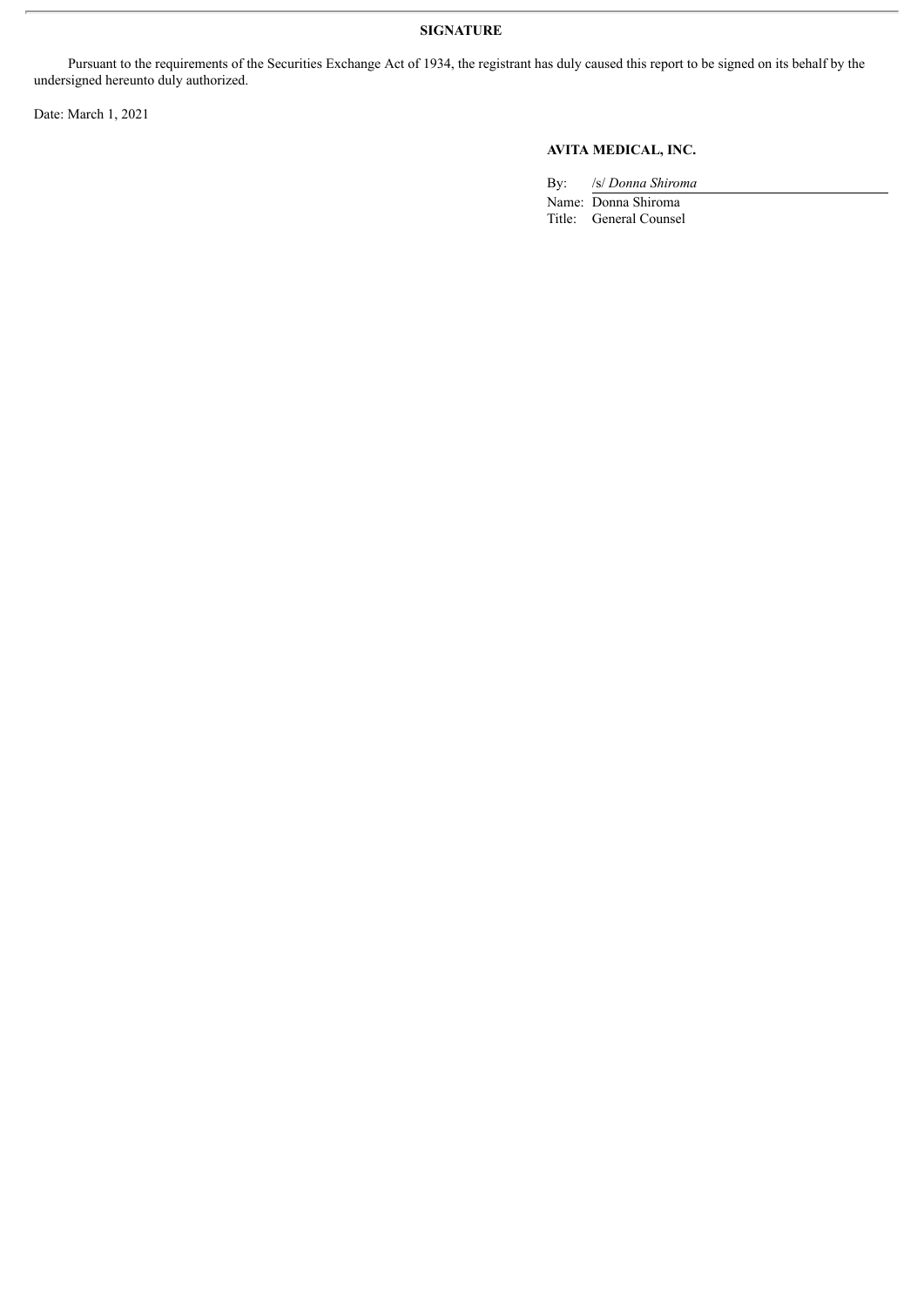## SIGNATURE

Pursuant to the requirements of the Securities Exchange Act of 1934, the registrant has duly caused this report to be signed on its behalf by the undersigned hereunto duly authorized.

Date: March 1, 2021

**AVITA MEDICAL, INC.**

By: /s/ *Donna Shiroma*

Name: Donna Shiroma

Title: General Counsel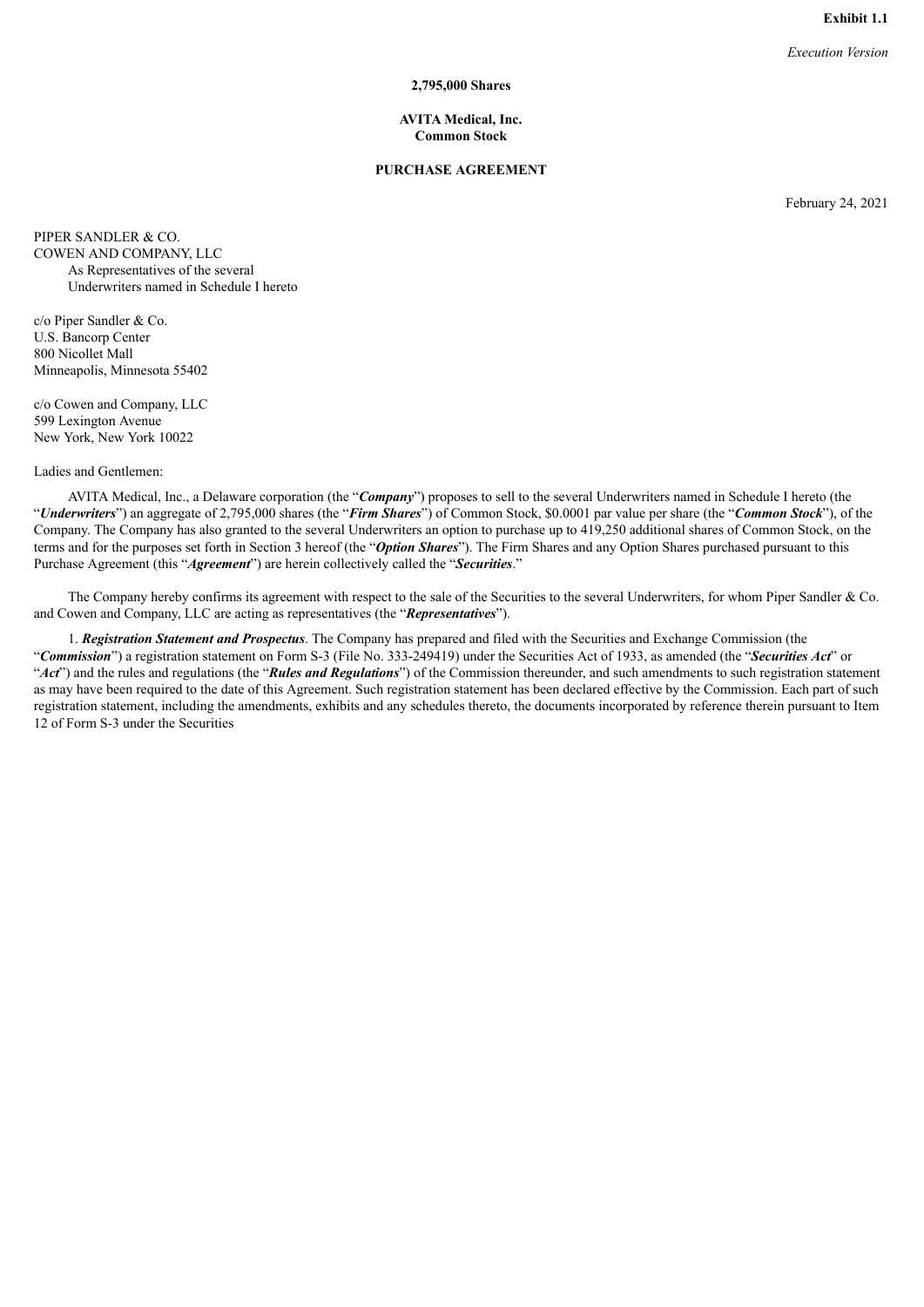**Exhibit 1.1**

*Execution Version*

**2,795,000 Shares**

**AVITA Medical, Inc.**
**Common Stock**

**PURCHASE AGREEMENT**

February 24, 2021

PIPER SANDLER & CO.
COWEN AND COMPANY, LLC
As Representatives of the several
Underwriters named in Schedule I hereto

c/o Piper Sandler & Co.
U.S. Bancorp Center
800 Nicollet Mall
Minneapolis, Minnesota 55402

c/o Cowen and Company, LLC
599 Lexington Avenue
New York, New York 10022

Ladies and Gentlemen:

AVITA Medical, Inc., a Delaware corporation (the "***Company***") proposes to sell to the several Underwriters named in Schedule I hereto (the "***Underwriters***") an aggregate of 2,795,000 shares (the "***Firm Shares***") of Common Stock, $0.0001 par value per share (the "***Common Stock***"), of the Company. The Company has also granted to the several Underwriters an option to purchase up to 419,250 additional shares of Common Stock, on the terms and for the purposes set forth in Section 3 hereof (the "***Option Shares***"). The Firm Shares and any Option Shares purchased pursuant to this Purchase Agreement (this "***Agreement***") are herein collectively called the "***Securities***."

The Company hereby confirms its agreement with respect to the sale of the Securities to the several Underwriters, for whom Piper Sandler & Co. and Cowen and Company, LLC are acting as representatives (the "***Representatives***").

1. ***Registration Statement and Prospectus***. The Company has prepared and filed with the Securities and Exchange Commission (the "***Commission***") a registration statement on Form S-3 (File No. 333-249419) under the Securities Act of 1933, as amended (the "***Securities Act***" or "***Act***") and the rules and regulations (the "***Rules and Regulations***") of the Commission thereunder, and such amendments to such registration statement as may have been required to the date of this Agreement. Such registration statement has been declared effective by the Commission. Each part of such registration statement, including the amendments, exhibits and any schedules thereto, the documents incorporated by reference therein pursuant to Item 12 of Form S-3 under the Securities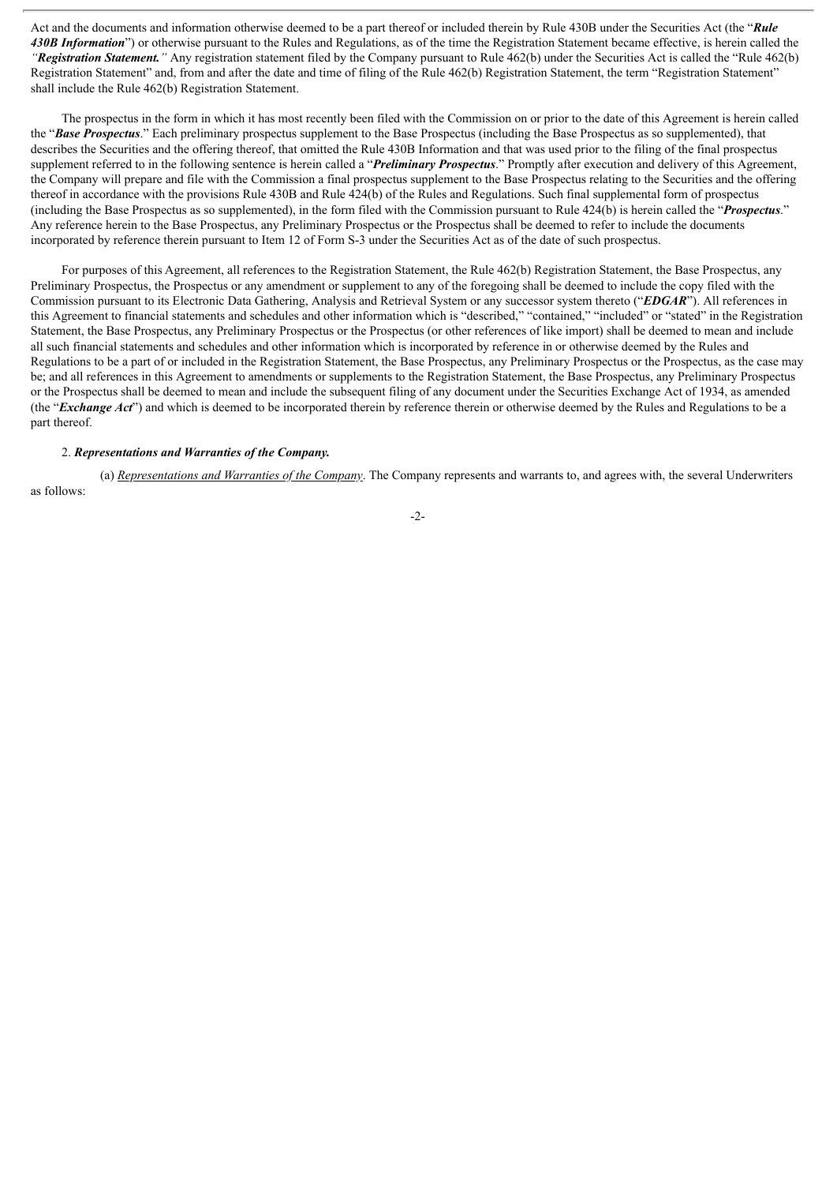Act and the documents and information otherwise deemed to be a part thereof or included therein by Rule 430B under the Securities Act (the "***Rule 430B Information***") or otherwise pursuant to the Rules and Regulations, as of the time the Registration Statement became effective, is herein called the *"**Registration Statement.**"* Any registration statement filed by the Company pursuant to Rule 462(b) under the Securities Act is called the "Rule 462(b) Registration Statement" and, from and after the date and time of filing of the Rule 462(b) Registration Statement, the term "Registration Statement" shall include the Rule 462(b) Registration Statement.

The prospectus in the form in which it has most recently been filed with the Commission on or prior to the date of this Agreement is herein called the "***Base Prospectus***." Each preliminary prospectus supplement to the Base Prospectus (including the Base Prospectus as so supplemented), that describes the Securities and the offering thereof, that omitted the Rule 430B Information and that was used prior to the filing of the final prospectus supplement referred to in the following sentence is herein called a "***Preliminary Prospectus***." Promptly after execution and delivery of this Agreement, the Company will prepare and file with the Commission a final prospectus supplement to the Base Prospectus relating to the Securities and the offering thereof in accordance with the provisions Rule 430B and Rule 424(b) of the Rules and Regulations. Such final supplemental form of prospectus (including the Base Prospectus as so supplemented), in the form filed with the Commission pursuant to Rule 424(b) is herein called the "***Prospectus***." Any reference herein to the Base Prospectus, any Preliminary Prospectus or the Prospectus shall be deemed to refer to include the documents incorporated by reference therein pursuant to Item 12 of Form S-3 under the Securities Act as of the date of such prospectus.

For purposes of this Agreement, all references to the Registration Statement, the Rule 462(b) Registration Statement, the Base Prospectus, any Preliminary Prospectus, the Prospectus or any amendment or supplement to any of the foregoing shall be deemed to include the copy filed with the Commission pursuant to its Electronic Data Gathering, Analysis and Retrieval System or any successor system thereto ("***EDGAR***"). All references in this Agreement to financial statements and schedules and other information which is "described," "contained," "included" or "stated" in the Registration Statement, the Base Prospectus, any Preliminary Prospectus or the Prospectus (or other references of like import) shall be deemed to mean and include all such financial statements and schedules and other information which is incorporated by reference in or otherwise deemed by the Rules and Regulations to be a part of or included in the Registration Statement, the Base Prospectus, any Preliminary Prospectus or the Prospectus, as the case may be; and all references in this Agreement to amendments or supplements to the Registration Statement, the Base Prospectus, any Preliminary Prospectus or the Prospectus shall be deemed to mean and include the subsequent filing of any document under the Securities Exchange Act of 1934, as amended (the "***Exchange Act***") and which is deemed to be incorporated therein by reference therein or otherwise deemed by the Rules and Regulations to be a part thereof.

2. ***Representations and Warranties of the Company.***

(a) Representations and Warranties of the Company. The Company represents and warrants to, and agrees with, the several Underwriters as follows: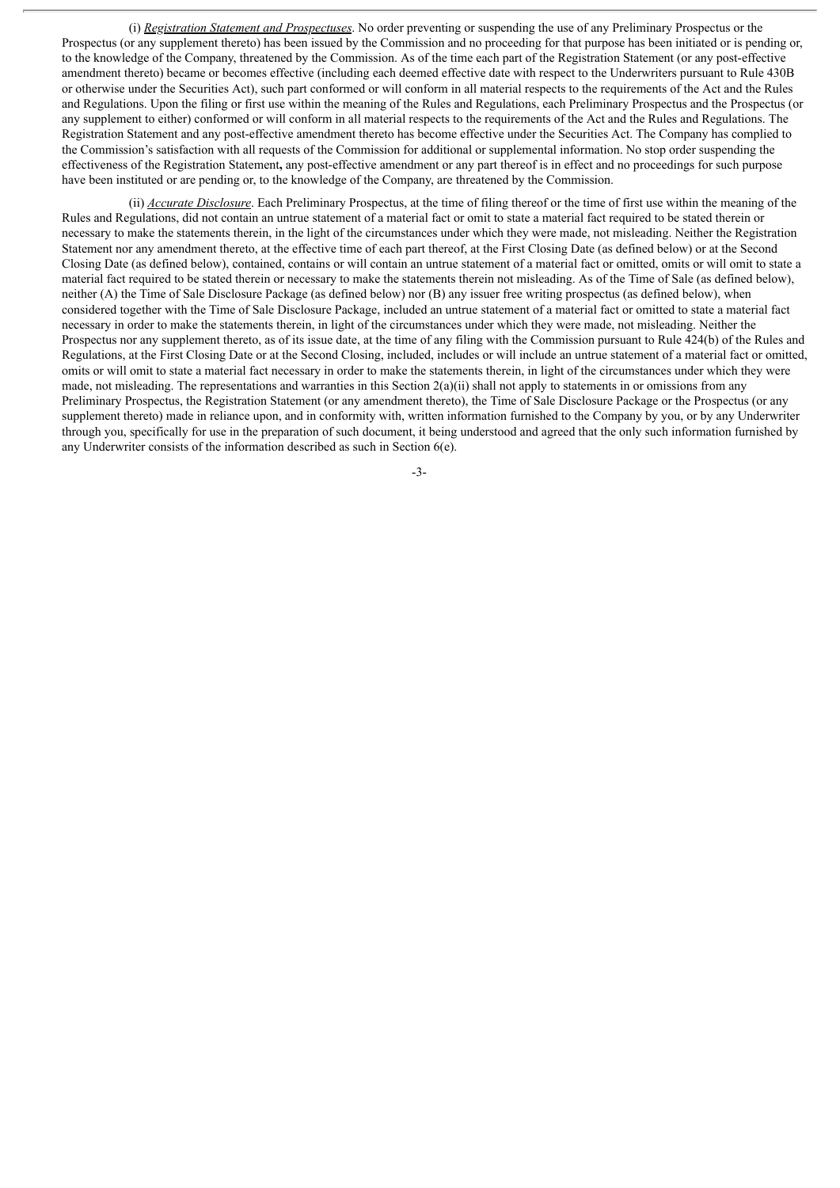(i) *Registration Statement and Prospectuses*. No order preventing or suspending the use of any Preliminary Prospectus or the Prospectus (or any supplement thereto) has been issued by the Commission and no proceeding for that purpose has been initiated or is pending or, to the knowledge of the Company, threatened by the Commission. As of the time each part of the Registration Statement (or any post-effective amendment thereto) became or becomes effective (including each deemed effective date with respect to the Underwriters pursuant to Rule 430B or otherwise under the Securities Act), such part conformed or will conform in all material respects to the requirements of the Act and the Rules and Regulations. Upon the filing or first use within the meaning of the Rules and Regulations, each Preliminary Prospectus and the Prospectus (or any supplement to either) conformed or will conform in all material respects to the requirements of the Act and the Rules and Regulations. The Registration Statement and any post-effective amendment thereto has become effective under the Securities Act. The Company has complied to the Commission's satisfaction with all requests of the Commission for additional or supplemental information. No stop order suspending the effectiveness of the Registration Statement**,** any post-effective amendment or any part thereof is in effect and no proceedings for such purpose have been instituted or are pending or, to the knowledge of the Company, are threatened by the Commission.

(ii) *Accurate Disclosure*. Each Preliminary Prospectus, at the time of filing thereof or the time of first use within the meaning of the Rules and Regulations, did not contain an untrue statement of a material fact or omit to state a material fact required to be stated therein or necessary to make the statements therein, in the light of the circumstances under which they were made, not misleading. Neither the Registration Statement nor any amendment thereto, at the effective time of each part thereof, at the First Closing Date (as defined below) or at the Second Closing Date (as defined below), contained, contains or will contain an untrue statement of a material fact or omitted, omits or will omit to state a material fact required to be stated therein or necessary to make the statements therein not misleading. As of the Time of Sale (as defined below), neither (A) the Time of Sale Disclosure Package (as defined below) nor (B) any issuer free writing prospectus (as defined below), when considered together with the Time of Sale Disclosure Package, included an untrue statement of a material fact or omitted to state a material fact necessary in order to make the statements therein, in light of the circumstances under which they were made, not misleading. Neither the Prospectus nor any supplement thereto, as of its issue date, at the time of any filing with the Commission pursuant to Rule 424(b) of the Rules and Regulations, at the First Closing Date or at the Second Closing, included, includes or will include an untrue statement of a material fact or omitted, omits or will omit to state a material fact necessary in order to make the statements therein, in light of the circumstances under which they were made, not misleading. The representations and warranties in this Section 2(a)(ii) shall not apply to statements in or omissions from any Preliminary Prospectus, the Registration Statement (or any amendment thereto), the Time of Sale Disclosure Package or the Prospectus (or any supplement thereto) made in reliance upon, and in conformity with, written information furnished to the Company by you, or by any Underwriter through you, specifically for use in the preparation of such document, it being understood and agreed that the only such information furnished by any Underwriter consists of the information described as such in Section 6(e).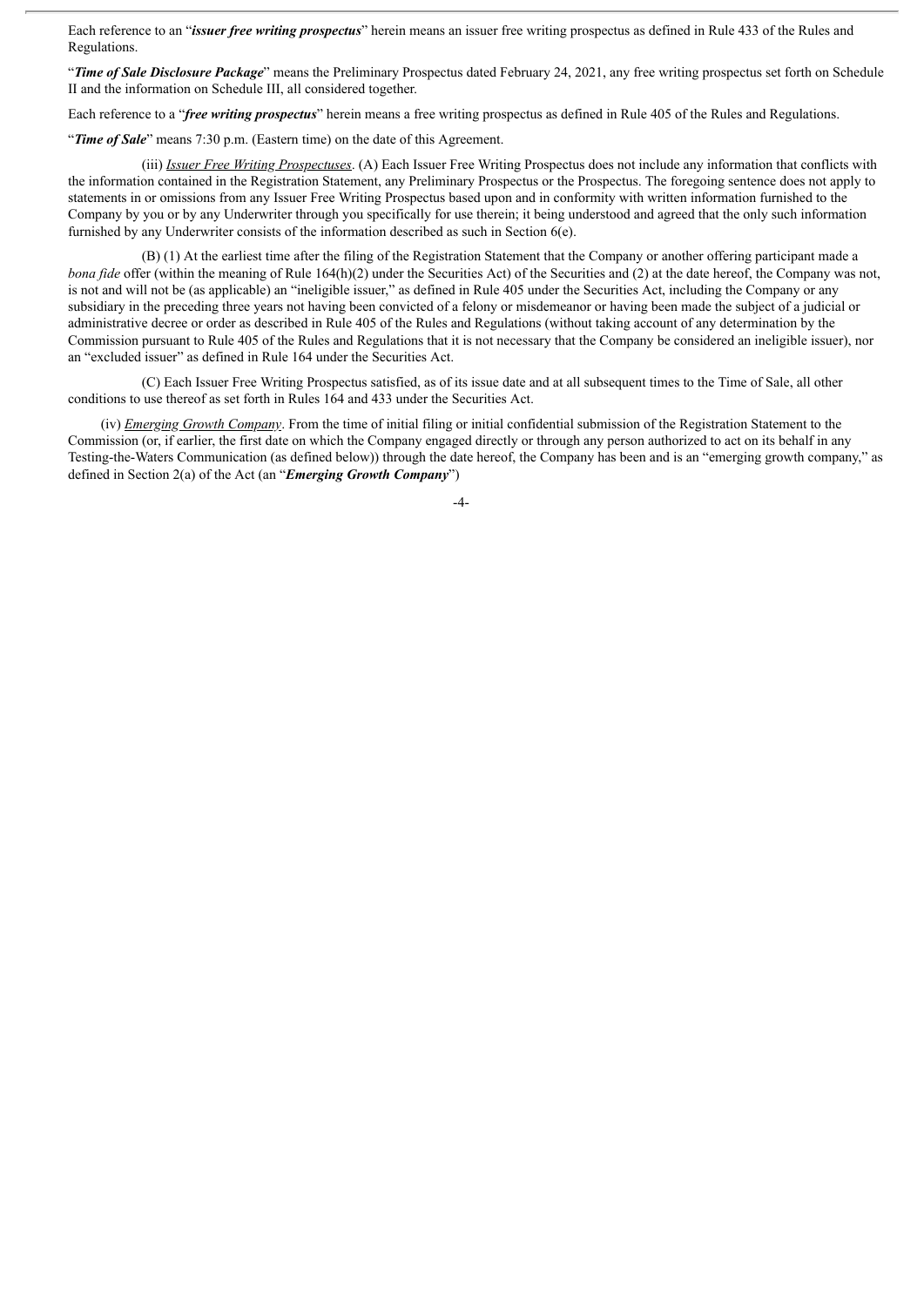Each reference to an "***issuer free writing prospectus***" herein means an issuer free writing prospectus as defined in Rule 433 of the Rules and Regulations.

"***Time of Sale Disclosure Package***" means the Preliminary Prospectus dated February 24, 2021, any free writing prospectus set forth on Schedule II and the information on Schedule III, all considered together.

Each reference to a "***free writing prospectus***" herein means a free writing prospectus as defined in Rule 405 of the Rules and Regulations.

"***Time of Sale***" means 7:30 p.m. (Eastern time) on the date of this Agreement.

(iii) _Issuer Free Writing Prospectuses_. (A) Each Issuer Free Writing Prospectus does not include any information that conflicts with the information contained in the Registration Statement, any Preliminary Prospectus or the Prospectus. The foregoing sentence does not apply to statements in or omissions from any Issuer Free Writing Prospectus based upon and in conformity with written information furnished to the Company by you or by any Underwriter through you specifically for use therein; it being understood and agreed that the only such information furnished by any Underwriter consists of the information described as such in Section 6(e).

(B) (1) At the earliest time after the filing of the Registration Statement that the Company or another offering participant made a *bona fide* offer (within the meaning of Rule 164(h)(2) under the Securities Act) of the Securities and (2) at the date hereof, the Company was not, is not and will not be (as applicable) an "ineligible issuer," as defined in Rule 405 under the Securities Act, including the Company or any subsidiary in the preceding three years not having been convicted of a felony or misdemeanor or having been made the subject of a judicial or administrative decree or order as described in Rule 405 of the Rules and Regulations (without taking account of any determination by the Commission pursuant to Rule 405 of the Rules and Regulations that it is not necessary that the Company be considered an ineligible issuer), nor an "excluded issuer" as defined in Rule 164 under the Securities Act.

(C) Each Issuer Free Writing Prospectus satisfied, as of its issue date and at all subsequent times to the Time of Sale, all other conditions to use thereof as set forth in Rules 164 and 433 under the Securities Act.

(iv) _Emerging Growth Company_. From the time of initial filing or initial confidential submission of the Registration Statement to the Commission (or, if earlier, the first date on which the Company engaged directly or through any person authorized to act on its behalf in any Testing-the-Waters Communication (as defined below)) through the date hereof, the Company has been and is an "emerging growth company," as defined in Section 2(a) of the Act (an "***Emerging Growth Company***")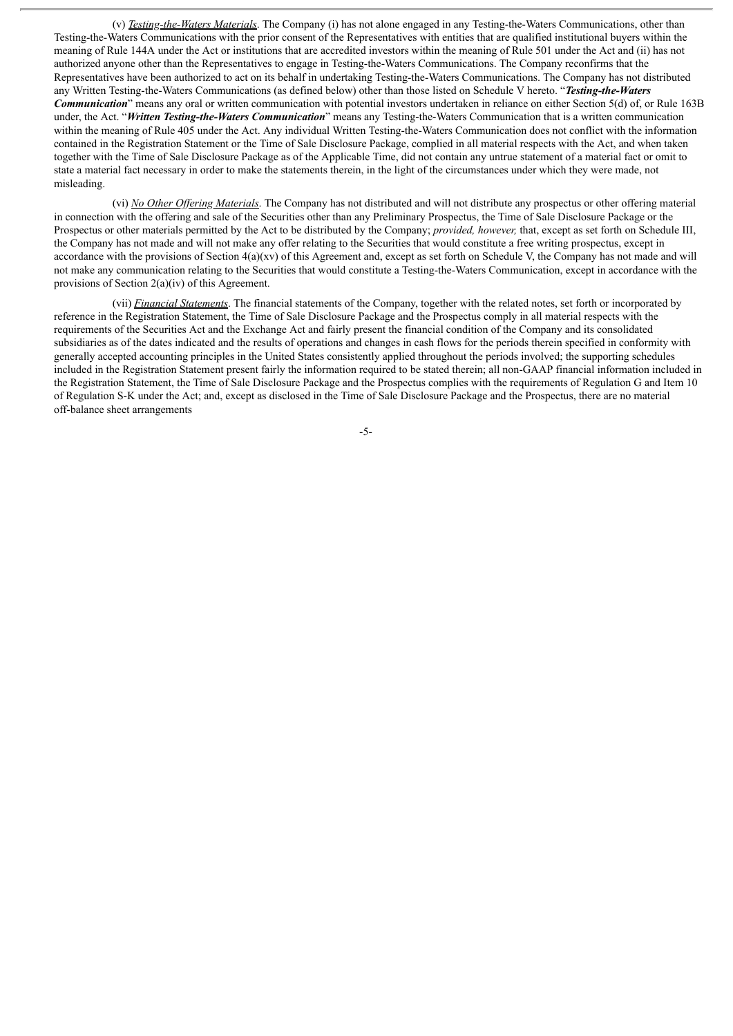(v) *Testing-the-Waters Materials*. The Company (i) has not alone engaged in any Testing-the-Waters Communications, other than Testing-the-Waters Communications with the prior consent of the Representatives with entities that are qualified institutional buyers within the meaning of Rule 144A under the Act or institutions that are accredited investors within the meaning of Rule 501 under the Act and (ii) has not authorized anyone other than the Representatives to engage in Testing-the-Waters Communications. The Company reconfirms that the Representatives have been authorized to act on its behalf in undertaking Testing-the-Waters Communications. The Company has not distributed any Written Testing-the-Waters Communications (as defined below) other than those listed on Schedule V hereto. "***Testing-the-Waters Communication***" means any oral or written communication with potential investors undertaken in reliance on either Section 5(d) of, or Rule 163B under, the Act. "***Written Testing-the-Waters Communication***" means any Testing-the-Waters Communication that is a written communication within the meaning of Rule 405 under the Act. Any individual Written Testing-the-Waters Communication does not conflict with the information contained in the Registration Statement or the Time of Sale Disclosure Package, complied in all material respects with the Act, and when taken together with the Time of Sale Disclosure Package as of the Applicable Time, did not contain any untrue statement of a material fact or omit to state a material fact necessary in order to make the statements therein, in the light of the circumstances under which they were made, not misleading.

(vi) *No Other Offering Materials*. The Company has not distributed and will not distribute any prospectus or other offering material in connection with the offering and sale of the Securities other than any Preliminary Prospectus, the Time of Sale Disclosure Package or the Prospectus or other materials permitted by the Act to be distributed by the Company; *provided, however,* that, except as set forth on Schedule III, the Company has not made and will not make any offer relating to the Securities that would constitute a free writing prospectus, except in accordance with the provisions of Section 4(a)(xv) of this Agreement and, except as set forth on Schedule V, the Company has not made and will not make any communication relating to the Securities that would constitute a Testing-the-Waters Communication, except in accordance with the provisions of Section 2(a)(iv) of this Agreement.

(vii) *Financial Statements*. The financial statements of the Company, together with the related notes, set forth or incorporated by reference in the Registration Statement, the Time of Sale Disclosure Package and the Prospectus comply in all material respects with the requirements of the Securities Act and the Exchange Act and fairly present the financial condition of the Company and its consolidated subsidiaries as of the dates indicated and the results of operations and changes in cash flows for the periods therein specified in conformity with generally accepted accounting principles in the United States consistently applied throughout the periods involved; the supporting schedules included in the Registration Statement present fairly the information required to be stated therein; all non-GAAP financial information included in the Registration Statement, the Time of Sale Disclosure Package and the Prospectus complies with the requirements of Regulation G and Item 10 of Regulation S-K under the Act; and, except as disclosed in the Time of Sale Disclosure Package and the Prospectus, there are no material off-balance sheet arrangements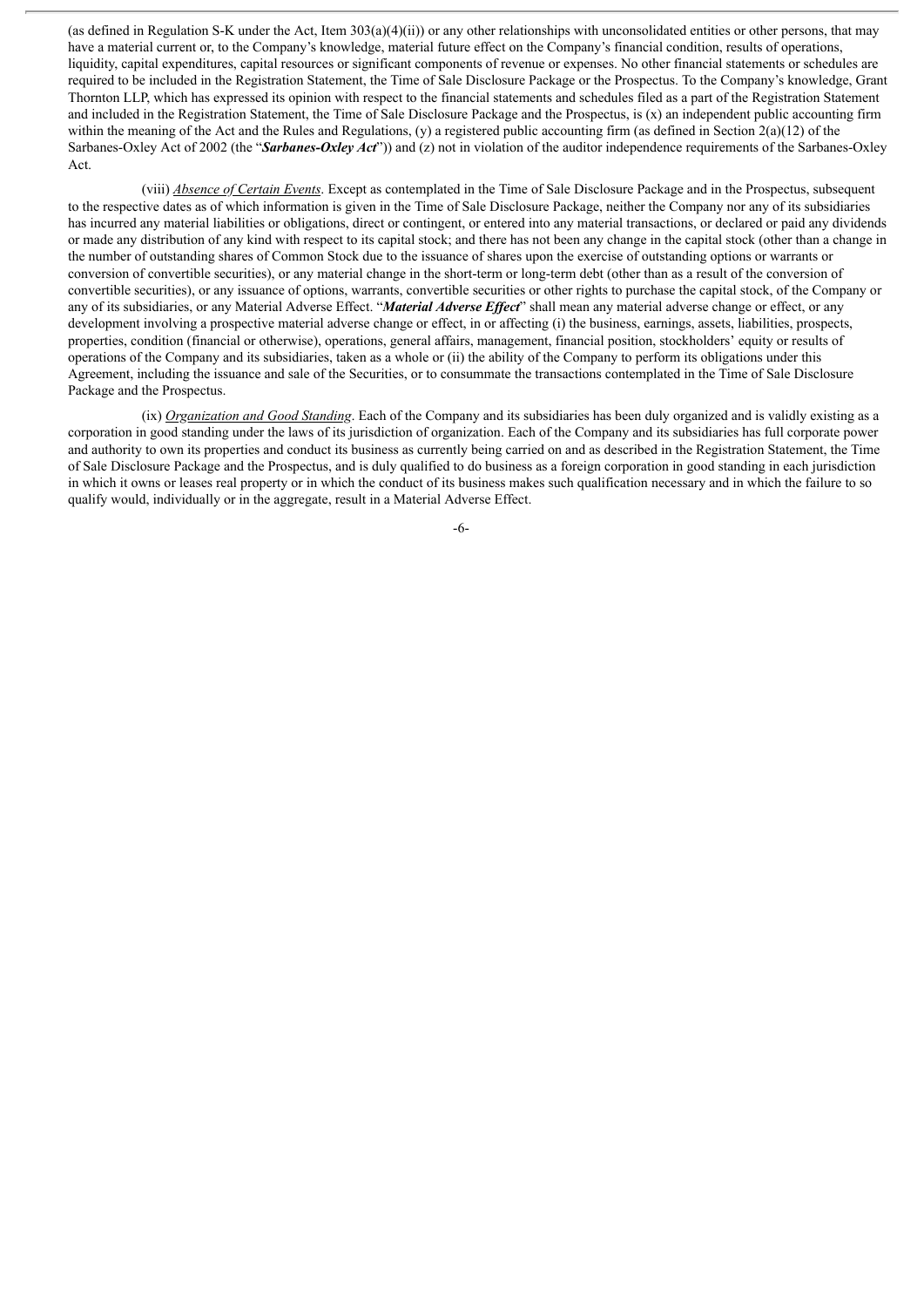(as defined in Regulation S-K under the Act, Item 303(a)(4)(ii)) or any other relationships with unconsolidated entities or other persons, that may have a material current or, to the Company's knowledge, material future effect on the Company's financial condition, results of operations, liquidity, capital expenditures, capital resources or significant components of revenue or expenses. No other financial statements or schedules are required to be included in the Registration Statement, the Time of Sale Disclosure Package or the Prospectus. To the Company's knowledge, Grant Thornton LLP, which has expressed its opinion with respect to the financial statements and schedules filed as a part of the Registration Statement and included in the Registration Statement, the Time of Sale Disclosure Package and the Prospectus, is (x) an independent public accounting firm within the meaning of the Act and the Rules and Regulations, (y) a registered public accounting firm (as defined in Section 2(a)(12) of the Sarbanes-Oxley Act of 2002 (the "***Sarbanes-Oxley Act***")) and (z) not in violation of the auditor independence requirements of the Sarbanes-Oxley Act.

(viii) *Absence of Certain Events*. Except as contemplated in the Time of Sale Disclosure Package and in the Prospectus, subsequent to the respective dates as of which information is given in the Time of Sale Disclosure Package, neither the Company nor any of its subsidiaries has incurred any material liabilities or obligations, direct or contingent, or entered into any material transactions, or declared or paid any dividends or made any distribution of any kind with respect to its capital stock; and there has not been any change in the capital stock (other than a change in the number of outstanding shares of Common Stock due to the issuance of shares upon the exercise of outstanding options or warrants or conversion of convertible securities), or any material change in the short-term or long-term debt (other than as a result of the conversion of convertible securities), or any issuance of options, warrants, convertible securities or other rights to purchase the capital stock, of the Company or any of its subsidiaries, or any Material Adverse Effect. "***Material Adverse Effect***" shall mean any material adverse change or effect, or any development involving a prospective material adverse change or effect, in or affecting (i) the business, earnings, assets, liabilities, prospects, properties, condition (financial or otherwise), operations, general affairs, management, financial position, stockholders' equity or results of operations of the Company and its subsidiaries, taken as a whole or (ii) the ability of the Company to perform its obligations under this Agreement, including the issuance and sale of the Securities, or to consummate the transactions contemplated in the Time of Sale Disclosure Package and the Prospectus.

(ix) *Organization and Good Standing*. Each of the Company and its subsidiaries has been duly organized and is validly existing as a corporation in good standing under the laws of its jurisdiction of organization. Each of the Company and its subsidiaries has full corporate power and authority to own its properties and conduct its business as currently being carried on and as described in the Registration Statement, the Time of Sale Disclosure Package and the Prospectus, and is duly qualified to do business as a foreign corporation in good standing in each jurisdiction in which it owns or leases real property or in which the conduct of its business makes such qualification necessary and in which the failure to so qualify would, individually or in the aggregate, result in a Material Adverse Effect.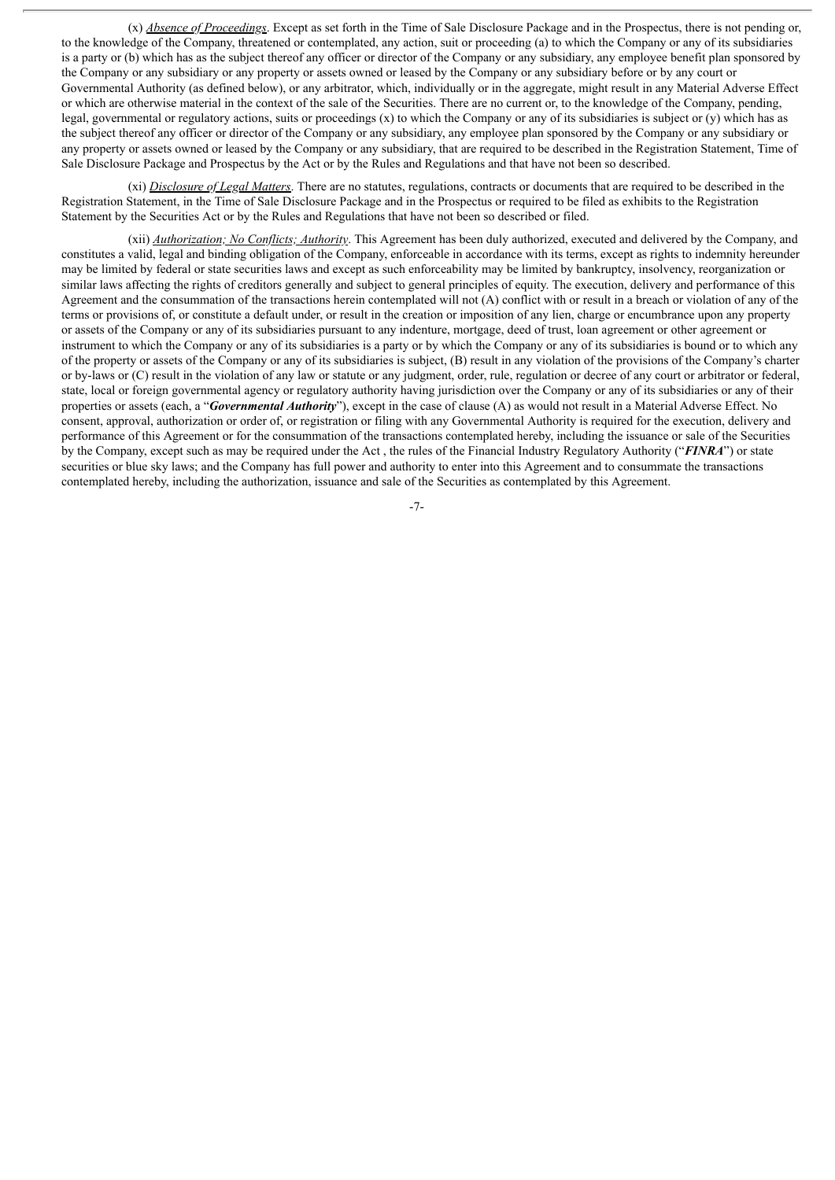(x) _Absence of Proceedings_. Except as set forth in the Time of Sale Disclosure Package and in the Prospectus, there is not pending or, to the knowledge of the Company, threatened or contemplated, any action, suit or proceeding (a) to which the Company or any of its subsidiaries is a party or (b) which has as the subject thereof any officer or director of the Company or any subsidiary, any employee benefit plan sponsored by the Company or any subsidiary or any property or assets owned or leased by the Company or any subsidiary before or by any court or Governmental Authority (as defined below), or any arbitrator, which, individually or in the aggregate, might result in any Material Adverse Effect or which are otherwise material in the context of the sale of the Securities. There are no current or, to the knowledge of the Company, pending, legal, governmental or regulatory actions, suits or proceedings (x) to which the Company or any of its subsidiaries is subject or (y) which has as the subject thereof any officer or director of the Company or any subsidiary, any employee plan sponsored by the Company or any subsidiary or any property or assets owned or leased by the Company or any subsidiary, that are required to be described in the Registration Statement, Time of Sale Disclosure Package and Prospectus by the Act or by the Rules and Regulations and that have not been so described.

(xi) _Disclosure of Legal Matters_. There are no statutes, regulations, contracts or documents that are required to be described in the Registration Statement, in the Time of Sale Disclosure Package and in the Prospectus or required to be filed as exhibits to the Registration Statement by the Securities Act or by the Rules and Regulations that have not been so described or filed.

(xii) _Authorization; No Conflicts; Authority_. This Agreement has been duly authorized, executed and delivered by the Company, and constitutes a valid, legal and binding obligation of the Company, enforceable in accordance with its terms, except as rights to indemnity hereunder may be limited by federal or state securities laws and except as such enforceability may be limited by bankruptcy, insolvency, reorganization or similar laws affecting the rights of creditors generally and subject to general principles of equity. The execution, delivery and performance of this Agreement and the consummation of the transactions herein contemplated will not (A) conflict with or result in a breach or violation of any of the terms or provisions of, or constitute a default under, or result in the creation or imposition of any lien, charge or encumbrance upon any property or assets of the Company or any of its subsidiaries pursuant to any indenture, mortgage, deed of trust, loan agreement or other agreement or instrument to which the Company or any of its subsidiaries is a party or by which the Company or any of its subsidiaries is bound or to which any of the property or assets of the Company or any of its subsidiaries is subject, (B) result in any violation of the provisions of the Company's charter or by-laws or (C) result in the violation of any law or statute or any judgment, order, rule, regulation or decree of any court or arbitrator or federal, state, local or foreign governmental agency or regulatory authority having jurisdiction over the Company or any of its subsidiaries or any of their properties or assets (each, a "***Governmental Authority***"), except in the case of clause (A) as would not result in a Material Adverse Effect. No consent, approval, authorization or order of, or registration or filing with any Governmental Authority is required for the execution, delivery and performance of this Agreement or for the consummation of the transactions contemplated hereby, including the issuance or sale of the Securities by the Company, except such as may be required under the Act , the rules of the Financial Industry Regulatory Authority ("***FINRA***") or state securities or blue sky laws; and the Company has full power and authority to enter into this Agreement and to consummate the transactions contemplated hereby, including the authorization, issuance and sale of the Securities as contemplated by this Agreement.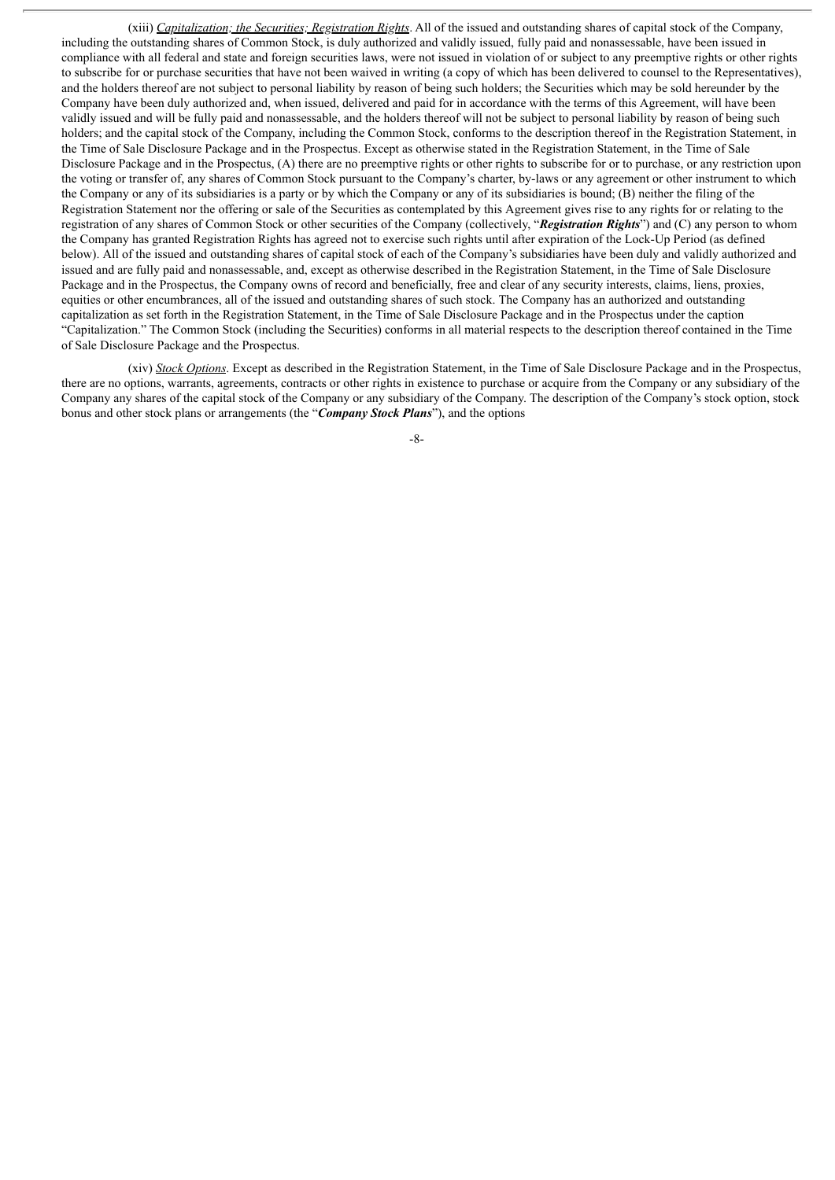(xiii) *Capitalization; the Securities; Registration Rights*. All of the issued and outstanding shares of capital stock of the Company, including the outstanding shares of Common Stock, is duly authorized and validly issued, fully paid and nonassessable, have been issued in compliance with all federal and state and foreign securities laws, were not issued in violation of or subject to any preemptive rights or other rights to subscribe for or purchase securities that have not been waived in writing (a copy of which has been delivered to counsel to the Representatives), and the holders thereof are not subject to personal liability by reason of being such holders; the Securities which may be sold hereunder by the Company have been duly authorized and, when issued, delivered and paid for in accordance with the terms of this Agreement, will have been validly issued and will be fully paid and nonassessable, and the holders thereof will not be subject to personal liability by reason of being such holders; and the capital stock of the Company, including the Common Stock, conforms to the description thereof in the Registration Statement, in the Time of Sale Disclosure Package and in the Prospectus. Except as otherwise stated in the Registration Statement, in the Time of Sale Disclosure Package and in the Prospectus, (A) there are no preemptive rights or other rights to subscribe for or to purchase, or any restriction upon the voting or transfer of, any shares of Common Stock pursuant to the Company's charter, by-laws or any agreement or other instrument to which the Company or any of its subsidiaries is a party or by which the Company or any of its subsidiaries is bound; (B) neither the filing of the Registration Statement nor the offering or sale of the Securities as contemplated by this Agreement gives rise to any rights for or relating to the registration of any shares of Common Stock or other securities of the Company (collectively, "***Registration Rights***") and (C) any person to whom the Company has granted Registration Rights has agreed not to exercise such rights until after expiration of the Lock-Up Period (as defined below). All of the issued and outstanding shares of capital stock of each of the Company's subsidiaries have been duly and validly authorized and issued and are fully paid and nonassessable, and, except as otherwise described in the Registration Statement, in the Time of Sale Disclosure Package and in the Prospectus, the Company owns of record and beneficially, free and clear of any security interests, claims, liens, proxies, equities or other encumbrances, all of the issued and outstanding shares of such stock. The Company has an authorized and outstanding capitalization as set forth in the Registration Statement, in the Time of Sale Disclosure Package and in the Prospectus under the caption "Capitalization." The Common Stock (including the Securities) conforms in all material respects to the description thereof contained in the Time of Sale Disclosure Package and the Prospectus.

(xiv) *Stock Options*. Except as described in the Registration Statement, in the Time of Sale Disclosure Package and in the Prospectus, there are no options, warrants, agreements, contracts or other rights in existence to purchase or acquire from the Company or any subsidiary of the Company any shares of the capital stock of the Company or any subsidiary of the Company. The description of the Company's stock option, stock bonus and other stock plans or arrangements (the "***Company Stock Plans***"), and the options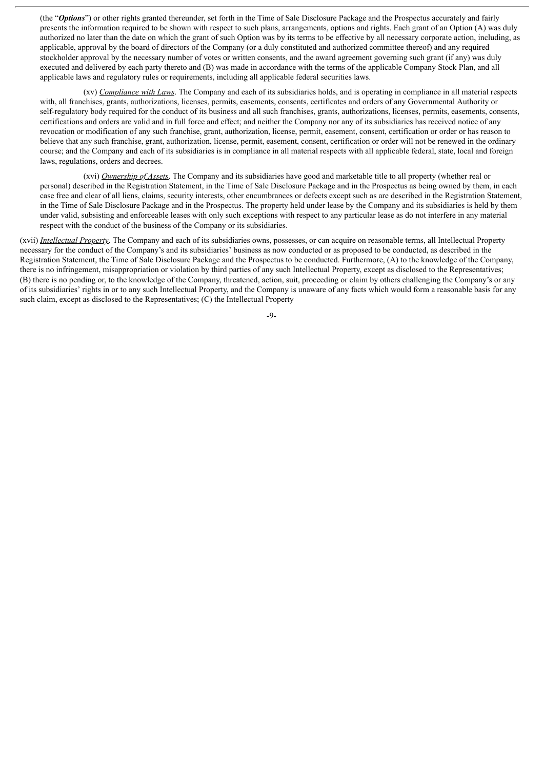(the "***Options***") or other rights granted thereunder, set forth in the Time of Sale Disclosure Package and the Prospectus accurately and fairly presents the information required to be shown with respect to such plans, arrangements, options and rights. Each grant of an Option (A) was duly authorized no later than the date on which the grant of such Option was by its terms to be effective by all necessary corporate action, including, as applicable, approval by the board of directors of the Company (or a duly constituted and authorized committee thereof) and any required stockholder approval by the necessary number of votes or written consents, and the award agreement governing such grant (if any) was duly executed and delivered by each party thereto and (B) was made in accordance with the terms of the applicable Company Stock Plan, and all applicable laws and regulatory rules or requirements, including all applicable federal securities laws.

(xv) *Compliance with Laws*. The Company and each of its subsidiaries holds, and is operating in compliance in all material respects with, all franchises, grants, authorizations, licenses, permits, easements, consents, certificates and orders of any Governmental Authority or self-regulatory body required for the conduct of its business and all such franchises, grants, authorizations, licenses, permits, easements, consents, certifications and orders are valid and in full force and effect; and neither the Company nor any of its subsidiaries has received notice of any revocation or modification of any such franchise, grant, authorization, license, permit, easement, consent, certification or order or has reason to believe that any such franchise, grant, authorization, license, permit, easement, consent, certification or order will not be renewed in the ordinary course; and the Company and each of its subsidiaries is in compliance in all material respects with all applicable federal, state, local and foreign laws, regulations, orders and decrees.

(xvi) *Ownership of Assets*. The Company and its subsidiaries have good and marketable title to all property (whether real or personal) described in the Registration Statement, in the Time of Sale Disclosure Package and in the Prospectus as being owned by them, in each case free and clear of all liens, claims, security interests, other encumbrances or defects except such as are described in the Registration Statement, in the Time of Sale Disclosure Package and in the Prospectus. The property held under lease by the Company and its subsidiaries is held by them under valid, subsisting and enforceable leases with only such exceptions with respect to any particular lease as do not interfere in any material respect with the conduct of the business of the Company or its subsidiaries.

(xvii) *Intellectual Property*. The Company and each of its subsidiaries owns, possesses, or can acquire on reasonable terms, all Intellectual Property necessary for the conduct of the Company's and its subsidiaries' business as now conducted or as proposed to be conducted, as described in the Registration Statement, the Time of Sale Disclosure Package and the Prospectus to be conducted. Furthermore, (A) to the knowledge of the Company, there is no infringement, misappropriation or violation by third parties of any such Intellectual Property, except as disclosed to the Representatives; (B) there is no pending or, to the knowledge of the Company, threatened, action, suit, proceeding or claim by others challenging the Company's or any of its subsidiaries' rights in or to any such Intellectual Property, and the Company is unaware of any facts which would form a reasonable basis for any such claim, except as disclosed to the Representatives; (C) the Intellectual Property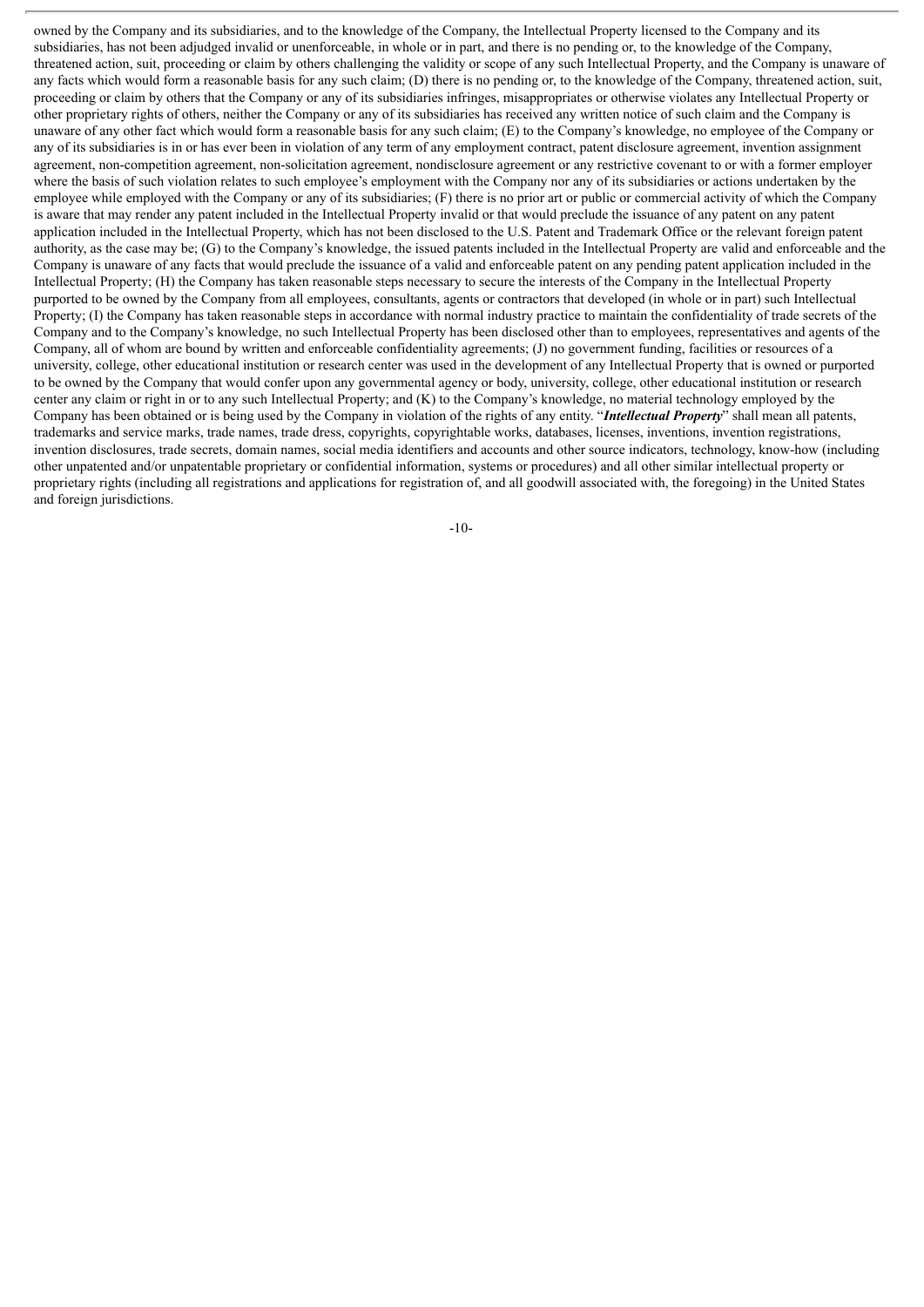owned by the Company and its subsidiaries, and to the knowledge of the Company, the Intellectual Property licensed to the Company and its subsidiaries, has not been adjudged invalid or unenforceable, in whole or in part, and there is no pending or, to the knowledge of the Company, threatened action, suit, proceeding or claim by others challenging the validity or scope of any such Intellectual Property, and the Company is unaware of any facts which would form a reasonable basis for any such claim; (D) there is no pending or, to the knowledge of the Company, threatened action, suit, proceeding or claim by others that the Company or any of its subsidiaries infringes, misappropriates or otherwise violates any Intellectual Property or other proprietary rights of others, neither the Company or any of its subsidiaries has received any written notice of such claim and the Company is unaware of any other fact which would form a reasonable basis for any such claim; (E) to the Company's knowledge, no employee of the Company or any of its subsidiaries is in or has ever been in violation of any term of any employment contract, patent disclosure agreement, invention assignment agreement, non-competition agreement, non-solicitation agreement, nondisclosure agreement or any restrictive covenant to or with a former employer where the basis of such violation relates to such employee's employment with the Company nor any of its subsidiaries or actions undertaken by the employee while employed with the Company or any of its subsidiaries; (F) there is no prior art or public or commercial activity of which the Company is aware that may render any patent included in the Intellectual Property invalid or that would preclude the issuance of any patent on any patent application included in the Intellectual Property, which has not been disclosed to the U.S. Patent and Trademark Office or the relevant foreign patent authority, as the case may be; (G) to the Company's knowledge, the issued patents included in the Intellectual Property are valid and enforceable and the Company is unaware of any facts that would preclude the issuance of a valid and enforceable patent on any pending patent application included in the Intellectual Property; (H) the Company has taken reasonable steps necessary to secure the interests of the Company in the Intellectual Property purported to be owned by the Company from all employees, consultants, agents or contractors that developed (in whole or in part) such Intellectual Property; (I) the Company has taken reasonable steps in accordance with normal industry practice to maintain the confidentiality of trade secrets of the Company and to the Company's knowledge, no such Intellectual Property has been disclosed other than to employees, representatives and agents of the Company, all of whom are bound by written and enforceable confidentiality agreements; (J) no government funding, facilities or resources of a university, college, other educational institution or research center was used in the development of any Intellectual Property that is owned or purported to be owned by the Company that would confer upon any governmental agency or body, university, college, other educational institution or research center any claim or right in or to any such Intellectual Property; and (K) to the Company's knowledge, no material technology employed by the Company has been obtained or is being used by the Company in violation of the rights of any entity. "***Intellectual Property***" shall mean all patents, trademarks and service marks, trade names, trade dress, copyrights, copyrightable works, databases, licenses, inventions, invention registrations, invention disclosures, trade secrets, domain names, social media identifiers and accounts and other source indicators, technology, know-how (including other unpatented and/or unpatentable proprietary or confidential information, systems or procedures) and all other similar intellectual property or proprietary rights (including all registrations and applications for registration of, and all goodwill associated with, the foregoing) in the United States and foreign jurisdictions.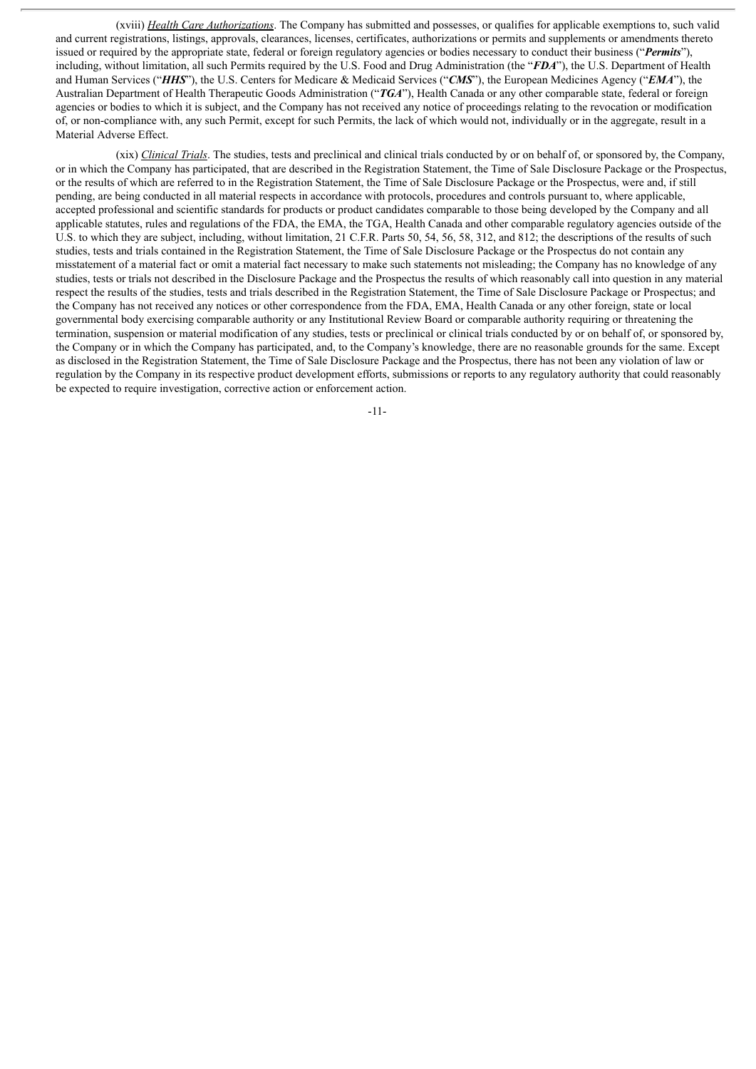(xviii) ___Health Care Authorizations___. The Company has submitted and possesses, or qualifies for applicable exemptions to, such valid and current registrations, listings, approvals, clearances, licenses, certificates, authorizations or permits and supplements or amendments thereto issued or required by the appropriate state, federal or foreign regulatory agencies or bodies necessary to conduct their business ("***Permits***"), including, without limitation, all such Permits required by the U.S. Food and Drug Administration (the "***FDA***"), the U.S. Department of Health and Human Services ("***HHS***"), the U.S. Centers for Medicare & Medicaid Services ("***CMS***"), the European Medicines Agency ("***EMA***"), the Australian Department of Health Therapeutic Goods Administration ("***TGA***"), Health Canada or any other comparable state, federal or foreign agencies or bodies to which it is subject, and the Company has not received any notice of proceedings relating to the revocation or modification of, or non-compliance with, any such Permit, except for such Permits, the lack of which would not, individually or in the aggregate, result in a Material Adverse Effect.

(xix) ___Clinical Trials___. The studies, tests and preclinical and clinical trials conducted by or on behalf of, or sponsored by, the Company, or in which the Company has participated, that are described in the Registration Statement, the Time of Sale Disclosure Package or the Prospectus, or the results of which are referred to in the Registration Statement, the Time of Sale Disclosure Package or the Prospectus, were and, if still pending, are being conducted in all material respects in accordance with protocols, procedures and controls pursuant to, where applicable, accepted professional and scientific standards for products or product candidates comparable to those being developed by the Company and all applicable statutes, rules and regulations of the FDA, the EMA, the TGA, Health Canada and other comparable regulatory agencies outside of the U.S. to which they are subject, including, without limitation, 21 C.F.R. Parts 50, 54, 56, 58, 312, and 812; the descriptions of the results of such studies, tests and trials contained in the Registration Statement, the Time of Sale Disclosure Package or the Prospectus do not contain any misstatement of a material fact or omit a material fact necessary to make such statements not misleading; the Company has no knowledge of any studies, tests or trials not described in the Disclosure Package and the Prospectus the results of which reasonably call into question in any material respect the results of the studies, tests and trials described in the Registration Statement, the Time of Sale Disclosure Package or Prospectus; and the Company has not received any notices or other correspondence from the FDA, EMA, Health Canada or any other foreign, state or local governmental body exercising comparable authority or any Institutional Review Board or comparable authority requiring or threatening the termination, suspension or material modification of any studies, tests or preclinical or clinical trials conducted by or on behalf of, or sponsored by, the Company or in which the Company has participated, and, to the Company's knowledge, there are no reasonable grounds for the same. Except as disclosed in the Registration Statement, the Time of Sale Disclosure Package and the Prospectus, there has not been any violation of law or regulation by the Company in its respective product development efforts, submissions or reports to any regulatory authority that could reasonably be expected to require investigation, corrective action or enforcement action.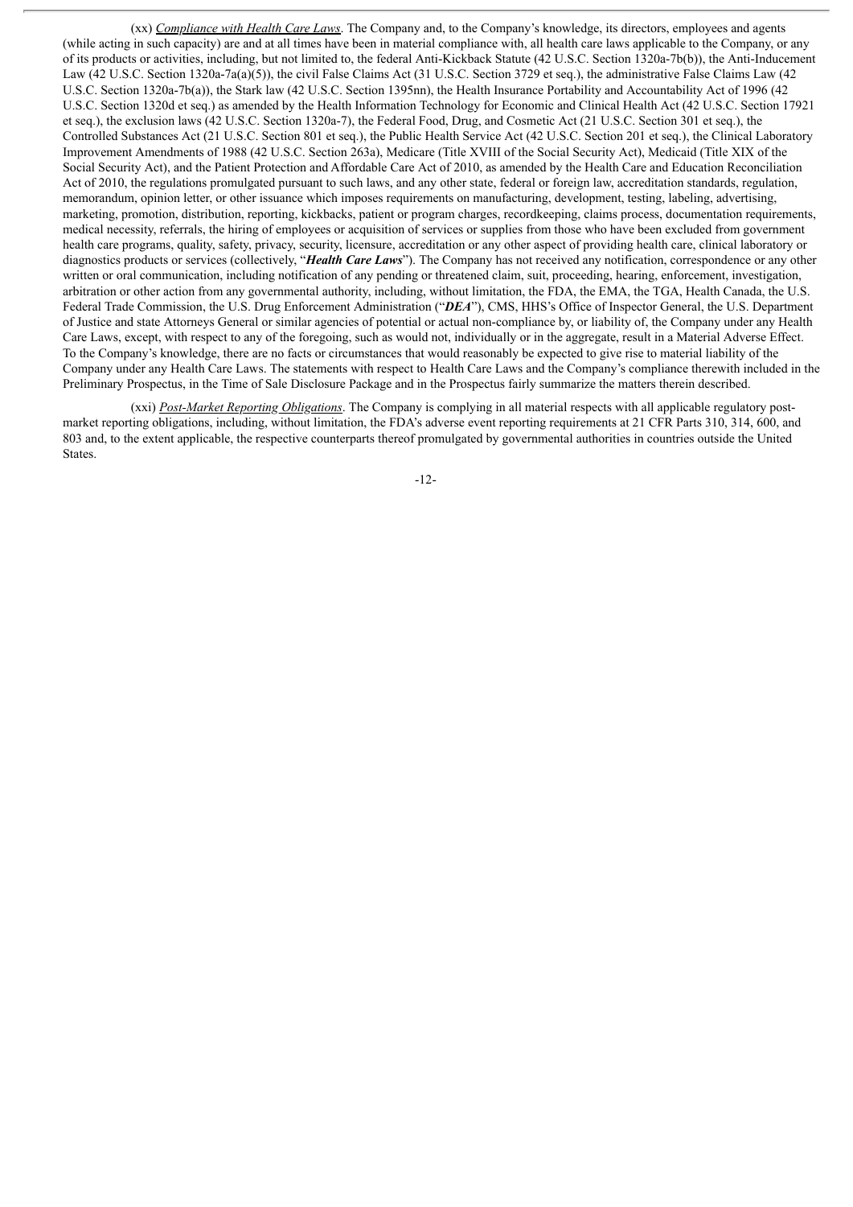(xx) *Compliance with Health Care Laws*. The Company and, to the Company's knowledge, its directors, employees and agents (while acting in such capacity) are and at all times have been in material compliance with, all health care laws applicable to the Company, or any of its products or activities, including, but not limited to, the federal Anti-Kickback Statute (42 U.S.C. Section 1320a-7b(b)), the Anti-Inducement Law (42 U.S.C. Section 1320a-7a(a)(5)), the civil False Claims Act (31 U.S.C. Section 3729 et seq.), the administrative False Claims Law (42 U.S.C. Section 1320a-7b(a)), the Stark law (42 U.S.C. Section 1395nn), the Health Insurance Portability and Accountability Act of 1996 (42 U.S.C. Section 1320d et seq.) as amended by the Health Information Technology for Economic and Clinical Health Act (42 U.S.C. Section 17921 et seq.), the exclusion laws (42 U.S.C. Section 1320a-7), the Federal Food, Drug, and Cosmetic Act (21 U.S.C. Section 301 et seq.), the Controlled Substances Act (21 U.S.C. Section 801 et seq.), the Public Health Service Act (42 U.S.C. Section 201 et seq.), the Clinical Laboratory Improvement Amendments of 1988 (42 U.S.C. Section 263a), Medicare (Title XVIII of the Social Security Act), Medicaid (Title XIX of the Social Security Act), and the Patient Protection and Affordable Care Act of 2010, as amended by the Health Care and Education Reconciliation Act of 2010, the regulations promulgated pursuant to such laws, and any other state, federal or foreign law, accreditation standards, regulation, memorandum, opinion letter, or other issuance which imposes requirements on manufacturing, development, testing, labeling, advertising, marketing, promotion, distribution, reporting, kickbacks, patient or program charges, recordkeeping, claims process, documentation requirements, medical necessity, referrals, the hiring of employees or acquisition of services or supplies from those who have been excluded from government health care programs, quality, safety, privacy, security, licensure, accreditation or any other aspect of providing health care, clinical laboratory or diagnostics products or services (collectively, "***Health Care Laws***"). The Company has not received any notification, correspondence or any other written or oral communication, including notification of any pending or threatened claim, suit, proceeding, hearing, enforcement, investigation, arbitration or other action from any governmental authority, including, without limitation, the FDA, the EMA, the TGA, Health Canada, the U.S. Federal Trade Commission, the U.S. Drug Enforcement Administration ("***DEA***"), CMS, HHS's Office of Inspector General, the U.S. Department of Justice and state Attorneys General or similar agencies of potential or actual non-compliance by, or liability of, the Company under any Health Care Laws, except, with respect to any of the foregoing, such as would not, individually or in the aggregate, result in a Material Adverse Effect. To the Company's knowledge, there are no facts or circumstances that would reasonably be expected to give rise to material liability of the Company under any Health Care Laws. The statements with respect to Health Care Laws and the Company's compliance therewith included in the Preliminary Prospectus, in the Time of Sale Disclosure Package and in the Prospectus fairly summarize the matters therein described.

(xxi) *Post-Market Reporting Obligations*. The Company is complying in all material respects with all applicable regulatory post-market reporting obligations, including, without limitation, the FDA's adverse event reporting requirements at 21 CFR Parts 310, 314, 600, and 803 and, to the extent applicable, the respective counterparts thereof promulgated by governmental authorities in countries outside the United States.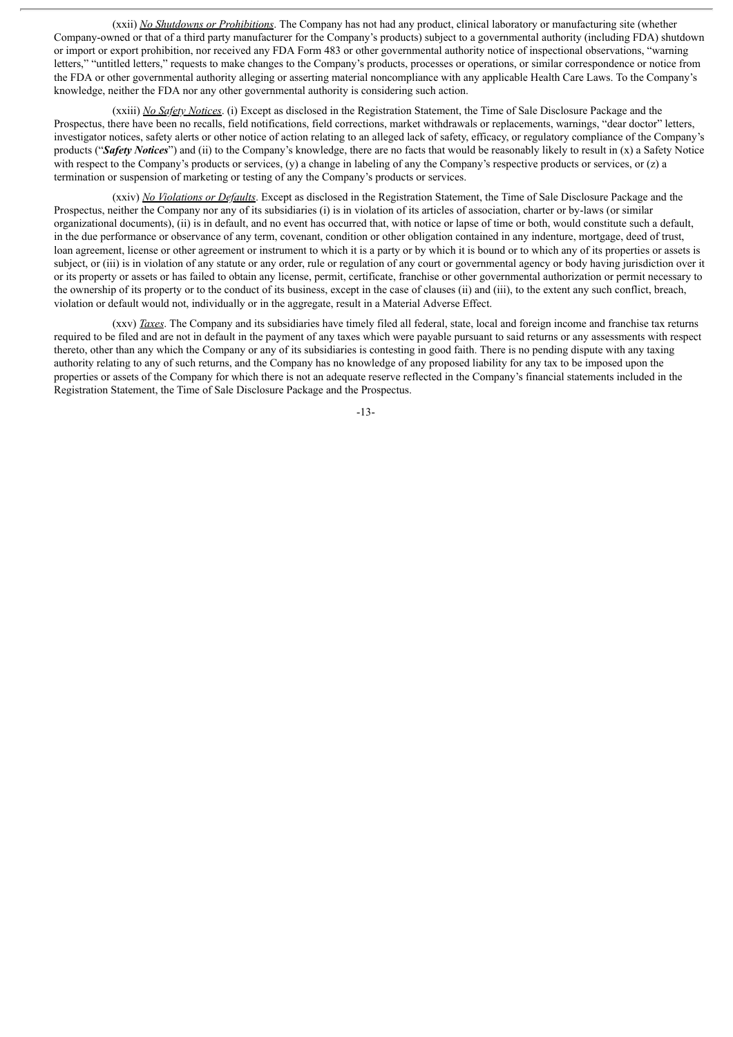(xxii) *No Shutdowns or Prohibitions*. The Company has not had any product, clinical laboratory or manufacturing site (whether Company-owned or that of a third party manufacturer for the Company's products) subject to a governmental authority (including FDA) shutdown or import or export prohibition, nor received any FDA Form 483 or other governmental authority notice of inspectional observations, "warning letters," "untitled letters," requests to make changes to the Company's products, processes or operations, or similar correspondence or notice from the FDA or other governmental authority alleging or asserting material noncompliance with any applicable Health Care Laws. To the Company's knowledge, neither the FDA nor any other governmental authority is considering such action.

(xxiii) *No Safety Notices*. (i) Except as disclosed in the Registration Statement, the Time of Sale Disclosure Package and the Prospectus, there have been no recalls, field notifications, field corrections, market withdrawals or replacements, warnings, "dear doctor" letters, investigator notices, safety alerts or other notice of action relating to an alleged lack of safety, efficacy, or regulatory compliance of the Company's products ("***Safety Notices***") and (ii) to the Company's knowledge, there are no facts that would be reasonably likely to result in (x) a Safety Notice with respect to the Company's products or services, (y) a change in labeling of any the Company's respective products or services, or (z) a termination or suspension of marketing or testing of any the Company's products or services.

(xxiv) *No Violations or Defaults*. Except as disclosed in the Registration Statement, the Time of Sale Disclosure Package and the Prospectus, neither the Company nor any of its subsidiaries (i) is in violation of its articles of association, charter or by-laws (or similar organizational documents), (ii) is in default, and no event has occurred that, with notice or lapse of time or both, would constitute such a default, in the due performance or observance of any term, covenant, condition or other obligation contained in any indenture, mortgage, deed of trust, loan agreement, license or other agreement or instrument to which it is a party or by which it is bound or to which any of its properties or assets is subject, or (iii) is in violation of any statute or any order, rule or regulation of any court or governmental agency or body having jurisdiction over it or its property or assets or has failed to obtain any license, permit, certificate, franchise or other governmental authorization or permit necessary to the ownership of its property or to the conduct of its business, except in the case of clauses (ii) and (iii), to the extent any such conflict, breach, violation or default would not, individually or in the aggregate, result in a Material Adverse Effect.

(xxv) *Taxes*. The Company and its subsidiaries have timely filed all federal, state, local and foreign income and franchise tax returns required to be filed and are not in default in the payment of any taxes which were payable pursuant to said returns or any assessments with respect thereto, other than any which the Company or any of its subsidiaries is contesting in good faith. There is no pending dispute with any taxing authority relating to any of such returns, and the Company has no knowledge of any proposed liability for any tax to be imposed upon the properties or assets of the Company for which there is not an adequate reserve reflected in the Company's financial statements included in the Registration Statement, the Time of Sale Disclosure Package and the Prospectus.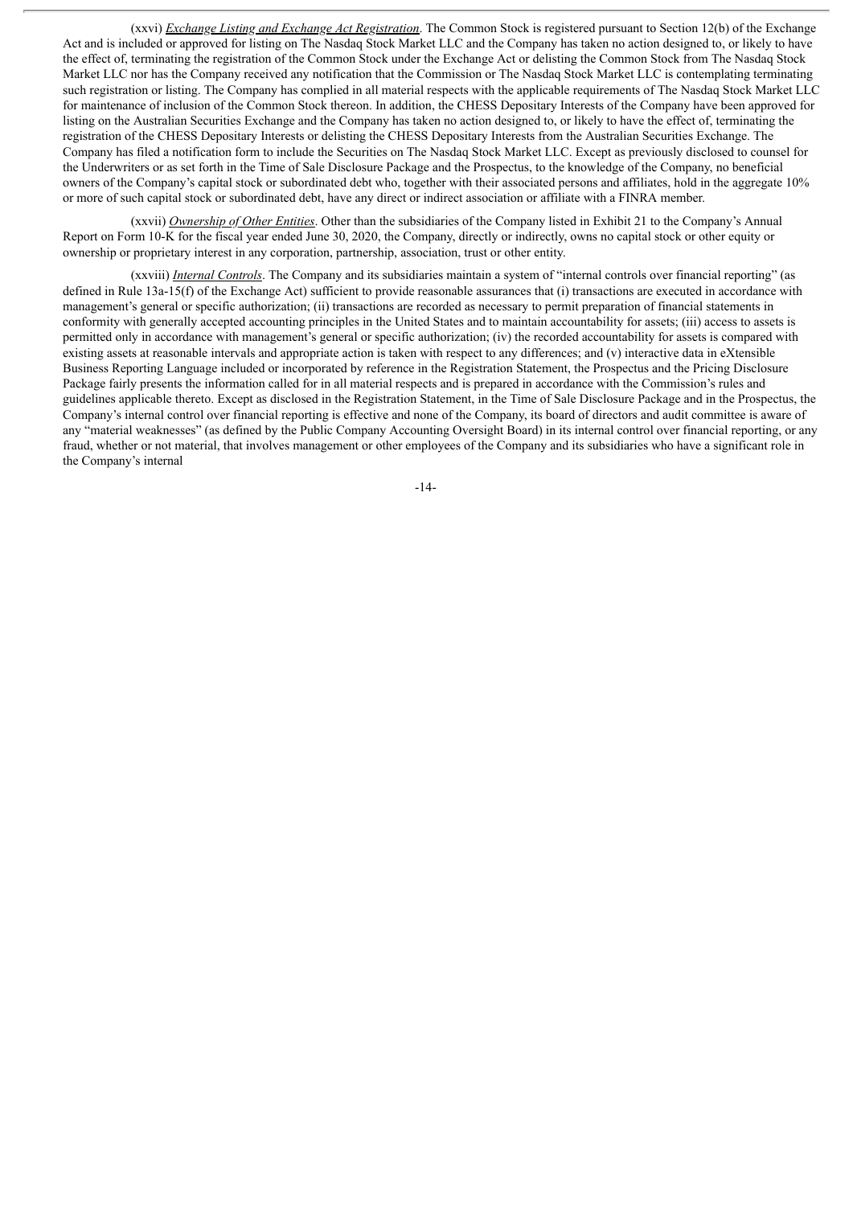(xxvi) _Exchange Listing and Exchange Act Registration_. The Common Stock is registered pursuant to Section 12(b) of the Exchange Act and is included or approved for listing on The Nasdaq Stock Market LLC and the Company has taken no action designed to, or likely to have the effect of, terminating the registration of the Common Stock under the Exchange Act or delisting the Common Stock from The Nasdaq Stock Market LLC nor has the Company received any notification that the Commission or The Nasdaq Stock Market LLC is contemplating terminating such registration or listing. The Company has complied in all material respects with the applicable requirements of The Nasdaq Stock Market LLC for maintenance of inclusion of the Common Stock thereon. In addition, the CHESS Depositary Interests of the Company have been approved for listing on the Australian Securities Exchange and the Company has taken no action designed to, or likely to have the effect of, terminating the registration of the CHESS Depositary Interests or delisting the CHESS Depositary Interests from the Australian Securities Exchange. The Company has filed a notification form to include the Securities on The Nasdaq Stock Market LLC. Except as previously disclosed to counsel for the Underwriters or as set forth in the Time of Sale Disclosure Package and the Prospectus, to the knowledge of the Company, no beneficial owners of the Company's capital stock or subordinated debt who, together with their associated persons and affiliates, hold in the aggregate 10% or more of such capital stock or subordinated debt, have any direct or indirect association or affiliate with a FINRA member.

(xxvii) _Ownership of Other Entities_. Other than the subsidiaries of the Company listed in Exhibit 21 to the Company's Annual Report on Form 10-K for the fiscal year ended June 30, 2020, the Company, directly or indirectly, owns no capital stock or other equity or ownership or proprietary interest in any corporation, partnership, association, trust or other entity.

(xxviii) _Internal Controls_. The Company and its subsidiaries maintain a system of "internal controls over financial reporting" (as defined in Rule 13a-15(f) of the Exchange Act) sufficient to provide reasonable assurances that (i) transactions are executed in accordance with management's general or specific authorization; (ii) transactions are recorded as necessary to permit preparation of financial statements in conformity with generally accepted accounting principles in the United States and to maintain accountability for assets; (iii) access to assets is permitted only in accordance with management's general or specific authorization; (iv) the recorded accountability for assets is compared with existing assets at reasonable intervals and appropriate action is taken with respect to any differences; and (v) interactive data in eXtensible Business Reporting Language included or incorporated by reference in the Registration Statement, the Prospectus and the Pricing Disclosure Package fairly presents the information called for in all material respects and is prepared in accordance with the Commission's rules and guidelines applicable thereto. Except as disclosed in the Registration Statement, in the Time of Sale Disclosure Package and in the Prospectus, the Company's internal control over financial reporting is effective and none of the Company, its board of directors and audit committee is aware of any "material weaknesses" (as defined by the Public Company Accounting Oversight Board) in its internal control over financial reporting, or any fraud, whether or not material, that involves management or other employees of the Company and its subsidiaries who have a significant role in the Company's internal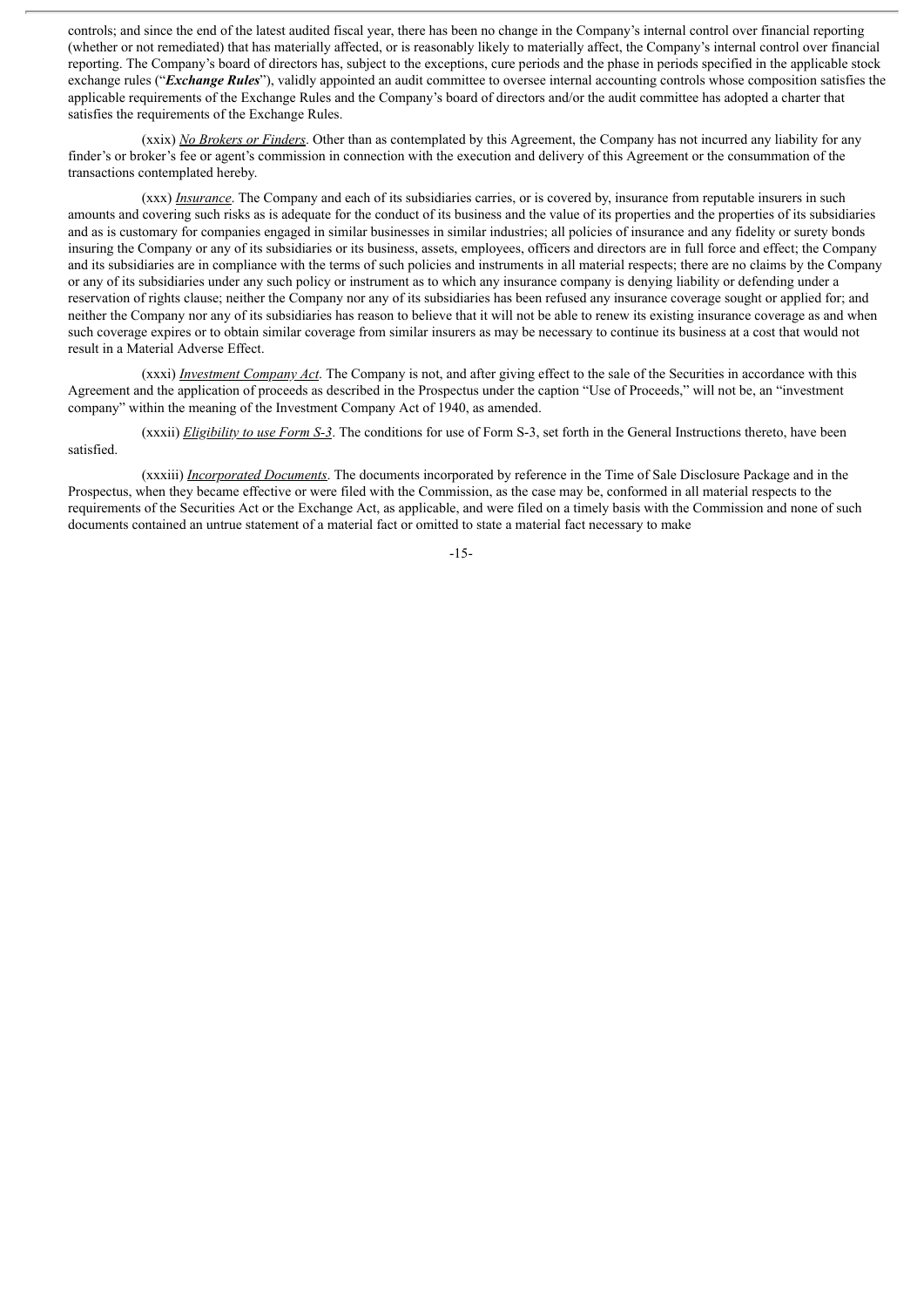controls; and since the end of the latest audited fiscal year, there has been no change in the Company's internal control over financial reporting (whether or not remediated) that has materially affected, or is reasonably likely to materially affect, the Company's internal control over financial reporting. The Company's board of directors has, subject to the exceptions, cure periods and the phase in periods specified in the applicable stock exchange rules ("***Exchange Rules***"), validly appointed an audit committee to oversee internal accounting controls whose composition satisfies the applicable requirements of the Exchange Rules and the Company's board of directors and/or the audit committee has adopted a charter that satisfies the requirements of the Exchange Rules.

(xxix) *No Brokers or Finders*. Other than as contemplated by this Agreement, the Company has not incurred any liability for any finder's or broker's fee or agent's commission in connection with the execution and delivery of this Agreement or the consummation of the transactions contemplated hereby.

(xxx) *Insurance*. The Company and each of its subsidiaries carries, or is covered by, insurance from reputable insurers in such amounts and covering such risks as is adequate for the conduct of its business and the value of its properties and the properties of its subsidiaries and as is customary for companies engaged in similar businesses in similar industries; all policies of insurance and any fidelity or surety bonds insuring the Company or any of its subsidiaries or its business, assets, employees, officers and directors are in full force and effect; the Company and its subsidiaries are in compliance with the terms of such policies and instruments in all material respects; there are no claims by the Company or any of its subsidiaries under any such policy or instrument as to which any insurance company is denying liability or defending under a reservation of rights clause; neither the Company nor any of its subsidiaries has been refused any insurance coverage sought or applied for; and neither the Company nor any of its subsidiaries has reason to believe that it will not be able to renew its existing insurance coverage as and when such coverage expires or to obtain similar coverage from similar insurers as may be necessary to continue its business at a cost that would not result in a Material Adverse Effect.

(xxxi) *Investment Company Act*. The Company is not, and after giving effect to the sale of the Securities in accordance with this Agreement and the application of proceeds as described in the Prospectus under the caption "Use of Proceeds," will not be, an "investment company" within the meaning of the Investment Company Act of 1940, as amended.

(xxxii) *Eligibility to use Form S-3*. The conditions for use of Form S-3, set forth in the General Instructions thereto, have been satisfied.

(xxxiii) *Incorporated Documents*. The documents incorporated by reference in the Time of Sale Disclosure Package and in the Prospectus, when they became effective or were filed with the Commission, as the case may be, conformed in all material respects to the requirements of the Securities Act or the Exchange Act, as applicable, and were filed on a timely basis with the Commission and none of such documents contained an untrue statement of a material fact or omitted to state a material fact necessary to make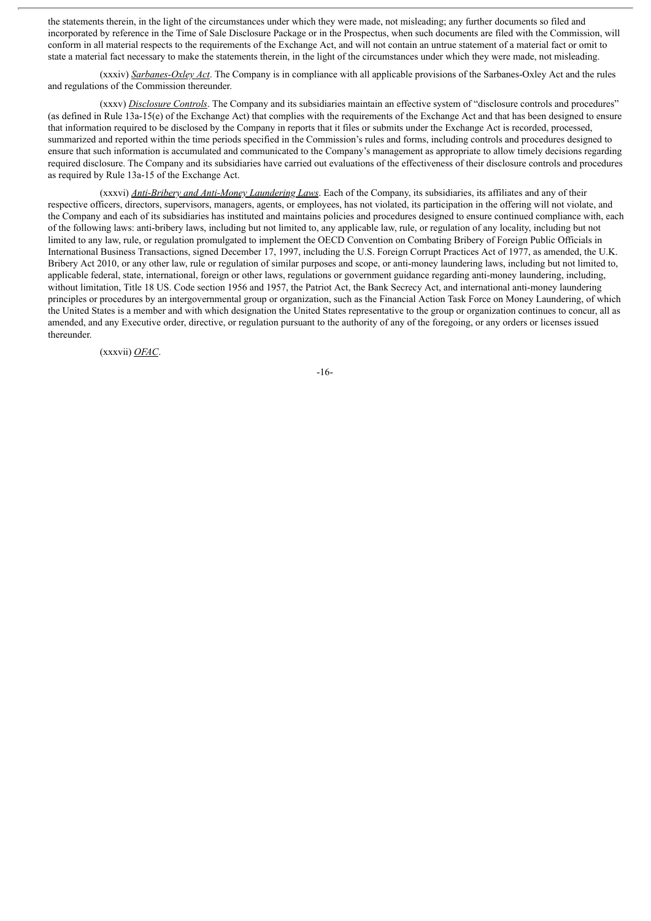the statements therein, in the light of the circumstances under which they were made, not misleading; any further documents so filed and incorporated by reference in the Time of Sale Disclosure Package or in the Prospectus, when such documents are filed with the Commission, will conform in all material respects to the requirements of the Exchange Act, and will not contain an untrue statement of a material fact or omit to state a material fact necessary to make the statements therein, in the light of the circumstances under which they were made, not misleading.

(xxxiv) *Sarbanes-Oxley Act*. The Company is in compliance with all applicable provisions of the Sarbanes-Oxley Act and the rules and regulations of the Commission thereunder.

(xxxv) *Disclosure Controls*. The Company and its subsidiaries maintain an effective system of "disclosure controls and procedures" (as defined in Rule 13a-15(e) of the Exchange Act) that complies with the requirements of the Exchange Act and that has been designed to ensure that information required to be disclosed by the Company in reports that it files or submits under the Exchange Act is recorded, processed, summarized and reported within the time periods specified in the Commission's rules and forms, including controls and procedures designed to ensure that such information is accumulated and communicated to the Company's management as appropriate to allow timely decisions regarding required disclosure. The Company and its subsidiaries have carried out evaluations of the effectiveness of their disclosure controls and procedures as required by Rule 13a-15 of the Exchange Act.

(xxxvi) *Anti-Bribery and Anti-Money Laundering Laws*. Each of the Company, its subsidiaries, its affiliates and any of their respective officers, directors, supervisors, managers, agents, or employees, has not violated, its participation in the offering will not violate, and the Company and each of its subsidiaries has instituted and maintains policies and procedures designed to ensure continued compliance with, each of the following laws: anti-bribery laws, including but not limited to, any applicable law, rule, or regulation of any locality, including but not limited to any law, rule, or regulation promulgated to implement the OECD Convention on Combating Bribery of Foreign Public Officials in International Business Transactions, signed December 17, 1997, including the U.S. Foreign Corrupt Practices Act of 1977, as amended, the U.K. Bribery Act 2010, or any other law, rule or regulation of similar purposes and scope, or anti-money laundering laws, including but not limited to, applicable federal, state, international, foreign or other laws, regulations or government guidance regarding anti-money laundering, including, without limitation, Title 18 US. Code section 1956 and 1957, the Patriot Act, the Bank Secrecy Act, and international anti-money laundering principles or procedures by an intergovernmental group or organization, such as the Financial Action Task Force on Money Laundering, of which the United States is a member and with which designation the United States representative to the group or organization continues to concur, all as amended, and any Executive order, directive, or regulation pursuant to the authority of any of the foregoing, or any orders or licenses issued thereunder.

(xxxvii) *OFAC*.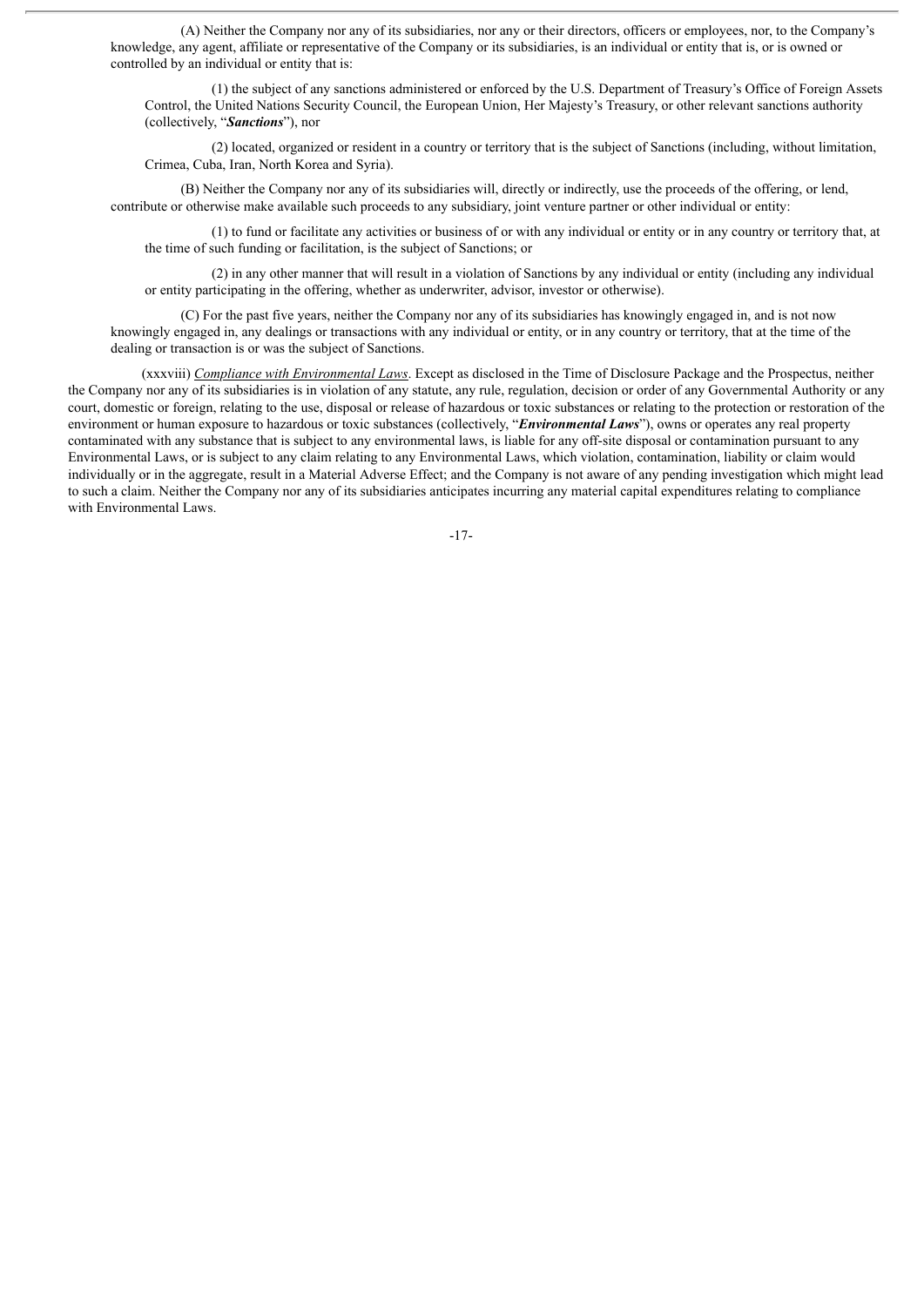(A) Neither the Company nor any of its subsidiaries, nor any or their directors, officers or employees, nor, to the Company's knowledge, any agent, affiliate or representative of the Company or its subsidiaries, is an individual or entity that is, or is owned or controlled by an individual or entity that is:

(1) the subject of any sanctions administered or enforced by the U.S. Department of Treasury's Office of Foreign Assets Control, the United Nations Security Council, the European Union, Her Majesty's Treasury, or other relevant sanctions authority (collectively, "***Sanctions***"), nor

(2) located, organized or resident in a country or territory that is the subject of Sanctions (including, without limitation, Crimea, Cuba, Iran, North Korea and Syria).

(B) Neither the Company nor any of its subsidiaries will, directly or indirectly, use the proceeds of the offering, or lend, contribute or otherwise make available such proceeds to any subsidiary, joint venture partner or other individual or entity:

(1) to fund or facilitate any activities or business of or with any individual or entity or in any country or territory that, at the time of such funding or facilitation, is the subject of Sanctions; or

(2) in any other manner that will result in a violation of Sanctions by any individual or entity (including any individual or entity participating in the offering, whether as underwriter, advisor, investor or otherwise).

(C) For the past five years, neither the Company nor any of its subsidiaries has knowingly engaged in, and is not now knowingly engaged in, any dealings or transactions with any individual or entity, or in any country or territory, that at the time of the dealing or transaction is or was the subject of Sanctions.

(xxxviii) _Compliance with Environmental Laws_. Except as disclosed in the Time of Disclosure Package and the Prospectus, neither the Company nor any of its subsidiaries is in violation of any statute, any rule, regulation, decision or order of any Governmental Authority or any court, domestic or foreign, relating to the use, disposal or release of hazardous or toxic substances or relating to the protection or restoration of the environment or human exposure to hazardous or toxic substances (collectively, "***Environmental Laws***"), owns or operates any real property contaminated with any substance that is subject to any environmental laws, is liable for any off-site disposal or contamination pursuant to any Environmental Laws, or is subject to any claim relating to any Environmental Laws, which violation, contamination, liability or claim would individually or in the aggregate, result in a Material Adverse Effect; and the Company is not aware of any pending investigation which might lead to such a claim. Neither the Company nor any of its subsidiaries anticipates incurring any material capital expenditures relating to compliance with Environmental Laws.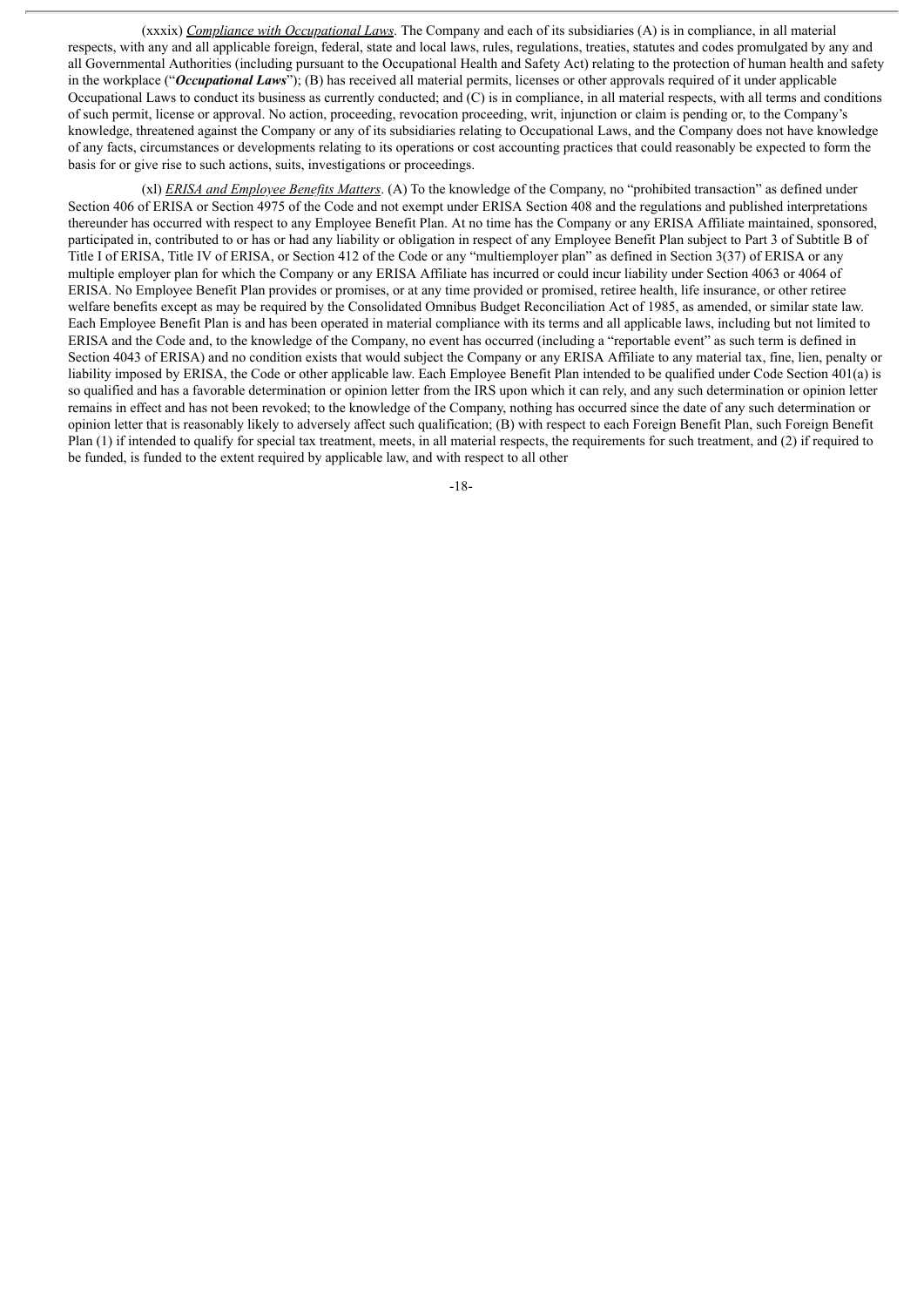(xxxix) _Compliance with Occupational Laws_. The Company and each of its subsidiaries (A) is in compliance, in all material respects, with any and all applicable foreign, federal, state and local laws, rules, regulations, treaties, statutes and codes promulgated by any and all Governmental Authorities (including pursuant to the Occupational Health and Safety Act) relating to the protection of human health and safety in the workplace ("***Occupational Laws***"); (B) has received all material permits, licenses or other approvals required of it under applicable Occupational Laws to conduct its business as currently conducted; and (C) is in compliance, in all material respects, with all terms and conditions of such permit, license or approval. No action, proceeding, revocation proceeding, writ, injunction or claim is pending or, to the Company's knowledge, threatened against the Company or any of its subsidiaries relating to Occupational Laws, and the Company does not have knowledge of any facts, circumstances or developments relating to its operations or cost accounting practices that could reasonably be expected to form the basis for or give rise to such actions, suits, investigations or proceedings.

(xl) _ERISA and Employee Benefits Matters_. (A) To the knowledge of the Company, no "prohibited transaction" as defined under Section 406 of ERISA or Section 4975 of the Code and not exempt under ERISA Section 408 and the regulations and published interpretations thereunder has occurred with respect to any Employee Benefit Plan. At no time has the Company or any ERISA Affiliate maintained, sponsored, participated in, contributed to or has or had any liability or obligation in respect of any Employee Benefit Plan subject to Part 3 of Subtitle B of Title I of ERISA, Title IV of ERISA, or Section 412 of the Code or any "multiemployer plan" as defined in Section 3(37) of ERISA or any multiple employer plan for which the Company or any ERISA Affiliate has incurred or could incur liability under Section 4063 or 4064 of ERISA. No Employee Benefit Plan provides or promises, or at any time provided or promised, retiree health, life insurance, or other retiree welfare benefits except as may be required by the Consolidated Omnibus Budget Reconciliation Act of 1985, as amended, or similar state law. Each Employee Benefit Plan is and has been operated in material compliance with its terms and all applicable laws, including but not limited to ERISA and the Code and, to the knowledge of the Company, no event has occurred (including a "reportable event" as such term is defined in Section 4043 of ERISA) and no condition exists that would subject the Company or any ERISA Affiliate to any material tax, fine, lien, penalty or liability imposed by ERISA, the Code or other applicable law. Each Employee Benefit Plan intended to be qualified under Code Section 401(a) is so qualified and has a favorable determination or opinion letter from the IRS upon which it can rely, and any such determination or opinion letter remains in effect and has not been revoked; to the knowledge of the Company, nothing has occurred since the date of any such determination or opinion letter that is reasonably likely to adversely affect such qualification; (B) with respect to each Foreign Benefit Plan, such Foreign Benefit Plan (1) if intended to qualify for special tax treatment, meets, in all material respects, the requirements for such treatment, and (2) if required to be funded, is funded to the extent required by applicable law, and with respect to all other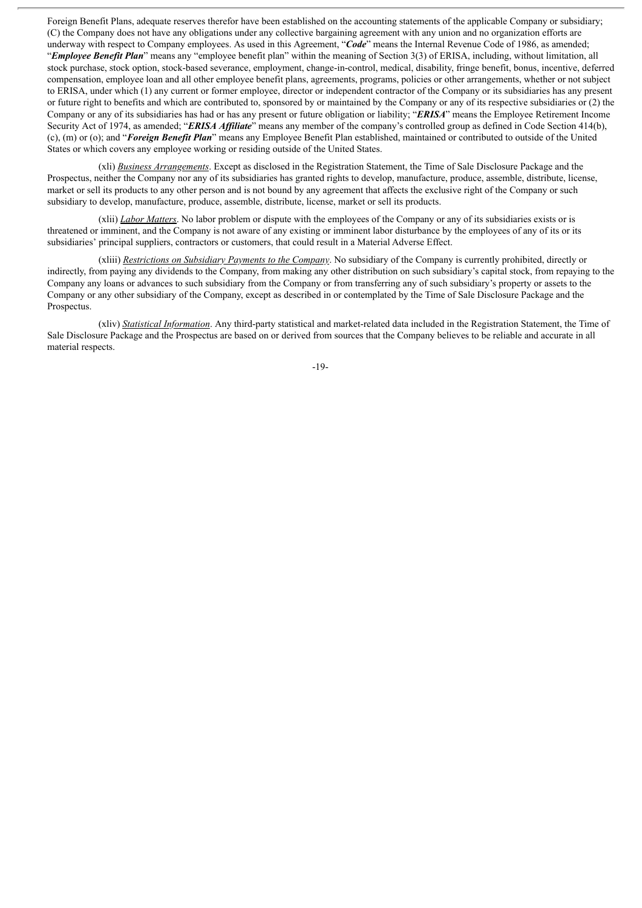Foreign Benefit Plans, adequate reserves therefor have been established on the accounting statements of the applicable Company or subsidiary; (C) the Company does not have any obligations under any collective bargaining agreement with any union and no organization efforts are underway with respect to Company employees. As used in this Agreement, "***Code***" means the Internal Revenue Code of 1986, as amended; "***Employee Benefit Plan***" means any "employee benefit plan" within the meaning of Section 3(3) of ERISA, including, without limitation, all stock purchase, stock option, stock-based severance, employment, change-in-control, medical, disability, fringe benefit, bonus, incentive, deferred compensation, employee loan and all other employee benefit plans, agreements, programs, policies or other arrangements, whether or not subject to ERISA, under which (1) any current or former employee, director or independent contractor of the Company or its subsidiaries has any present or future right to benefits and which are contributed to, sponsored by or maintained by the Company or any of its respective subsidiaries or (2) the Company or any of its subsidiaries has had or has any present or future obligation or liability; "***ERISA***" means the Employee Retirement Income Security Act of 1974, as amended; "***ERISA Affiliate***" means any member of the company's controlled group as defined in Code Section 414(b), (c), (m) or (o); and "***Foreign Benefit Plan***" means any Employee Benefit Plan established, maintained or contributed to outside of the United States or which covers any employee working or residing outside of the United States.

(xli) *Business Arrangements*. Except as disclosed in the Registration Statement, the Time of Sale Disclosure Package and the Prospectus, neither the Company nor any of its subsidiaries has granted rights to develop, manufacture, produce, assemble, distribute, license, market or sell its products to any other person and is not bound by any agreement that affects the exclusive right of the Company or such subsidiary to develop, manufacture, produce, assemble, distribute, license, market or sell its products.

(xlii) *Labor Matters*. No labor problem or dispute with the employees of the Company or any of its subsidiaries exists or is threatened or imminent, and the Company is not aware of any existing or imminent labor disturbance by the employees of any of its or its subsidiaries' principal suppliers, contractors or customers, that could result in a Material Adverse Effect.

(xliii) *Restrictions on Subsidiary Payments to the Company*. No subsidiary of the Company is currently prohibited, directly or indirectly, from paying any dividends to the Company, from making any other distribution on such subsidiary's capital stock, from repaying to the Company any loans or advances to such subsidiary from the Company or from transferring any of such subsidiary's property or assets to the Company or any other subsidiary of the Company, except as described in or contemplated by the Time of Sale Disclosure Package and the Prospectus.

(xliv) *Statistical Information*. Any third-party statistical and market-related data included in the Registration Statement, the Time of Sale Disclosure Package and the Prospectus are based on or derived from sources that the Company believes to be reliable and accurate in all material respects.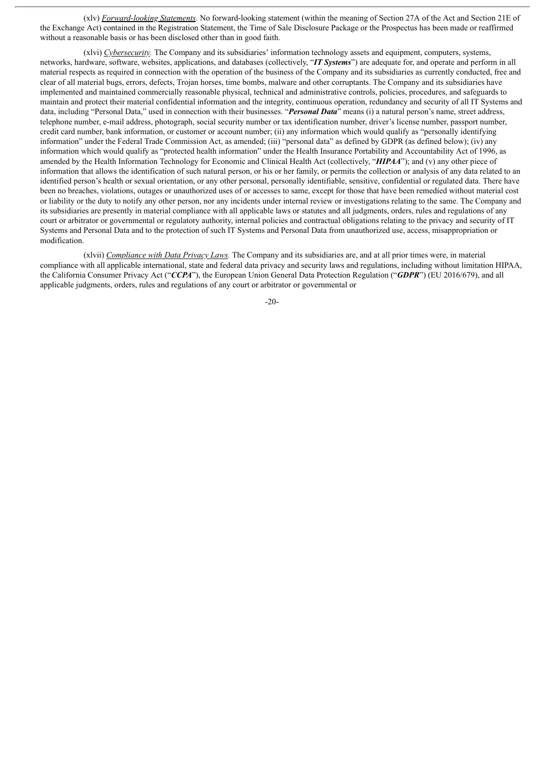(xlv) _Forward-looking Statements_. No forward-looking statement (within the meaning of Section 27A of the Act and Section 21E of the Exchange Act) contained in the Registration Statement, the Time of Sale Disclosure Package or the Prospectus has been made or reaffirmed without a reasonable basis or has been disclosed other than in good faith.

(xlvi) _Cybersecurity._ The Company and its subsidiaries' information technology assets and equipment, computers, systems, networks, hardware, software, websites, applications, and databases (collectively, "***IT Systems***") are adequate for, and operate and perform in all material respects as required in connection with the operation of the business of the Company and its subsidiaries as currently conducted, free and clear of all material bugs, errors, defects, Trojan horses, time bombs, malware and other corruptants. The Company and its subsidiaries have implemented and maintained commercially reasonable physical, technical and administrative controls, policies, procedures, and safeguards to maintain and protect their material confidential information and the integrity, continuous operation, redundancy and security of all IT Systems and data, including "Personal Data," used in connection with their businesses. "***Personal Data***" means (i) a natural person's name, street address, telephone number, e-mail address, photograph, social security number or tax identification number, driver's license number, passport number, credit card number, bank information, or customer or account number; (ii) any information which would qualify as "personally identifying information" under the Federal Trade Commission Act, as amended; (iii) "personal data" as defined by GDPR (as defined below); (iv) any information which would qualify as "protected health information" under the Health Insurance Portability and Accountability Act of 1996, as amended by the Health Information Technology for Economic and Clinical Health Act (collectively, "***HIPAA***"); and (v) any other piece of information that allows the identification of such natural person, or his or her family, or permits the collection or analysis of any data related to an identified person's health or sexual orientation, or any other personal, personally identifiable, sensitive, confidential or regulated data. There have been no breaches, violations, outages or unauthorized uses of or accesses to same, except for those that have been remedied without material cost or liability or the duty to notify any other person, nor any incidents under internal review or investigations relating to the same. The Company and its subsidiaries are presently in material compliance with all applicable laws or statutes and all judgments, orders, rules and regulations of any court or arbitrator or governmental or regulatory authority, internal policies and contractual obligations relating to the privacy and security of IT Systems and Personal Data and to the protection of such IT Systems and Personal Data from unauthorized use, access, misappropriation or modification.

(xlvii) _Compliance with Data Privacy Laws._ The Company and its subsidiaries are, and at all prior times were, in material compliance with all applicable international, state and federal data privacy and security laws and regulations, including without limitation HIPAA, the California Consumer Privacy Act ("***CCPA***"), the European Union General Data Protection Regulation ("***GDPR***") (EU 2016/679), and all applicable judgments, orders, rules and regulations of any court or arbitrator or governmental or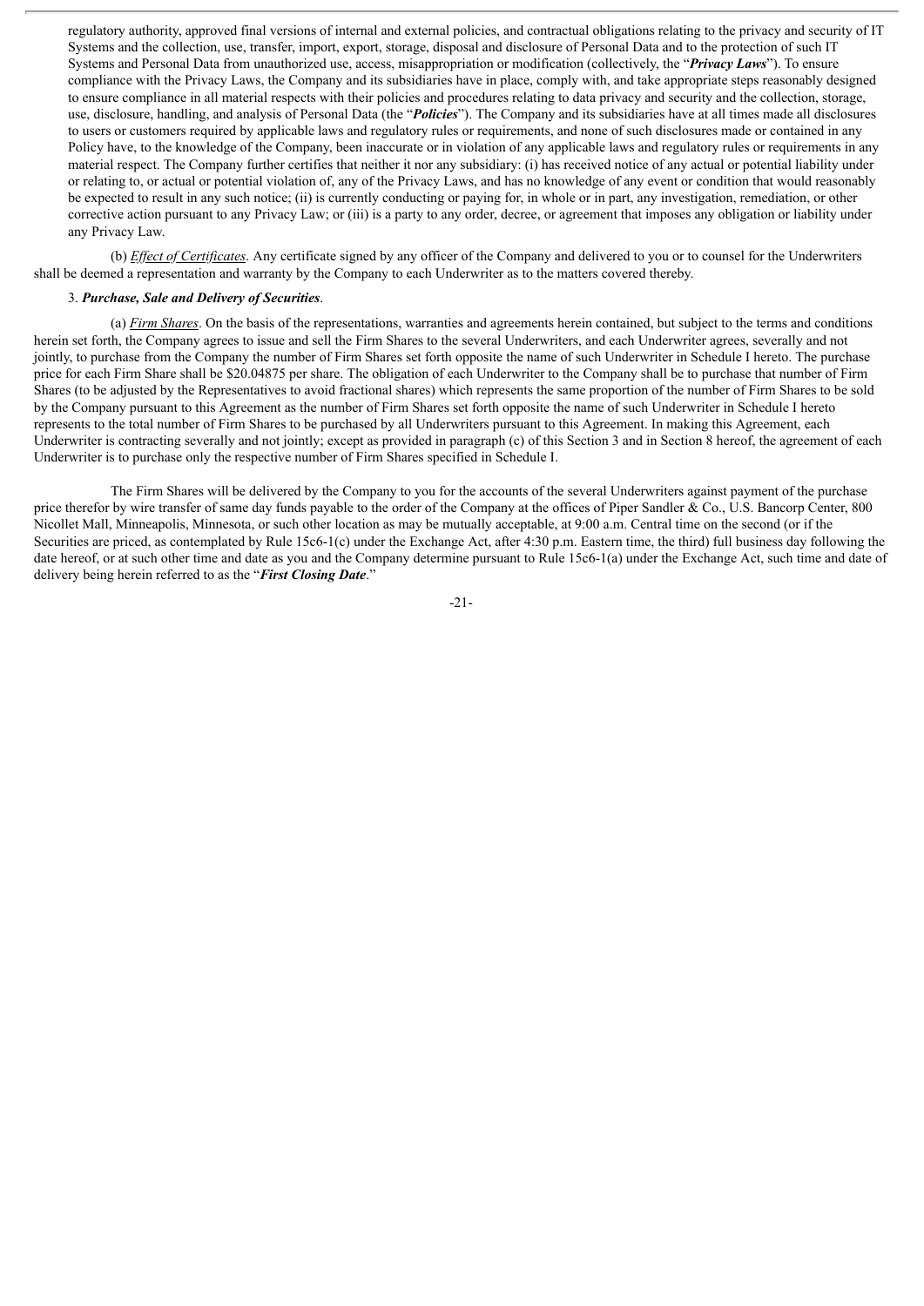regulatory authority, approved final versions of internal and external policies, and contractual obligations relating to the privacy and security of IT Systems and the collection, use, transfer, import, export, storage, disposal and disclosure of Personal Data and to the protection of such IT Systems and Personal Data from unauthorized use, access, misappropriation or modification (collectively, the "***Privacy Laws***"). To ensure compliance with the Privacy Laws, the Company and its subsidiaries have in place, comply with, and take appropriate steps reasonably designed to ensure compliance in all material respects with their policies and procedures relating to data privacy and security and the collection, storage, use, disclosure, handling, and analysis of Personal Data (the "***Policies***"). The Company and its subsidiaries have at all times made all disclosures to users or customers required by applicable laws and regulatory rules or requirements, and none of such disclosures made or contained in any Policy have, to the knowledge of the Company, been inaccurate or in violation of any applicable laws and regulatory rules or requirements in any material respect. The Company further certifies that neither it nor any subsidiary: (i) has received notice of any actual or potential liability under or relating to, or actual or potential violation of, any of the Privacy Laws, and has no knowledge of any event or condition that would reasonably be expected to result in any such notice; (ii) is currently conducting or paying for, in whole or in part, any investigation, remediation, or other corrective action pursuant to any Privacy Law; or (iii) is a party to any order, decree, or agreement that imposes any obligation or liability under any Privacy Law.

(b) *Effect of Certificates*. Any certificate signed by any officer of the Company and delivered to you or to counsel for the Underwriters shall be deemed a representation and warranty by the Company to each Underwriter as to the matters covered thereby.

3. ***Purchase, Sale and Delivery of Securities***.

(a) *Firm Shares*. On the basis of the representations, warranties and agreements herein contained, but subject to the terms and conditions herein set forth, the Company agrees to issue and sell the Firm Shares to the several Underwriters, and each Underwriter agrees, severally and not jointly, to purchase from the Company the number of Firm Shares set forth opposite the name of such Underwriter in Schedule I hereto. The purchase price for each Firm Share shall be $20.04875 per share. The obligation of each Underwriter to the Company shall be to purchase that number of Firm Shares (to be adjusted by the Representatives to avoid fractional shares) which represents the same proportion of the number of Firm Shares to be sold by the Company pursuant to this Agreement as the number of Firm Shares set forth opposite the name of such Underwriter in Schedule I hereto represents to the total number of Firm Shares to be purchased by all Underwriters pursuant to this Agreement. In making this Agreement, each Underwriter is contracting severally and not jointly; except as provided in paragraph (c) of this Section 3 and in Section 8 hereof, the agreement of each Underwriter is to purchase only the respective number of Firm Shares specified in Schedule I.

The Firm Shares will be delivered by the Company to you for the accounts of the several Underwriters against payment of the purchase price therefor by wire transfer of same day funds payable to the order of the Company at the offices of Piper Sandler & Co., U.S. Bancorp Center, 800 Nicollet Mall, Minneapolis, Minnesota, or such other location as may be mutually acceptable, at 9:00 a.m. Central time on the second (or if the Securities are priced, as contemplated by Rule 15c6-1(c) under the Exchange Act, after 4:30 p.m. Eastern time, the third) full business day following the date hereof, or at such other time and date as you and the Company determine pursuant to Rule 15c6-1(a) under the Exchange Act, such time and date of delivery being herein referred to as the "***First Closing Date***."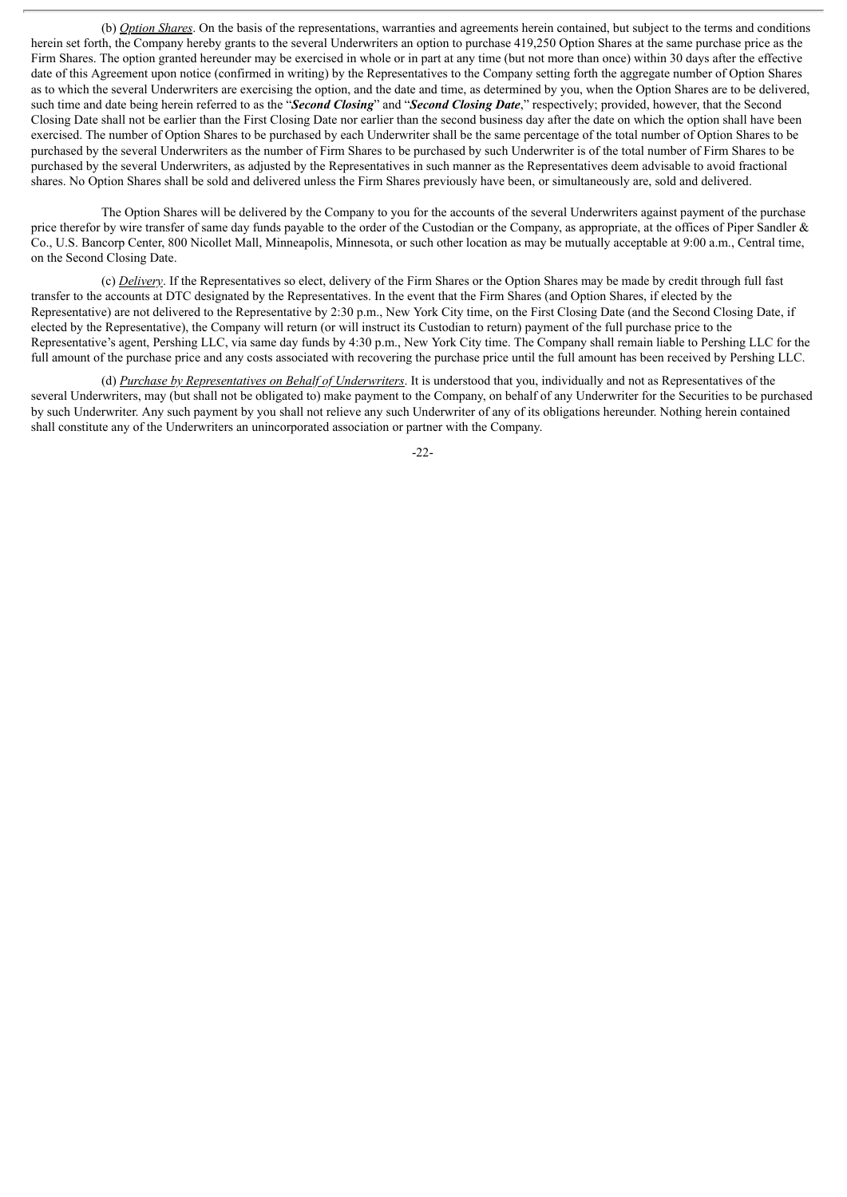(b) *Option Shares*. On the basis of the representations, warranties and agreements herein contained, but subject to the terms and conditions herein set forth, the Company hereby grants to the several Underwriters an option to purchase 419,250 Option Shares at the same purchase price as the Firm Shares. The option granted hereunder may be exercised in whole or in part at any time (but not more than once) within 30 days after the effective date of this Agreement upon notice (confirmed in writing) by the Representatives to the Company setting forth the aggregate number of Option Shares as to which the several Underwriters are exercising the option, and the date and time, as determined by you, when the Option Shares are to be delivered, such time and date being herein referred to as the "***Second Closing***" and "***Second Closing Date***," respectively; provided, however, that the Second Closing Date shall not be earlier than the First Closing Date nor earlier than the second business day after the date on which the option shall have been exercised. The number of Option Shares to be purchased by each Underwriter shall be the same percentage of the total number of Option Shares to be purchased by the several Underwriters as the number of Firm Shares to be purchased by such Underwriter is of the total number of Firm Shares to be purchased by the several Underwriters, as adjusted by the Representatives in such manner as the Representatives deem advisable to avoid fractional shares. No Option Shares shall be sold and delivered unless the Firm Shares previously have been, or simultaneously are, sold and delivered.

The Option Shares will be delivered by the Company to you for the accounts of the several Underwriters against payment of the purchase price therefor by wire transfer of same day funds payable to the order of the Custodian or the Company, as appropriate, at the offices of Piper Sandler & Co., U.S. Bancorp Center, 800 Nicollet Mall, Minneapolis, Minnesota, or such other location as may be mutually acceptable at 9:00 a.m., Central time, on the Second Closing Date.

(c) *Delivery*. If the Representatives so elect, delivery of the Firm Shares or the Option Shares may be made by credit through full fast transfer to the accounts at DTC designated by the Representatives. In the event that the Firm Shares (and Option Shares, if elected by the Representative) are not delivered to the Representative by 2:30 p.m., New York City time, on the First Closing Date (and the Second Closing Date, if elected by the Representative), the Company will return (or will instruct its Custodian to return) payment of the full purchase price to the Representative's agent, Pershing LLC, via same day funds by 4:30 p.m., New York City time. The Company shall remain liable to Pershing LLC for the full amount of the purchase price and any costs associated with recovering the purchase price until the full amount has been received by Pershing LLC.

(d) *Purchase by Representatives on Behalf of Underwriters*. It is understood that you, individually and not as Representatives of the several Underwriters, may (but shall not be obligated to) make payment to the Company, on behalf of any Underwriter for the Securities to be purchased by such Underwriter. Any such payment by you shall not relieve any such Underwriter of any of its obligations hereunder. Nothing herein contained shall constitute any of the Underwriters an unincorporated association or partner with the Company.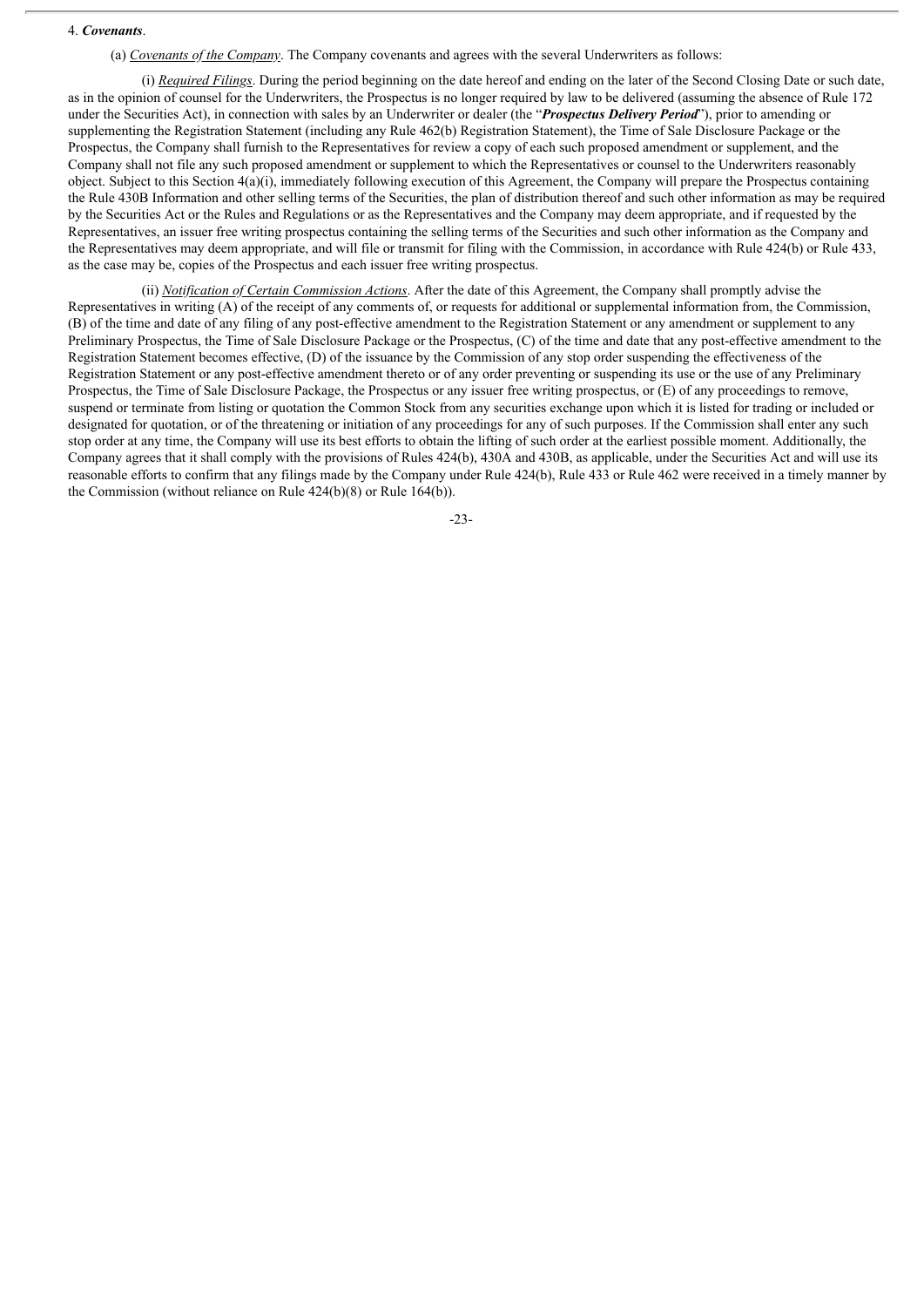4. ***Covenants***.

(a) _Covenants of the Company_. The Company covenants and agrees with the several Underwriters as follows:

(i) _Required Filings_. During the period beginning on the date hereof and ending on the later of the Second Closing Date or such date, as in the opinion of counsel for the Underwriters, the Prospectus is no longer required by law to be delivered (assuming the absence of Rule 172 under the Securities Act), in connection with sales by an Underwriter or dealer (the "***Prospectus Delivery Period***"), prior to amending or supplementing the Registration Statement (including any Rule 462(b) Registration Statement), the Time of Sale Disclosure Package or the Prospectus, the Company shall furnish to the Representatives for review a copy of each such proposed amendment or supplement, and the Company shall not file any such proposed amendment or supplement to which the Representatives or counsel to the Underwriters reasonably object. Subject to this Section 4(a)(i), immediately following execution of this Agreement, the Company will prepare the Prospectus containing the Rule 430B Information and other selling terms of the Securities, the plan of distribution thereof and such other information as may be required by the Securities Act or the Rules and Regulations or as the Representatives and the Company may deem appropriate, and if requested by the Representatives, an issuer free writing prospectus containing the selling terms of the Securities and such other information as the Company and the Representatives may deem appropriate, and will file or transmit for filing with the Commission, in accordance with Rule 424(b) or Rule 433, as the case may be, copies of the Prospectus and each issuer free writing prospectus.

(ii) _Notification of Certain Commission Actions_. After the date of this Agreement, the Company shall promptly advise the Representatives in writing (A) of the receipt of any comments of, or requests for additional or supplemental information from, the Commission, (B) of the time and date of any filing of any post-effective amendment to the Registration Statement or any amendment or supplement to any Preliminary Prospectus, the Time of Sale Disclosure Package or the Prospectus, (C) of the time and date that any post-effective amendment to the Registration Statement becomes effective, (D) of the issuance by the Commission of any stop order suspending the effectiveness of the Registration Statement or any post-effective amendment thereto or of any order preventing or suspending its use or the use of any Preliminary Prospectus, the Time of Sale Disclosure Package, the Prospectus or any issuer free writing prospectus, or (E) of any proceedings to remove, suspend or terminate from listing or quotation the Common Stock from any securities exchange upon which it is listed for trading or included or designated for quotation, or of the threatening or initiation of any proceedings for any of such purposes. If the Commission shall enter any such stop order at any time, the Company will use its best efforts to obtain the lifting of such order at the earliest possible moment. Additionally, the Company agrees that it shall comply with the provisions of Rules 424(b), 430A and 430B, as applicable, under the Securities Act and will use its reasonable efforts to confirm that any filings made by the Company under Rule 424(b), Rule 433 or Rule 462 were received in a timely manner by the Commission (without reliance on Rule 424(b)(8) or Rule 164(b)).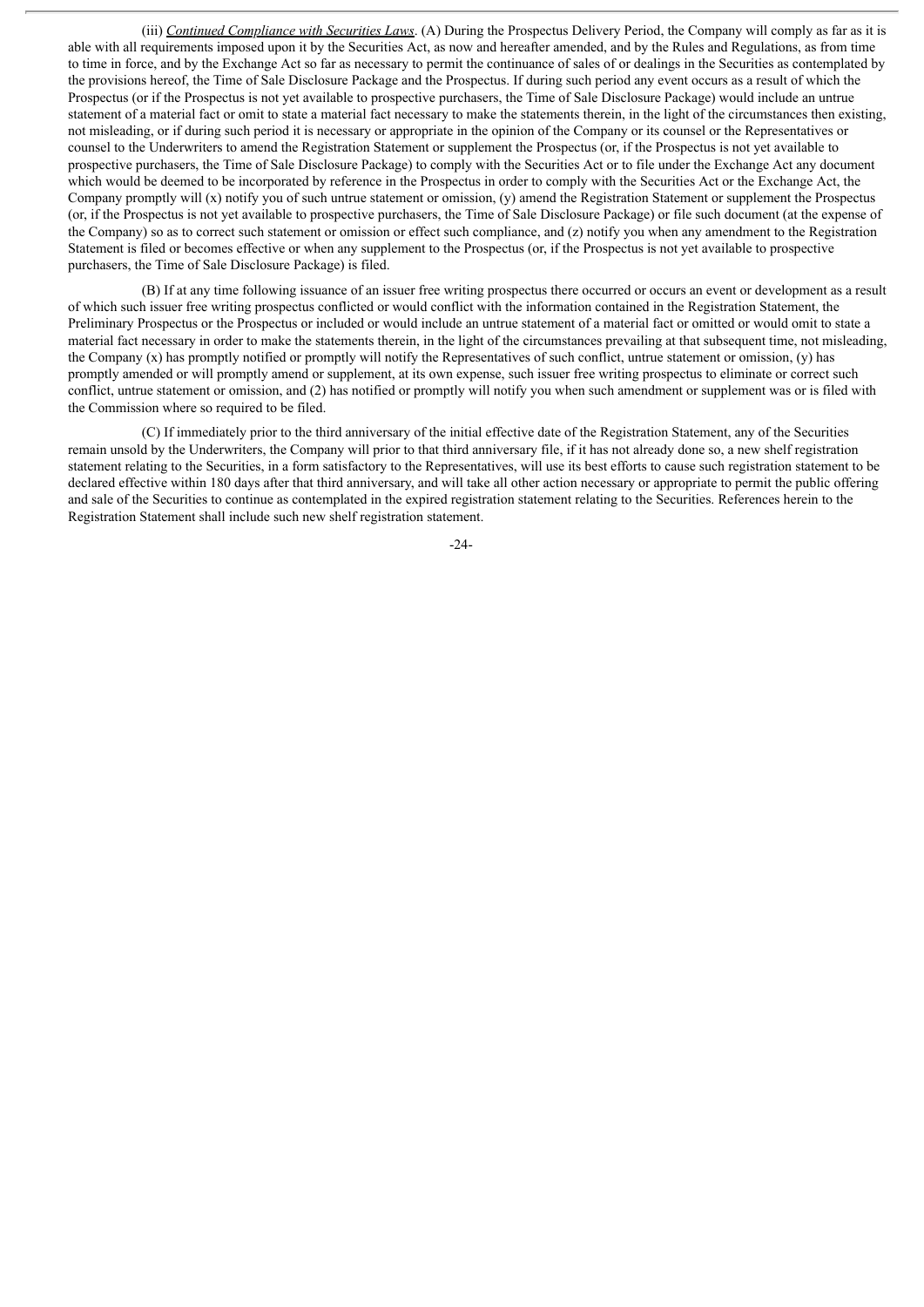(iii) *Continued Compliance with Securities Laws*. (A) During the Prospectus Delivery Period, the Company will comply as far as it is able with all requirements imposed upon it by the Securities Act, as now and hereafter amended, and by the Rules and Regulations, as from time to time in force, and by the Exchange Act so far as necessary to permit the continuance of sales of or dealings in the Securities as contemplated by the provisions hereof, the Time of Sale Disclosure Package and the Prospectus. If during such period any event occurs as a result of which the Prospectus (or if the Prospectus is not yet available to prospective purchasers, the Time of Sale Disclosure Package) would include an untrue statement of a material fact or omit to state a material fact necessary to make the statements therein, in the light of the circumstances then existing, not misleading, or if during such period it is necessary or appropriate in the opinion of the Company or its counsel or the Representatives or counsel to the Underwriters to amend the Registration Statement or supplement the Prospectus (or, if the Prospectus is not yet available to prospective purchasers, the Time of Sale Disclosure Package) to comply with the Securities Act or to file under the Exchange Act any document which would be deemed to be incorporated by reference in the Prospectus in order to comply with the Securities Act or the Exchange Act, the Company promptly will (x) notify you of such untrue statement or omission, (y) amend the Registration Statement or supplement the Prospectus (or, if the Prospectus is not yet available to prospective purchasers, the Time of Sale Disclosure Package) or file such document (at the expense of the Company) so as to correct such statement or omission or effect such compliance, and (z) notify you when any amendment to the Registration Statement is filed or becomes effective or when any supplement to the Prospectus (or, if the Prospectus is not yet available to prospective purchasers, the Time of Sale Disclosure Package) is filed.

(B) If at any time following issuance of an issuer free writing prospectus there occurred or occurs an event or development as a result of which such issuer free writing prospectus conflicted or would conflict with the information contained in the Registration Statement, the Preliminary Prospectus or the Prospectus or included or would include an untrue statement of a material fact or omitted or would omit to state a material fact necessary in order to make the statements therein, in the light of the circumstances prevailing at that subsequent time, not misleading, the Company (x) has promptly notified or promptly will notify the Representatives of such conflict, untrue statement or omission, (y) has promptly amended or will promptly amend or supplement, at its own expense, such issuer free writing prospectus to eliminate or correct such conflict, untrue statement or omission, and (2) has notified or promptly will notify you when such amendment or supplement was or is filed with the Commission where so required to be filed.

(C) If immediately prior to the third anniversary of the initial effective date of the Registration Statement, any of the Securities remain unsold by the Underwriters, the Company will prior to that third anniversary file, if it has not already done so, a new shelf registration statement relating to the Securities, in a form satisfactory to the Representatives, will use its best efforts to cause such registration statement to be declared effective within 180 days after that third anniversary, and will take all other action necessary or appropriate to permit the public offering and sale of the Securities to continue as contemplated in the expired registration statement relating to the Securities. References herein to the Registration Statement shall include such new shelf registration statement.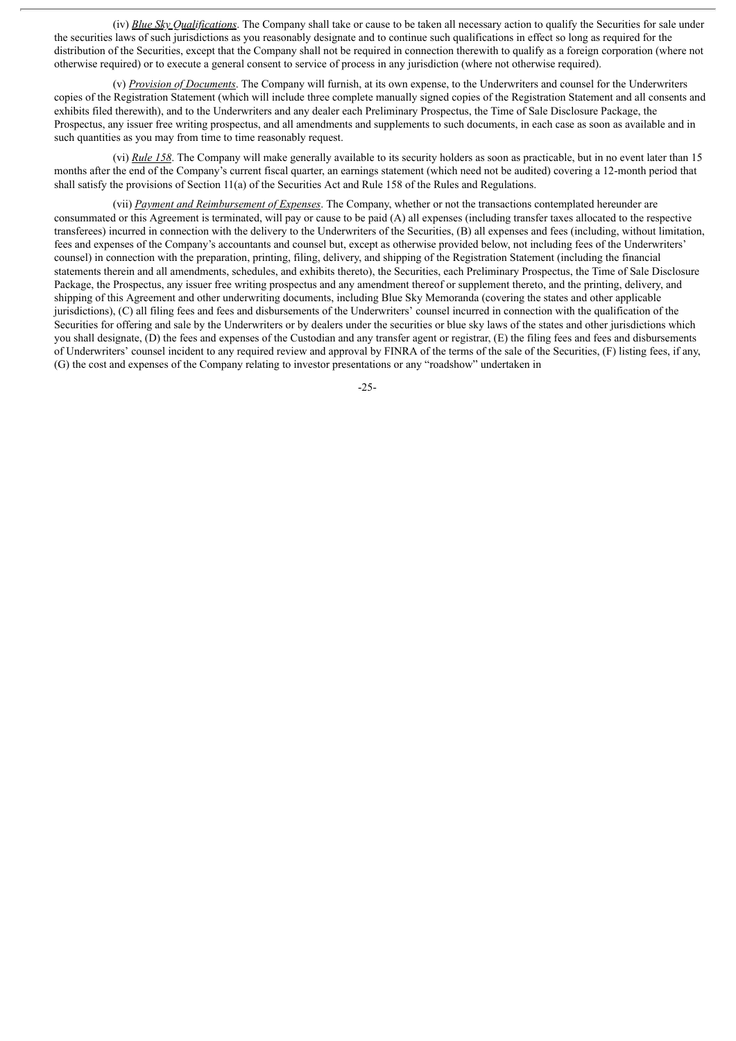(iv) *Blue Sky Qualifications*. The Company shall take or cause to be taken all necessary action to qualify the Securities for sale under the securities laws of such jurisdictions as you reasonably designate and to continue such qualifications in effect so long as required for the distribution of the Securities, except that the Company shall not be required in connection therewith to qualify as a foreign corporation (where not otherwise required) or to execute a general consent to service of process in any jurisdiction (where not otherwise required).

(v) *Provision of Documents*. The Company will furnish, at its own expense, to the Underwriters and counsel for the Underwriters copies of the Registration Statement (which will include three complete manually signed copies of the Registration Statement and all consents and exhibits filed therewith), and to the Underwriters and any dealer each Preliminary Prospectus, the Time of Sale Disclosure Package, the Prospectus, any issuer free writing prospectus, and all amendments and supplements to such documents, in each case as soon as available and in such quantities as you may from time to time reasonably request.

(vi) *Rule 158*. The Company will make generally available to its security holders as soon as practicable, but in no event later than 15 months after the end of the Company's current fiscal quarter, an earnings statement (which need not be audited) covering a 12-month period that shall satisfy the provisions of Section 11(a) of the Securities Act and Rule 158 of the Rules and Regulations.

(vii) *Payment and Reimbursement of Expenses*. The Company, whether or not the transactions contemplated hereunder are consummated or this Agreement is terminated, will pay or cause to be paid (A) all expenses (including transfer taxes allocated to the respective transferees) incurred in connection with the delivery to the Underwriters of the Securities, (B) all expenses and fees (including, without limitation, fees and expenses of the Company's accountants and counsel but, except as otherwise provided below, not including fees of the Underwriters' counsel) in connection with the preparation, printing, filing, delivery, and shipping of the Registration Statement (including the financial statements therein and all amendments, schedules, and exhibits thereto), the Securities, each Preliminary Prospectus, the Time of Sale Disclosure Package, the Prospectus, any issuer free writing prospectus and any amendment thereof or supplement thereto, and the printing, delivery, and shipping of this Agreement and other underwriting documents, including Blue Sky Memoranda (covering the states and other applicable jurisdictions), (C) all filing fees and fees and disbursements of the Underwriters' counsel incurred in connection with the qualification of the Securities for offering and sale by the Underwriters or by dealers under the securities or blue sky laws of the states and other jurisdictions which you shall designate, (D) the fees and expenses of the Custodian and any transfer agent or registrar, (E) the filing fees and fees and disbursements of Underwriters' counsel incident to any required review and approval by FINRA of the terms of the sale of the Securities, (F) listing fees, if any, (G) the cost and expenses of the Company relating to investor presentations or any "roadshow" undertaken in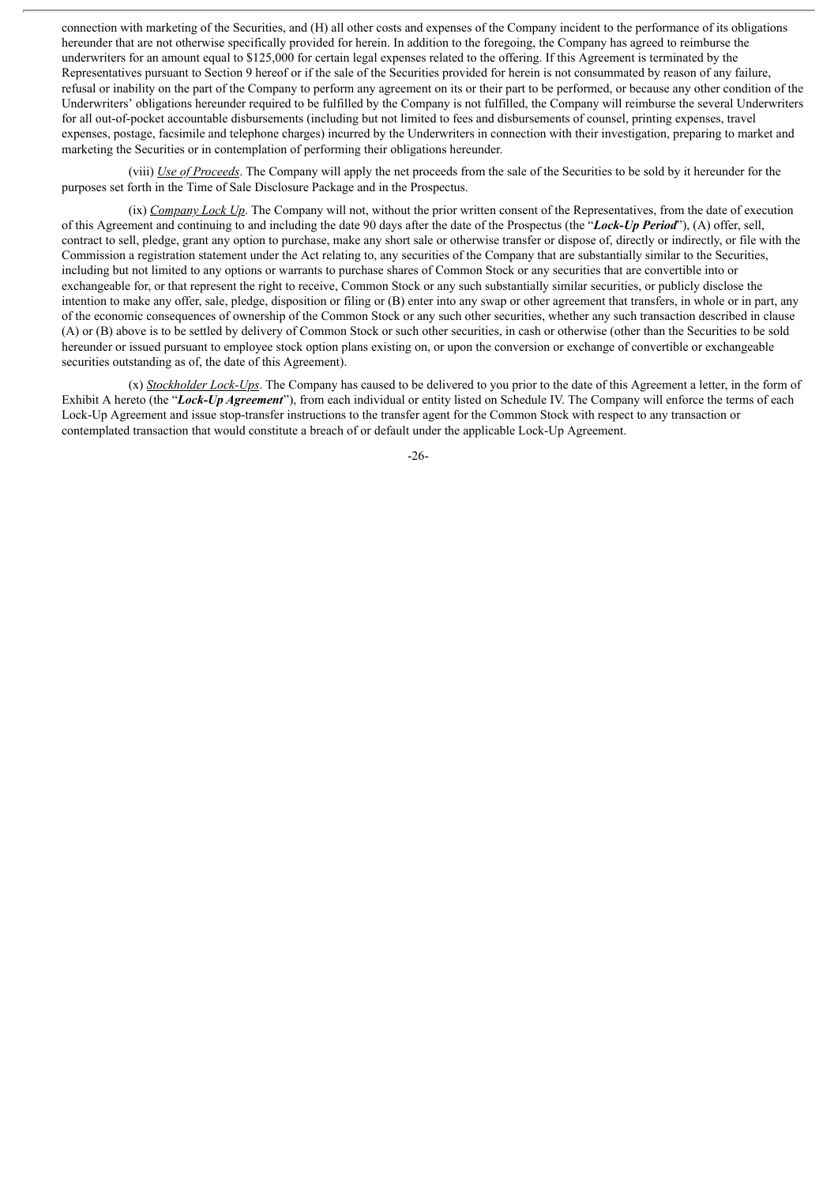connection with marketing of the Securities, and (H) all other costs and expenses of the Company incident to the performance of its obligations hereunder that are not otherwise specifically provided for herein. In addition to the foregoing, the Company has agreed to reimburse the underwriters for an amount equal to $125,000 for certain legal expenses related to the offering. If this Agreement is terminated by the Representatives pursuant to Section 9 hereof or if the sale of the Securities provided for herein is not consummated by reason of any failure, refusal or inability on the part of the Company to perform any agreement on its or their part to be performed, or because any other condition of the Underwriters' obligations hereunder required to be fulfilled by the Company is not fulfilled, the Company will reimburse the several Underwriters for all out-of-pocket accountable disbursements (including but not limited to fees and disbursements of counsel, printing expenses, travel expenses, postage, facsimile and telephone charges) incurred by the Underwriters in connection with their investigation, preparing to market and marketing the Securities or in contemplation of performing their obligations hereunder.

(viii) _Use of Proceeds_. The Company will apply the net proceeds from the sale of the Securities to be sold by it hereunder for the purposes set forth in the Time of Sale Disclosure Package and in the Prospectus.

(ix) _Company Lock Up_. The Company will not, without the prior written consent of the Representatives, from the date of execution of this Agreement and continuing to and including the date 90 days after the date of the Prospectus (the "***Lock-Up Period***"), (A) offer, sell, contract to sell, pledge, grant any option to purchase, make any short sale or otherwise transfer or dispose of, directly or indirectly, or file with the Commission a registration statement under the Act relating to, any securities of the Company that are substantially similar to the Securities, including but not limited to any options or warrants to purchase shares of Common Stock or any securities that are convertible into or exchangeable for, or that represent the right to receive, Common Stock or any such substantially similar securities, or publicly disclose the intention to make any offer, sale, pledge, disposition or filing or (B) enter into any swap or other agreement that transfers, in whole or in part, any of the economic consequences of ownership of the Common Stock or any such other securities, whether any such transaction described in clause (A) or (B) above is to be settled by delivery of Common Stock or such other securities, in cash or otherwise (other than the Securities to be sold hereunder or issued pursuant to employee stock option plans existing on, or upon the conversion or exchange of convertible or exchangeable securities outstanding as of, the date of this Agreement).

(x) _Stockholder Lock-Ups_. The Company has caused to be delivered to you prior to the date of this Agreement a letter, in the form of Exhibit A hereto (the "***Lock-Up Agreement***"), from each individual or entity listed on Schedule IV. The Company will enforce the terms of each Lock-Up Agreement and issue stop-transfer instructions to the transfer agent for the Common Stock with respect to any transaction or contemplated transaction that would constitute a breach of or default under the applicable Lock-Up Agreement.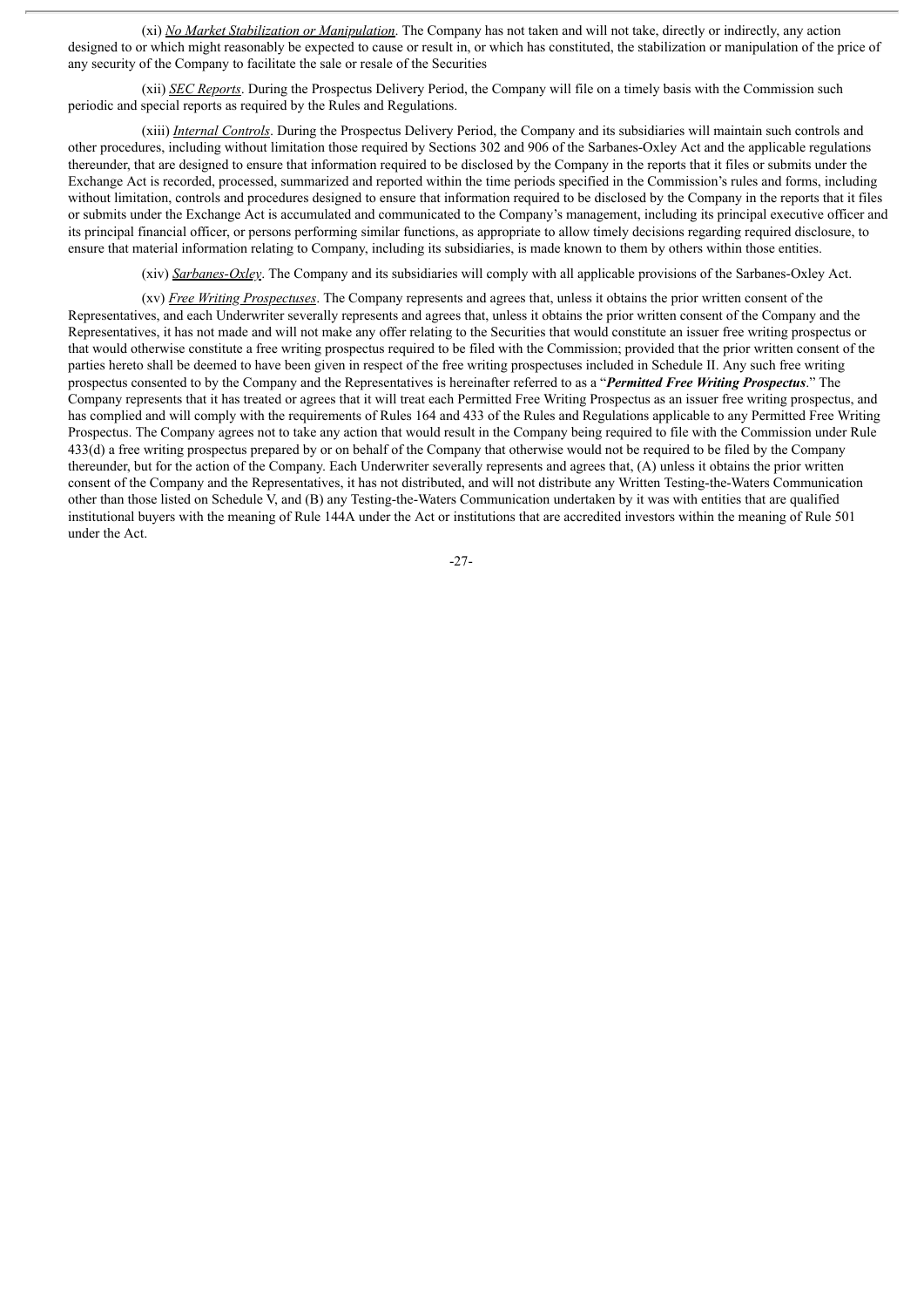(xi) _No Market Stabilization or Manipulation_. The Company has not taken and will not take, directly or indirectly, any action designed to or which might reasonably be expected to cause or result in, or which has constituted, the stabilization or manipulation of the price of any security of the Company to facilitate the sale or resale of the Securities

(xii) _SEC Reports_. During the Prospectus Delivery Period, the Company will file on a timely basis with the Commission such periodic and special reports as required by the Rules and Regulations.

(xiii) _Internal Controls_. During the Prospectus Delivery Period, the Company and its subsidiaries will maintain such controls and other procedures, including without limitation those required by Sections 302 and 906 of the Sarbanes-Oxley Act and the applicable regulations thereunder, that are designed to ensure that information required to be disclosed by the Company in the reports that it files or submits under the Exchange Act is recorded, processed, summarized and reported within the time periods specified in the Commission's rules and forms, including without limitation, controls and procedures designed to ensure that information required to be disclosed by the Company in the reports that it files or submits under the Exchange Act is accumulated and communicated to the Company's management, including its principal executive officer and its principal financial officer, or persons performing similar functions, as appropriate to allow timely decisions regarding required disclosure, to ensure that material information relating to Company, including its subsidiaries, is made known to them by others within those entities.

(xiv) _Sarbanes-Oxley_. The Company and its subsidiaries will comply with all applicable provisions of the Sarbanes-Oxley Act.

(xv) _Free Writing Prospectuses_. The Company represents and agrees that, unless it obtains the prior written consent of the Representatives, and each Underwriter severally represents and agrees that, unless it obtains the prior written consent of the Company and the Representatives, it has not made and will not make any offer relating to the Securities that would constitute an issuer free writing prospectus or that would otherwise constitute a free writing prospectus required to be filed with the Commission; provided that the prior written consent of the parties hereto shall be deemed to have been given in respect of the free writing prospectuses included in Schedule II. Any such free writing prospectus consented to by the Company and the Representatives is hereinafter referred to as a "***Permitted Free Writing Prospectus***." The Company represents that it has treated or agrees that it will treat each Permitted Free Writing Prospectus as an issuer free writing prospectus, and has complied and will comply with the requirements of Rules 164 and 433 of the Rules and Regulations applicable to any Permitted Free Writing Prospectus. The Company agrees not to take any action that would result in the Company being required to file with the Commission under Rule 433(d) a free writing prospectus prepared by or on behalf of the Company that otherwise would not be required to be filed by the Company thereunder, but for the action of the Company. Each Underwriter severally represents and agrees that, (A) unless it obtains the prior written consent of the Company and the Representatives, it has not distributed, and will not distribute any Written Testing-the-Waters Communication other than those listed on Schedule V, and (B) any Testing-the-Waters Communication undertaken by it was with entities that are qualified institutional buyers with the meaning of Rule 144A under the Act or institutions that are accredited investors within the meaning of Rule 501 under the Act.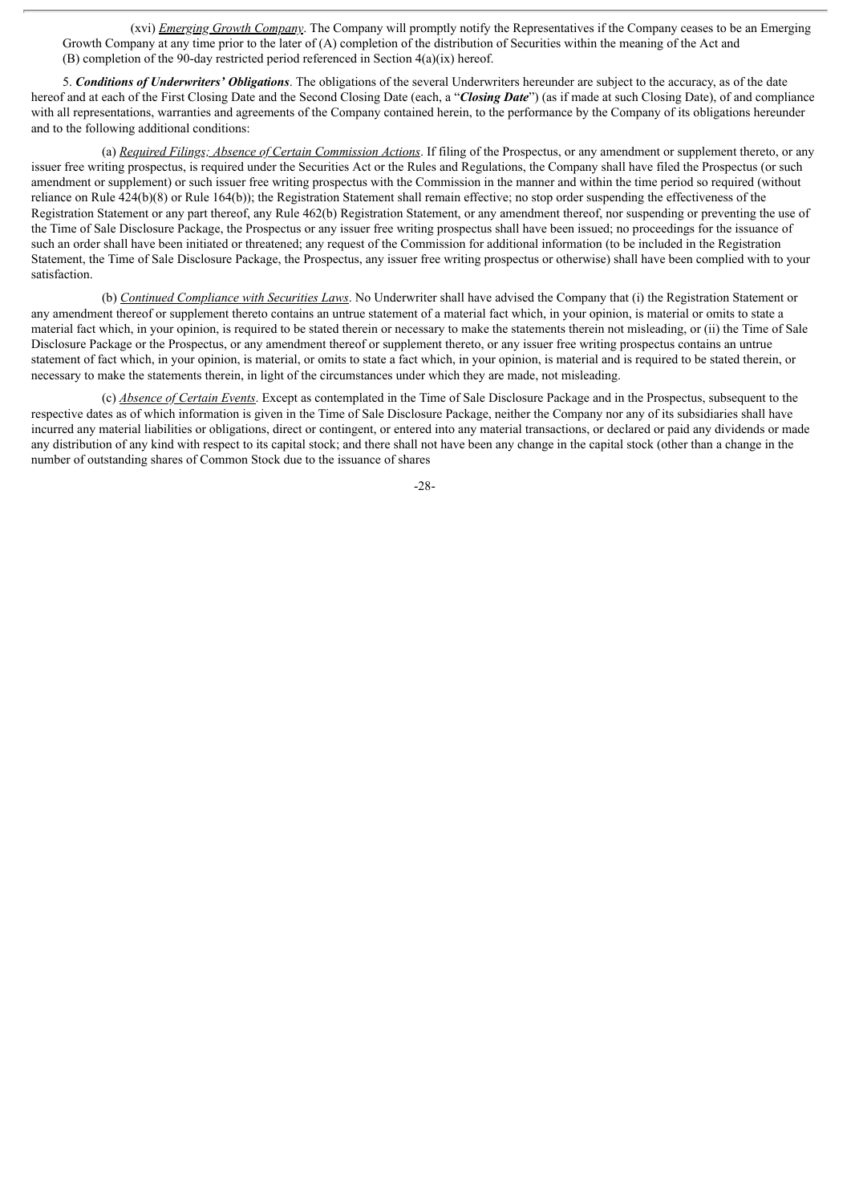(xvi) _Emerging Growth Company_. The Company will promptly notify the Representatives if the Company ceases to be an Emerging Growth Company at any time prior to the later of (A) completion of the distribution of Securities within the meaning of the Act and (B) completion of the 90-day restricted period referenced in Section 4(a)(ix) hereof.

5. ***Conditions of Underwriters' Obligations***. The obligations of the several Underwriters hereunder are subject to the accuracy, as of the date hereof and at each of the First Closing Date and the Second Closing Date (each, a "***Closing Date***") (as if made at such Closing Date), of and compliance with all representations, warranties and agreements of the Company contained herein, to the performance by the Company of its obligations hereunder and to the following additional conditions:

(a) _Required Filings; Absence of Certain Commission Actions_. If filing of the Prospectus, or any amendment or supplement thereto, or any issuer free writing prospectus, is required under the Securities Act or the Rules and Regulations, the Company shall have filed the Prospectus (or such amendment or supplement) or such issuer free writing prospectus with the Commission in the manner and within the time period so required (without reliance on Rule 424(b)(8) or Rule 164(b)); the Registration Statement shall remain effective; no stop order suspending the effectiveness of the Registration Statement or any part thereof, any Rule 462(b) Registration Statement, or any amendment thereof, nor suspending or preventing the use of the Time of Sale Disclosure Package, the Prospectus or any issuer free writing prospectus shall have been issued; no proceedings for the issuance of such an order shall have been initiated or threatened; any request of the Commission for additional information (to be included in the Registration Statement, the Time of Sale Disclosure Package, the Prospectus, any issuer free writing prospectus or otherwise) shall have been complied with to your satisfaction.

(b) _Continued Compliance with Securities Laws_. No Underwriter shall have advised the Company that (i) the Registration Statement or any amendment thereof or supplement thereto contains an untrue statement of a material fact which, in your opinion, is material or omits to state a material fact which, in your opinion, is required to be stated therein or necessary to make the statements therein not misleading, or (ii) the Time of Sale Disclosure Package or the Prospectus, or any amendment thereof or supplement thereto, or any issuer free writing prospectus contains an untrue statement of fact which, in your opinion, is material, or omits to state a fact which, in your opinion, is material and is required to be stated therein, or necessary to make the statements therein, in light of the circumstances under which they are made, not misleading.

(c) _Absence of Certain Events_. Except as contemplated in the Time of Sale Disclosure Package and in the Prospectus, subsequent to the respective dates as of which information is given in the Time of Sale Disclosure Package, neither the Company nor any of its subsidiaries shall have incurred any material liabilities or obligations, direct or contingent, or entered into any material transactions, or declared or paid any dividends or made any distribution of any kind with respect to its capital stock; and there shall not have been any change in the capital stock (other than a change in the number of outstanding shares of Common Stock due to the issuance of shares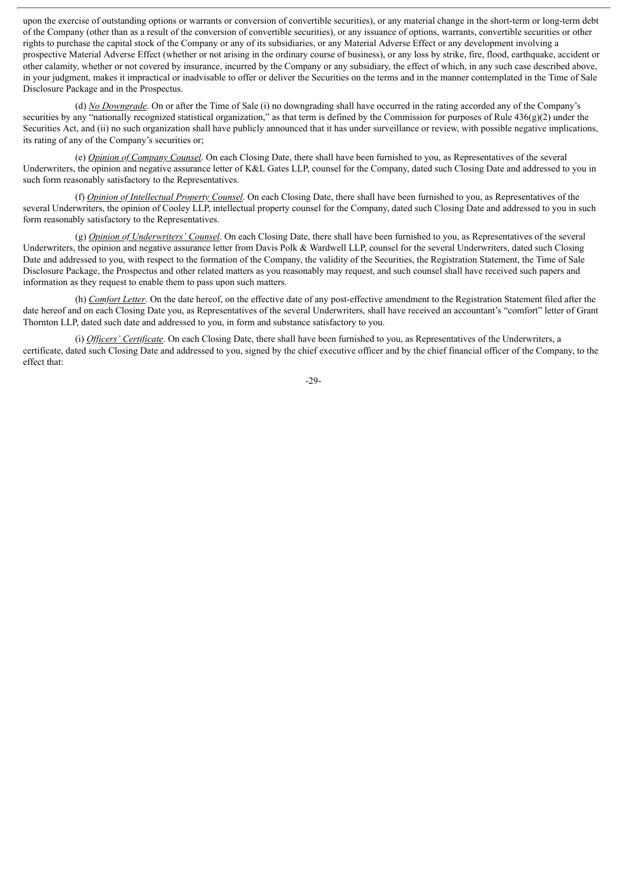upon the exercise of outstanding options or warrants or conversion of convertible securities), or any material change in the short-term or long-term debt of the Company (other than as a result of the conversion of convertible securities), or any issuance of options, warrants, convertible securities or other rights to purchase the capital stock of the Company or any of its subsidiaries, or any Material Adverse Effect or any development involving a prospective Material Adverse Effect (whether or not arising in the ordinary course of business), or any loss by strike, fire, flood, earthquake, accident or other calamity, whether or not covered by insurance, incurred by the Company or any subsidiary, the effect of which, in any such case described above, in your judgment, makes it impractical or inadvisable to offer or deliver the Securities on the terms and in the manner contemplated in the Time of Sale Disclosure Package and in the Prospectus.

(d) *No Downgrade*. On or after the Time of Sale (i) no downgrading shall have occurred in the rating accorded any of the Company's securities by any "nationally recognized statistical organization," as that term is defined by the Commission for purposes of Rule 436(g)(2) under the Securities Act, and (ii) no such organization shall have publicly announced that it has under surveillance or review, with possible negative implications, its rating of any of the Company's securities or;

(e) *Opinion of Company Counsel*. On each Closing Date, there shall have been furnished to you, as Representatives of the several Underwriters, the opinion and negative assurance letter of K&L Gates LLP, counsel for the Company, dated such Closing Date and addressed to you in such form reasonably satisfactory to the Representatives.

(f) *Opinion of Intellectual Property Counsel*. On each Closing Date, there shall have been furnished to you, as Representatives of the several Underwriters, the opinion of Cooley LLP, intellectual property counsel for the Company, dated such Closing Date and addressed to you in such form reasonably satisfactory to the Representatives.

(g) *Opinion of Underwriters' Counsel*. On each Closing Date, there shall have been furnished to you, as Representatives of the several Underwriters, the opinion and negative assurance letter from Davis Polk & Wardwell LLP, counsel for the several Underwriters, dated such Closing Date and addressed to you, with respect to the formation of the Company, the validity of the Securities, the Registration Statement, the Time of Sale Disclosure Package, the Prospectus and other related matters as you reasonably may request, and such counsel shall have received such papers and information as they request to enable them to pass upon such matters.

(h) *Comfort Letter*. On the date hereof, on the effective date of any post-effective amendment to the Registration Statement filed after the date hereof and on each Closing Date you, as Representatives of the several Underwriters, shall have received an accountant's "comfort" letter of Grant Thornton LLP, dated such date and addressed to you, in form and substance satisfactory to you.

(i) *Officers' Certificate*. On each Closing Date, there shall have been furnished to you, as Representatives of the Underwriters, a certificate, dated such Closing Date and addressed to you, signed by the chief executive officer and by the chief financial officer of the Company, to the effect that: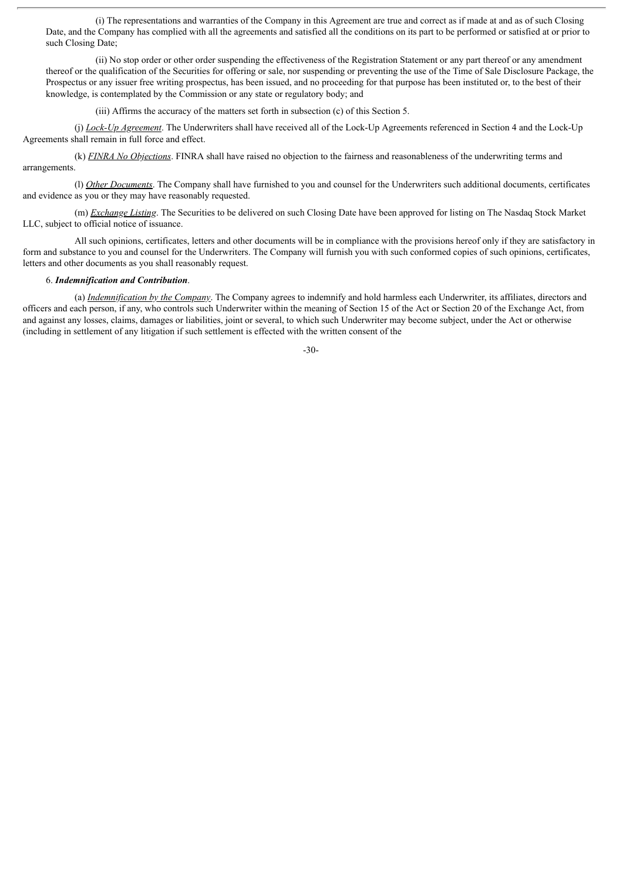(i) The representations and warranties of the Company in this Agreement are true and correct as if made at and as of such Closing Date, and the Company has complied with all the agreements and satisfied all the conditions on its part to be performed or satisfied at or prior to such Closing Date;

(ii) No stop order or other order suspending the effectiveness of the Registration Statement or any part thereof or any amendment thereof or the qualification of the Securities for offering or sale, nor suspending or preventing the use of the Time of Sale Disclosure Package, the Prospectus or any issuer free writing prospectus, has been issued, and no proceeding for that purpose has been instituted or, to the best of their knowledge, is contemplated by the Commission or any state or regulatory body; and

(iii) Affirms the accuracy of the matters set forth in subsection (c) of this Section 5.

(j) *Lock-Up Agreement*. The Underwriters shall have received all of the Lock-Up Agreements referenced in Section 4 and the Lock-Up Agreements shall remain in full force and effect.

(k) *FINRA No Objections*. FINRA shall have raised no objection to the fairness and reasonableness of the underwriting terms and arrangements.

(l) *Other Documents*. The Company shall have furnished to you and counsel for the Underwriters such additional documents, certificates and evidence as you or they may have reasonably requested.

(m) *Exchange Listing*. The Securities to be delivered on such Closing Date have been approved for listing on The Nasdaq Stock Market LLC, subject to official notice of issuance.

All such opinions, certificates, letters and other documents will be in compliance with the provisions hereof only if they are satisfactory in form and substance to you and counsel for the Underwriters. The Company will furnish you with such conformed copies of such opinions, certificates, letters and other documents as you shall reasonably request.

6. ***Indemnification and Contribution***.

(a) *Indemnification by the Company*. The Company agrees to indemnify and hold harmless each Underwriter, its affiliates, directors and officers and each person, if any, who controls such Underwriter within the meaning of Section 15 of the Act or Section 20 of the Exchange Act, from and against any losses, claims, damages or liabilities, joint or several, to which such Underwriter may become subject, under the Act or otherwise (including in settlement of any litigation if such settlement is effected with the written consent of the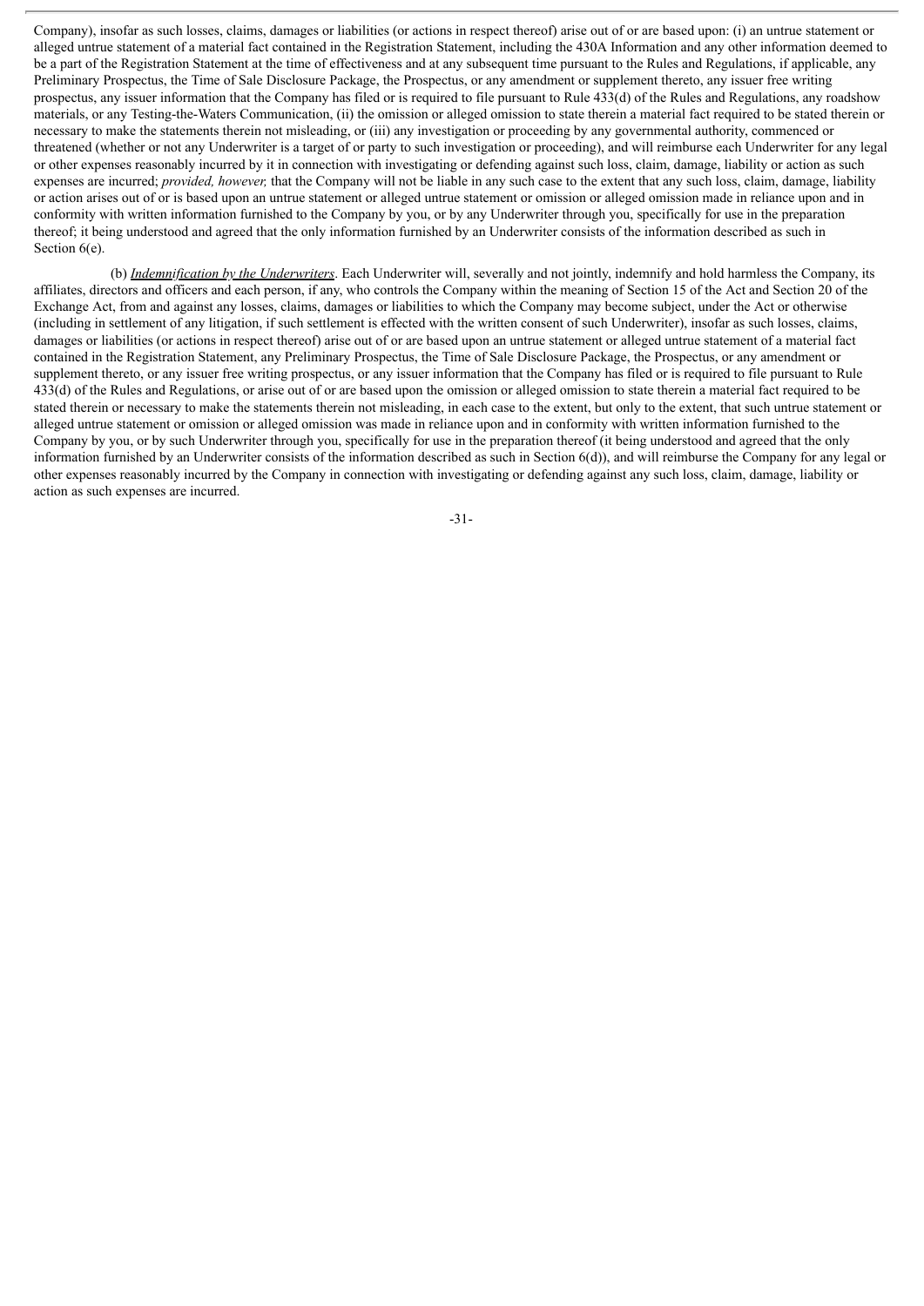Company), insofar as such losses, claims, damages or liabilities (or actions in respect thereof) arise out of or are based upon: (i) an untrue statement or alleged untrue statement of a material fact contained in the Registration Statement, including the 430A Information and any other information deemed to be a part of the Registration Statement at the time of effectiveness and at any subsequent time pursuant to the Rules and Regulations, if applicable, any Preliminary Prospectus, the Time of Sale Disclosure Package, the Prospectus, or any amendment or supplement thereto, any issuer free writing prospectus, any issuer information that the Company has filed or is required to file pursuant to Rule 433(d) of the Rules and Regulations, any roadshow materials, or any Testing-the-Waters Communication, (ii) the omission or alleged omission to state therein a material fact required to be stated therein or necessary to make the statements therein not misleading, or (iii) any investigation or proceeding by any governmental authority, commenced or threatened (whether or not any Underwriter is a target of or party to such investigation or proceeding), and will reimburse each Underwriter for any legal or other expenses reasonably incurred by it in connection with investigating or defending against such loss, claim, damage, liability or action as such expenses are incurred; *provided, however,* that the Company will not be liable in any such case to the extent that any such loss, claim, damage, liability or action arises out of or is based upon an untrue statement or alleged untrue statement or omission or alleged omission made in reliance upon and in conformity with written information furnished to the Company by you, or by any Underwriter through you, specifically for use in the preparation thereof; it being understood and agreed that the only information furnished by an Underwriter consists of the information described as such in Section 6(e).

(b) ***Indemnification by the Underwriters***. Each Underwriter will, severally and not jointly, indemnify and hold harmless the Company, its affiliates, directors and officers and each person, if any, who controls the Company within the meaning of Section 15 of the Act and Section 20 of the Exchange Act, from and against any losses, claims, damages or liabilities to which the Company may become subject, under the Act or otherwise (including in settlement of any litigation, if such settlement is effected with the written consent of such Underwriter), insofar as such losses, claims, damages or liabilities (or actions in respect thereof) arise out of or are based upon an untrue statement or alleged untrue statement of a material fact contained in the Registration Statement, any Preliminary Prospectus, the Time of Sale Disclosure Package, the Prospectus, or any amendment or supplement thereto, or any issuer free writing prospectus, or any issuer information that the Company has filed or is required to file pursuant to Rule 433(d) of the Rules and Regulations, or arise out of or are based upon the omission or alleged omission to state therein a material fact required to be stated therein or necessary to make the statements therein not misleading, in each case to the extent, but only to the extent, that such untrue statement or alleged untrue statement or omission or alleged omission was made in reliance upon and in conformity with written information furnished to the Company by you, or by such Underwriter through you, specifically for use in the preparation thereof (it being understood and agreed that the only information furnished by an Underwriter consists of the information described as such in Section 6(d)), and will reimburse the Company for any legal or other expenses reasonably incurred by the Company in connection with investigating or defending against any such loss, claim, damage, liability or action as such expenses are incurred.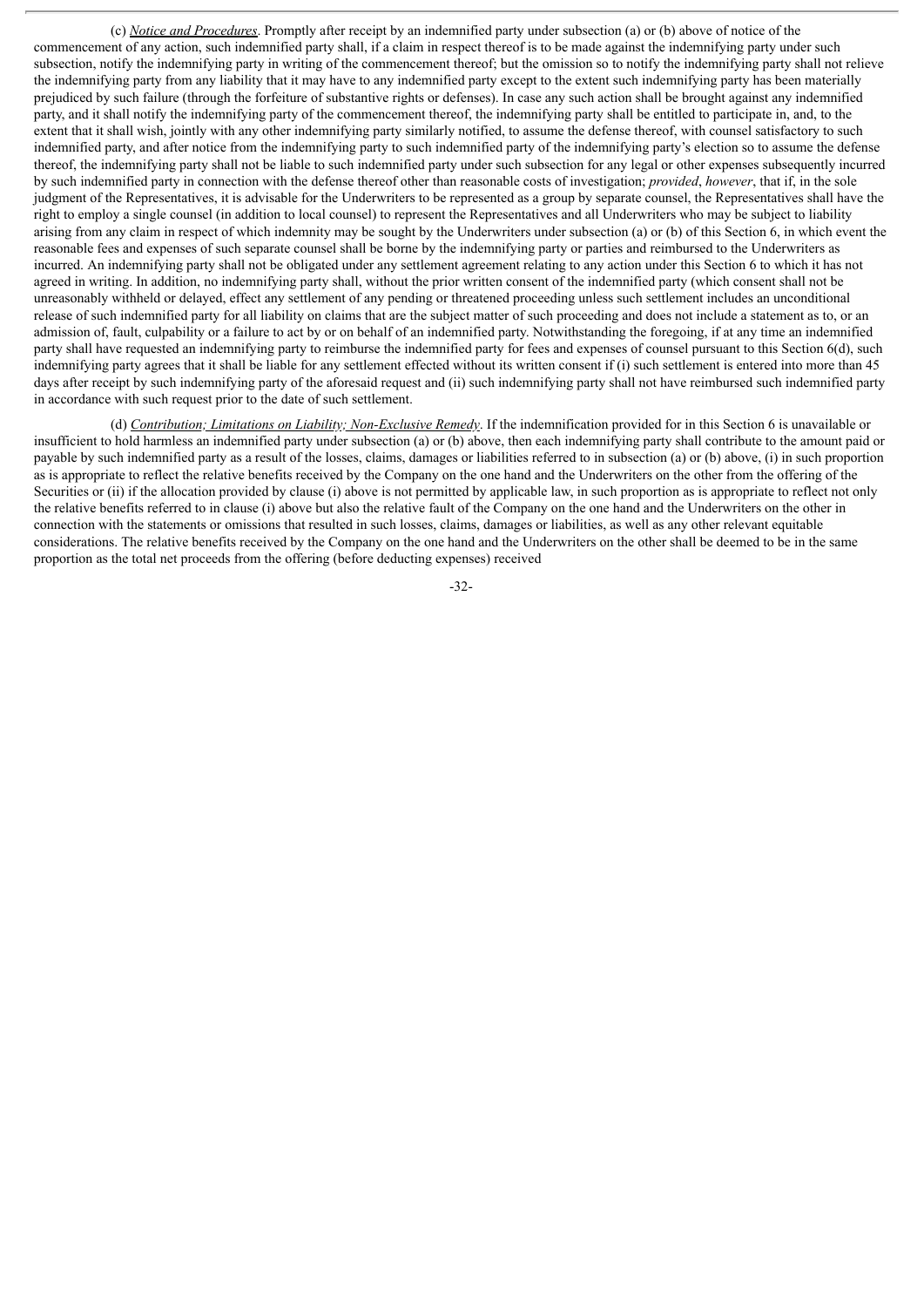(c) *Notice and Procedures*. Promptly after receipt by an indemnified party under subsection (a) or (b) above of notice of the commencement of any action, such indemnified party shall, if a claim in respect thereof is to be made against the indemnifying party under such subsection, notify the indemnifying party in writing of the commencement thereof; but the omission so to notify the indemnifying party shall not relieve the indemnifying party from any liability that it may have to any indemnified party except to the extent such indemnifying party has been materially prejudiced by such failure (through the forfeiture of substantive rights or defenses). In case any such action shall be brought against any indemnified party, and it shall notify the indemnifying party of the commencement thereof, the indemnifying party shall be entitled to participate in, and, to the extent that it shall wish, jointly with any other indemnifying party similarly notified, to assume the defense thereof, with counsel satisfactory to such indemnified party, and after notice from the indemnifying party to such indemnified party of the indemnifying party's election so to assume the defense thereof, the indemnifying party shall not be liable to such indemnified party under such subsection for any legal or other expenses subsequently incurred by such indemnified party in connection with the defense thereof other than reasonable costs of investigation; *provided*, *however*, that if, in the sole judgment of the Representatives, it is advisable for the Underwriters to be represented as a group by separate counsel, the Representatives shall have the right to employ a single counsel (in addition to local counsel) to represent the Representatives and all Underwriters who may be subject to liability arising from any claim in respect of which indemnity may be sought by the Underwriters under subsection (a) or (b) of this Section 6, in which event the reasonable fees and expenses of such separate counsel shall be borne by the indemnifying party or parties and reimbursed to the Underwriters as incurred. An indemnifying party shall not be obligated under any settlement agreement relating to any action under this Section 6 to which it has not agreed in writing. In addition, no indemnifying party shall, without the prior written consent of the indemnified party (which consent shall not be unreasonably withheld or delayed, effect any settlement of any pending or threatened proceeding unless such settlement includes an unconditional release of such indemnified party for all liability on claims that are the subject matter of such proceeding and does not include a statement as to, or an admission of, fault, culpability or a failure to act by or on behalf of an indemnified party. Notwithstanding the foregoing, if at any time an indemnified party shall have requested an indemnifying party to reimburse the indemnified party for fees and expenses of counsel pursuant to this Section 6(d), such indemnifying party agrees that it shall be liable for any settlement effected without its written consent if (i) such settlement is entered into more than 45 days after receipt by such indemnifying party of the aforesaid request and (ii) such indemnifying party shall not have reimbursed such indemnified party in accordance with such request prior to the date of such settlement.

(d) *Contribution; Limitations on Liability; Non-Exclusive Remedy*. If the indemnification provided for in this Section 6 is unavailable or insufficient to hold harmless an indemnified party under subsection (a) or (b) above, then each indemnifying party shall contribute to the amount paid or payable by such indemnified party as a result of the losses, claims, damages or liabilities referred to in subsection (a) or (b) above, (i) in such proportion as is appropriate to reflect the relative benefits received by the Company on the one hand and the Underwriters on the other from the offering of the Securities or (ii) if the allocation provided by clause (i) above is not permitted by applicable law, in such proportion as is appropriate to reflect not only the relative benefits referred to in clause (i) above but also the relative fault of the Company on the one hand and the Underwriters on the other in connection with the statements or omissions that resulted in such losses, claims, damages or liabilities, as well as any other relevant equitable considerations. The relative benefits received by the Company on the one hand and the Underwriters on the other shall be deemed to be in the same proportion as the total net proceeds from the offering (before deducting expenses) received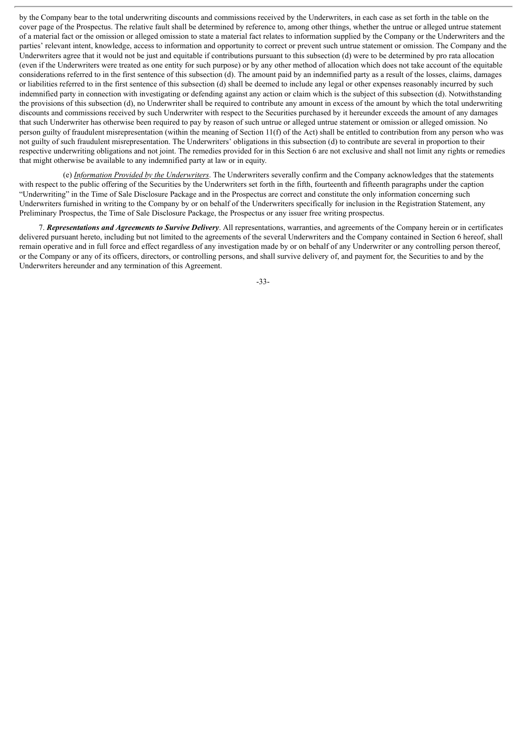by the Company bear to the total underwriting discounts and commissions received by the Underwriters, in each case as set forth in the table on the cover page of the Prospectus. The relative fault shall be determined by reference to, among other things, whether the untrue or alleged untrue statement of a material fact or the omission or alleged omission to state a material fact relates to information supplied by the Company or the Underwriters and the parties' relevant intent, knowledge, access to information and opportunity to correct or prevent such untrue statement or omission. The Company and the Underwriters agree that it would not be just and equitable if contributions pursuant to this subsection (d) were to be determined by pro rata allocation (even if the Underwriters were treated as one entity for such purpose) or by any other method of allocation which does not take account of the equitable considerations referred to in the first sentence of this subsection (d). The amount paid by an indemnified party as a result of the losses, claims, damages or liabilities referred to in the first sentence of this subsection (d) shall be deemed to include any legal or other expenses reasonably incurred by such indemnified party in connection with investigating or defending against any action or claim which is the subject of this subsection (d). Notwithstanding the provisions of this subsection (d), no Underwriter shall be required to contribute any amount in excess of the amount by which the total underwriting discounts and commissions received by such Underwriter with respect to the Securities purchased by it hereunder exceeds the amount of any damages that such Underwriter has otherwise been required to pay by reason of such untrue or alleged untrue statement or omission or alleged omission. No person guilty of fraudulent misrepresentation (within the meaning of Section 11(f) of the Act) shall be entitled to contribution from any person who was not guilty of such fraudulent misrepresentation. The Underwriters' obligations in this subsection (d) to contribute are several in proportion to their respective underwriting obligations and not joint. The remedies provided for in this Section 6 are not exclusive and shall not limit any rights or remedies that might otherwise be available to any indemnified party at law or in equity.

(e) *Information Provided by the Underwriters*. The Underwriters severally confirm and the Company acknowledges that the statements with respect to the public offering of the Securities by the Underwriters set forth in the fifth, fourteenth and fifteenth paragraphs under the caption "Underwriting" in the Time of Sale Disclosure Package and in the Prospectus are correct and constitute the only information concerning such Underwriters furnished in writing to the Company by or on behalf of the Underwriters specifically for inclusion in the Registration Statement, any Preliminary Prospectus, the Time of Sale Disclosure Package, the Prospectus or any issuer free writing prospectus.

7. ***Representations and Agreements to Survive Delivery***. All representations, warranties, and agreements of the Company herein or in certificates delivered pursuant hereto, including but not limited to the agreements of the several Underwriters and the Company contained in Section 6 hereof, shall remain operative and in full force and effect regardless of any investigation made by or on behalf of any Underwriter or any controlling person thereof, or the Company or any of its officers, directors, or controlling persons, and shall survive delivery of, and payment for, the Securities to and by the Underwriters hereunder and any termination of this Agreement.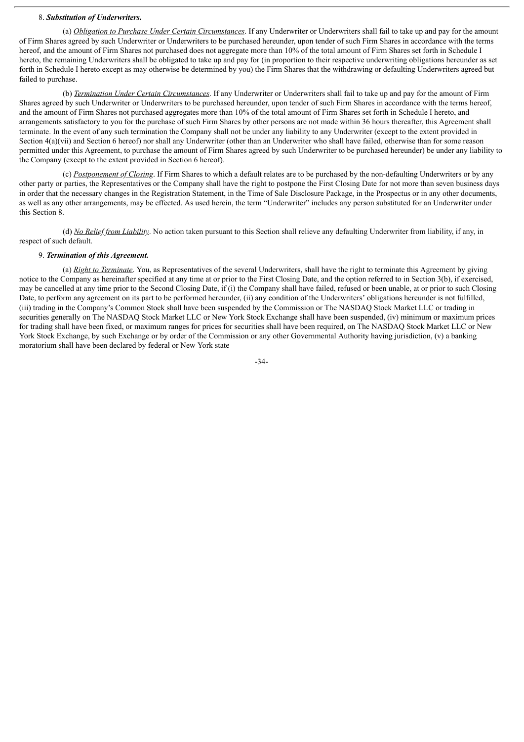8. ***Substitution of Underwriters***.

(a) *Obligation to Purchase Under Certain Circumstances*. If any Underwriter or Underwriters shall fail to take up and pay for the amount of Firm Shares agreed by such Underwriter or Underwriters to be purchased hereunder, upon tender of such Firm Shares in accordance with the terms hereof, and the amount of Firm Shares not purchased does not aggregate more than 10% of the total amount of Firm Shares set forth in Schedule I hereto, the remaining Underwriters shall be obligated to take up and pay for (in proportion to their respective underwriting obligations hereunder as set forth in Schedule I hereto except as may otherwise be determined by you) the Firm Shares that the withdrawing or defaulting Underwriters agreed but failed to purchase.

(b) *Termination Under Certain Circumstances*. If any Underwriter or Underwriters shall fail to take up and pay for the amount of Firm Shares agreed by such Underwriter or Underwriters to be purchased hereunder, upon tender of such Firm Shares in accordance with the terms hereof, and the amount of Firm Shares not purchased aggregates more than 10% of the total amount of Firm Shares set forth in Schedule I hereto, and arrangements satisfactory to you for the purchase of such Firm Shares by other persons are not made within 36 hours thereafter, this Agreement shall terminate. In the event of any such termination the Company shall not be under any liability to any Underwriter (except to the extent provided in Section 4(a)(vii) and Section 6 hereof) nor shall any Underwriter (other than an Underwriter who shall have failed, otherwise than for some reason permitted under this Agreement, to purchase the amount of Firm Shares agreed by such Underwriter to be purchased hereunder) be under any liability to the Company (except to the extent provided in Section 6 hereof).

(c) *Postponement of Closing*. If Firm Shares to which a default relates are to be purchased by the non-defaulting Underwriters or by any other party or parties, the Representatives or the Company shall have the right to postpone the First Closing Date for not more than seven business days in order that the necessary changes in the Registration Statement, in the Time of Sale Disclosure Package, in the Prospectus or in any other documents, as well as any other arrangements, may be effected. As used herein, the term "Underwriter" includes any person substituted for an Underwriter under this Section 8.

(d) *No Relief from Liability*. No action taken pursuant to this Section shall relieve any defaulting Underwriter from liability, if any, in respect of such default.

9. ***Termination of this Agreement.***

(a) *Right to Terminate*. You, as Representatives of the several Underwriters, shall have the right to terminate this Agreement by giving notice to the Company as hereinafter specified at any time at or prior to the First Closing Date, and the option referred to in Section 3(b), if exercised, may be cancelled at any time prior to the Second Closing Date, if (i) the Company shall have failed, refused or been unable, at or prior to such Closing Date, to perform any agreement on its part to be performed hereunder, (ii) any condition of the Underwriters' obligations hereunder is not fulfilled, (iii) trading in the Company's Common Stock shall have been suspended by the Commission or The NASDAQ Stock Market LLC or trading in securities generally on The NASDAQ Stock Market LLC or New York Stock Exchange shall have been suspended, (iv) minimum or maximum prices for trading shall have been fixed, or maximum ranges for prices for securities shall have been required, on The NASDAQ Stock Market LLC or New York Stock Exchange, by such Exchange or by order of the Commission or any other Governmental Authority having jurisdiction, (v) a banking moratorium shall have been declared by federal or New York state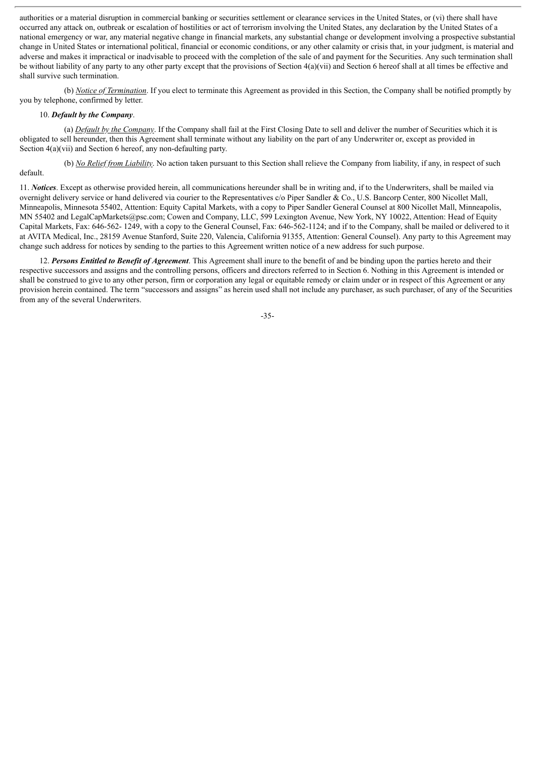authorities or a material disruption in commercial banking or securities settlement or clearance services in the United States, or (vi) there shall have occurred any attack on, outbreak or escalation of hostilities or act of terrorism involving the United States, any declaration by the United States of a national emergency or war, any material negative change in financial markets, any substantial change or development involving a prospective substantial change in United States or international political, financial or economic conditions, or any other calamity or crisis that, in your judgment, is material and adverse and makes it impractical or inadvisable to proceed with the completion of the sale of and payment for the Securities. Any such termination shall be without liability of any party to any other party except that the provisions of Section 4(a)(vii) and Section 6 hereof shall at all times be effective and shall survive such termination.

(b) *Notice of Termination*. If you elect to terminate this Agreement as provided in this Section, the Company shall be notified promptly by you by telephone, confirmed by letter.

10. ***Default by the Company***.

(a) *Default by the Company*. If the Company shall fail at the First Closing Date to sell and deliver the number of Securities which it is obligated to sell hereunder, then this Agreement shall terminate without any liability on the part of any Underwriter or, except as provided in Section 4(a)(vii) and Section 6 hereof, any non-defaulting party.

(b) *No Relief from Liability*. No action taken pursuant to this Section shall relieve the Company from liability, if any, in respect of such default.

11. ***Notices***. Except as otherwise provided herein, all communications hereunder shall be in writing and, if to the Underwriters, shall be mailed via overnight delivery service or hand delivered via courier to the Representatives c/o Piper Sandler & Co., U.S. Bancorp Center, 800 Nicollet Mall, Minneapolis, Minnesota 55402, Attention: Equity Capital Markets, with a copy to Piper Sandler General Counsel at 800 Nicollet Mall, Minneapolis, MN 55402 and LegalCapMarkets@psc.com; Cowen and Company, LLC, 599 Lexington Avenue, New York, NY 10022, Attention: Head of Equity Capital Markets, Fax: 646-562- 1249, with a copy to the General Counsel, Fax: 646-562-1124; and if to the Company, shall be mailed or delivered to it at AVITA Medical, Inc., 28159 Avenue Stanford, Suite 220, Valencia, California 91355, Attention: General Counsel). Any party to this Agreement may change such address for notices by sending to the parties to this Agreement written notice of a new address for such purpose.

12. ***Persons Entitled to Benefit of Agreement***. This Agreement shall inure to the benefit of and be binding upon the parties hereto and their respective successors and assigns and the controlling persons, officers and directors referred to in Section 6. Nothing in this Agreement is intended or shall be construed to give to any other person, firm or corporation any legal or equitable remedy or claim under or in respect of this Agreement or any provision herein contained. The term "successors and assigns" as herein used shall not include any purchaser, as such purchaser, of any of the Securities from any of the several Underwriters.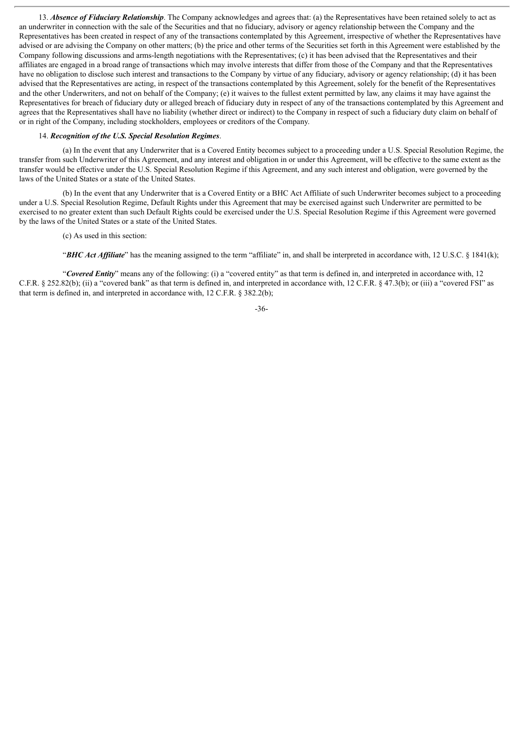13. ***Absence of Fiduciary Relationship***. The Company acknowledges and agrees that: (a) the Representatives have been retained solely to act as an underwriter in connection with the sale of the Securities and that no fiduciary, advisory or agency relationship between the Company and the Representatives has been created in respect of any of the transactions contemplated by this Agreement, irrespective of whether the Representatives have advised or are advising the Company on other matters; (b) the price and other terms of the Securities set forth in this Agreement were established by the Company following discussions and arms-length negotiations with the Representatives; (c) it has been advised that the Representatives and their affiliates are engaged in a broad range of transactions which may involve interests that differ from those of the Company and that the Representatives have no obligation to disclose such interest and transactions to the Company by virtue of any fiduciary, advisory or agency relationship; (d) it has been advised that the Representatives are acting, in respect of the transactions contemplated by this Agreement, solely for the benefit of the Representatives and the other Underwriters, and not on behalf of the Company; (e) it waives to the fullest extent permitted by law, any claims it may have against the Representatives for breach of fiduciary duty or alleged breach of fiduciary duty in respect of any of the transactions contemplated by this Agreement and agrees that the Representatives shall have no liability (whether direct or indirect) to the Company in respect of such a fiduciary duty claim on behalf of or in right of the Company, including stockholders, employees or creditors of the Company.

14. ***Recognition of the U.S. Special Resolution Regimes***.

(a) In the event that any Underwriter that is a Covered Entity becomes subject to a proceeding under a U.S. Special Resolution Regime, the transfer from such Underwriter of this Agreement, and any interest and obligation in or under this Agreement, will be effective to the same extent as the transfer would be effective under the U.S. Special Resolution Regime if this Agreement, and any such interest and obligation, were governed by the laws of the United States or a state of the United States.

(b) In the event that any Underwriter that is a Covered Entity or a BHC Act Affiliate of such Underwriter becomes subject to a proceeding under a U.S. Special Resolution Regime, Default Rights under this Agreement that may be exercised against such Underwriter are permitted to be exercised to no greater extent than such Default Rights could be exercised under the U.S. Special Resolution Regime if this Agreement were governed by the laws of the United States or a state of the United States.

(c) As used in this section:

"***BHC Act Affiliate***" has the meaning assigned to the term "affiliate" in, and shall be interpreted in accordance with, 12 U.S.C. § 1841(k);

"***Covered Entity***" means any of the following: (i) a "covered entity" as that term is defined in, and interpreted in accordance with, 12 C.F.R. § 252.82(b); (ii) a "covered bank" as that term is defined in, and interpreted in accordance with, 12 C.F.R. § 47.3(b); or (iii) a "covered FSI" as that term is defined in, and interpreted in accordance with, 12 C.F.R. § 382.2(b);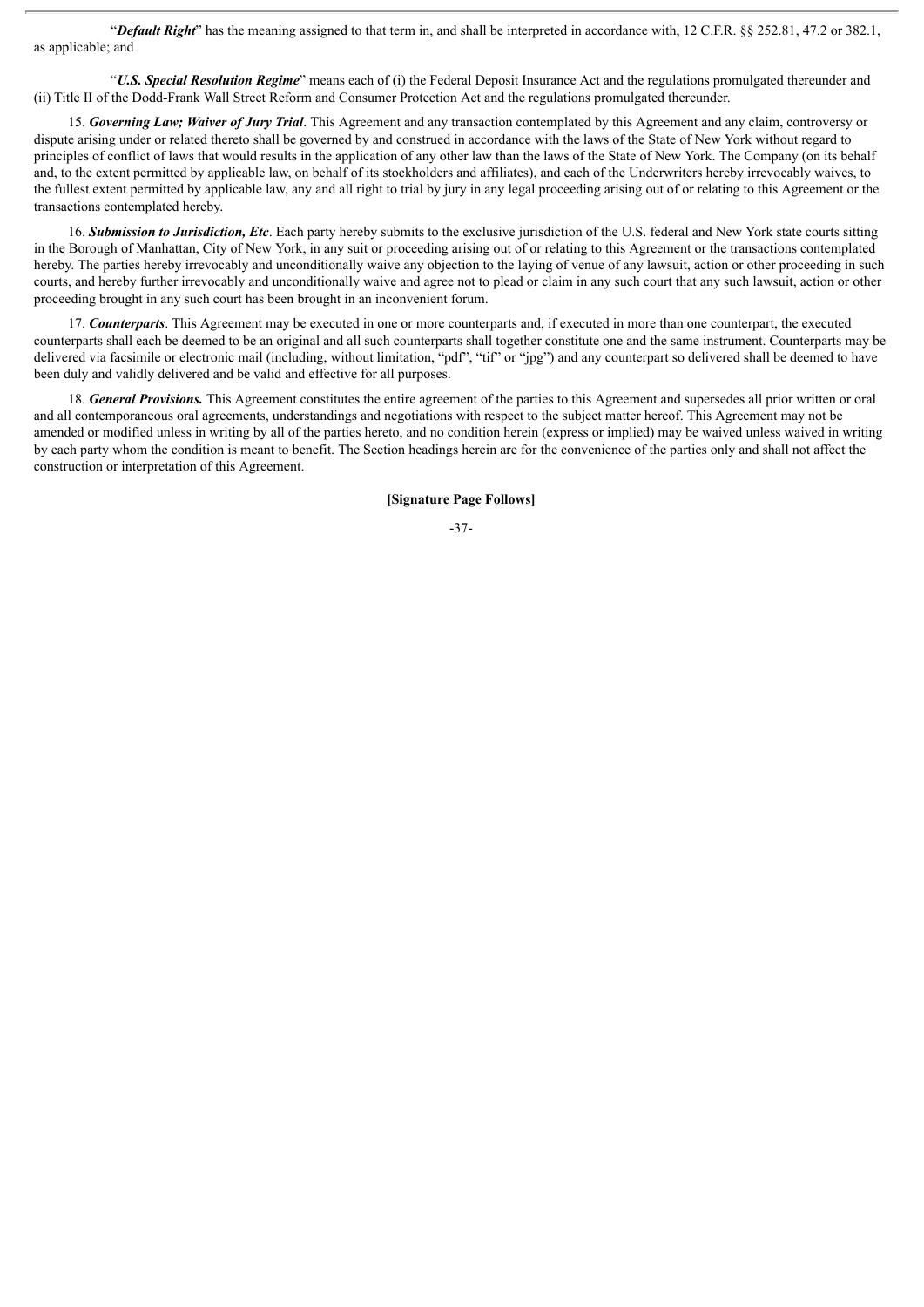"***Default Right***" has the meaning assigned to that term in, and shall be interpreted in accordance with, 12 C.F.R. §§ 252.81, 47.2 or 382.1, as applicable; and

"***U.S. Special Resolution Regime***" means each of (i) the Federal Deposit Insurance Act and the regulations promulgated thereunder and (ii) Title II of the Dodd-Frank Wall Street Reform and Consumer Protection Act and the regulations promulgated thereunder.

15. ***Governing Law; Waiver of Jury Trial***. This Agreement and any transaction contemplated by this Agreement and any claim, controversy or dispute arising under or related thereto shall be governed by and construed in accordance with the laws of the State of New York without regard to principles of conflict of laws that would results in the application of any other law than the laws of the State of New York. The Company (on its behalf and, to the extent permitted by applicable law, on behalf of its stockholders and affiliates), and each of the Underwriters hereby irrevocably waives, to the fullest extent permitted by applicable law, any and all right to trial by jury in any legal proceeding arising out of or relating to this Agreement or the transactions contemplated hereby.

16. ***Submission to Jurisdiction, Etc***. Each party hereby submits to the exclusive jurisdiction of the U.S. federal and New York state courts sitting in the Borough of Manhattan, City of New York, in any suit or proceeding arising out of or relating to this Agreement or the transactions contemplated hereby. The parties hereby irrevocably and unconditionally waive any objection to the laying of venue of any lawsuit, action or other proceeding in such courts, and hereby further irrevocably and unconditionally waive and agree not to plead or claim in any such court that any such lawsuit, action or other proceeding brought in any such court has been brought in an inconvenient forum.

17. ***Counterparts***. This Agreement may be executed in one or more counterparts and, if executed in more than one counterpart, the executed counterparts shall each be deemed to be an original and all such counterparts shall together constitute one and the same instrument. Counterparts may be delivered via facsimile or electronic mail (including, without limitation, "pdf", "tif" or "jpg") and any counterpart so delivered shall be deemed to have been duly and validly delivered and be valid and effective for all purposes.

18. ***General Provisions.*** This Agreement constitutes the entire agreement of the parties to this Agreement and supersedes all prior written or oral and all contemporaneous oral agreements, understandings and negotiations with respect to the subject matter hereof. This Agreement may not be amended or modified unless in writing by all of the parties hereto, and no condition herein (express or implied) may be waived unless waived in writing by each party whom the condition is meant to benefit. The Section headings herein are for the convenience of the parties only and shall not affect the construction or interpretation of this Agreement.

**[Signature Page Follows]**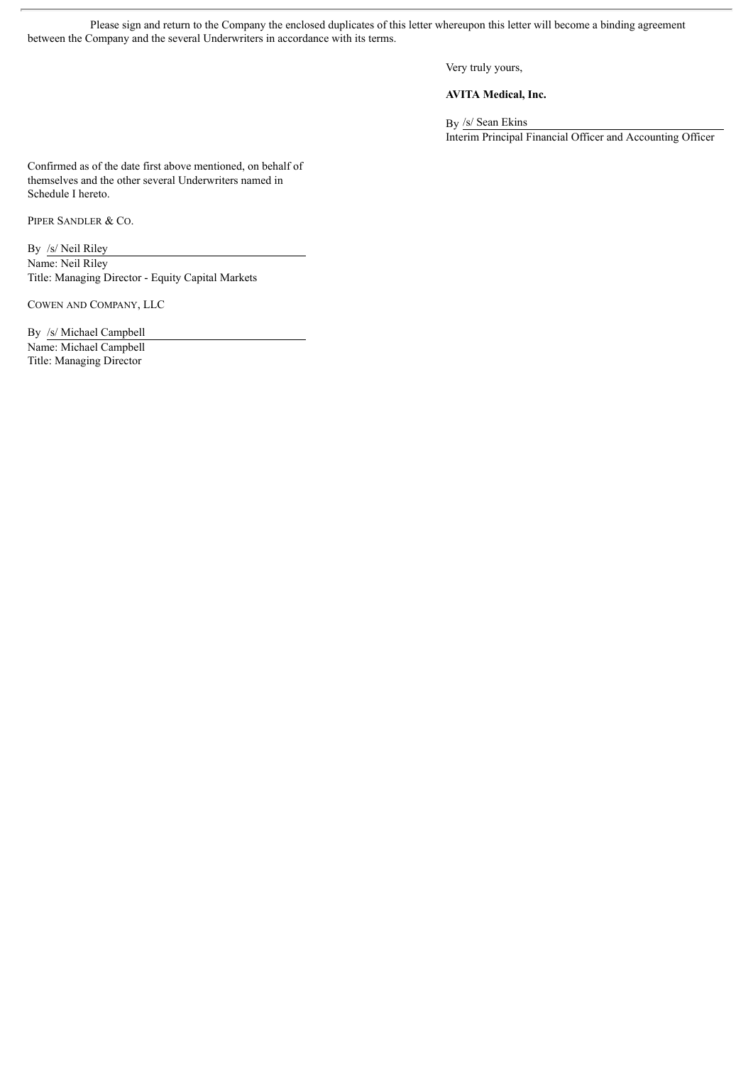Please sign and return to the Company the enclosed duplicates of this letter whereupon this letter will become a binding agreement between the Company and the several Underwriters in accordance with its terms.

Very truly yours,

**AVITA Medical, Inc.**

By /s/ Sean Ekins
Interim Principal Financial Officer and Accounting Officer

Confirmed as of the date first above mentioned, on behalf of themselves and the other several Underwriters named in Schedule I hereto.

PIPER SANDLER & CO.

By /s/ Neil Riley
Name: Neil Riley
Title: Managing Director - Equity Capital Markets

COWEN AND COMPANY, LLC

By /s/ Michael Campbell
Name: Michael Campbell
Title: Managing Director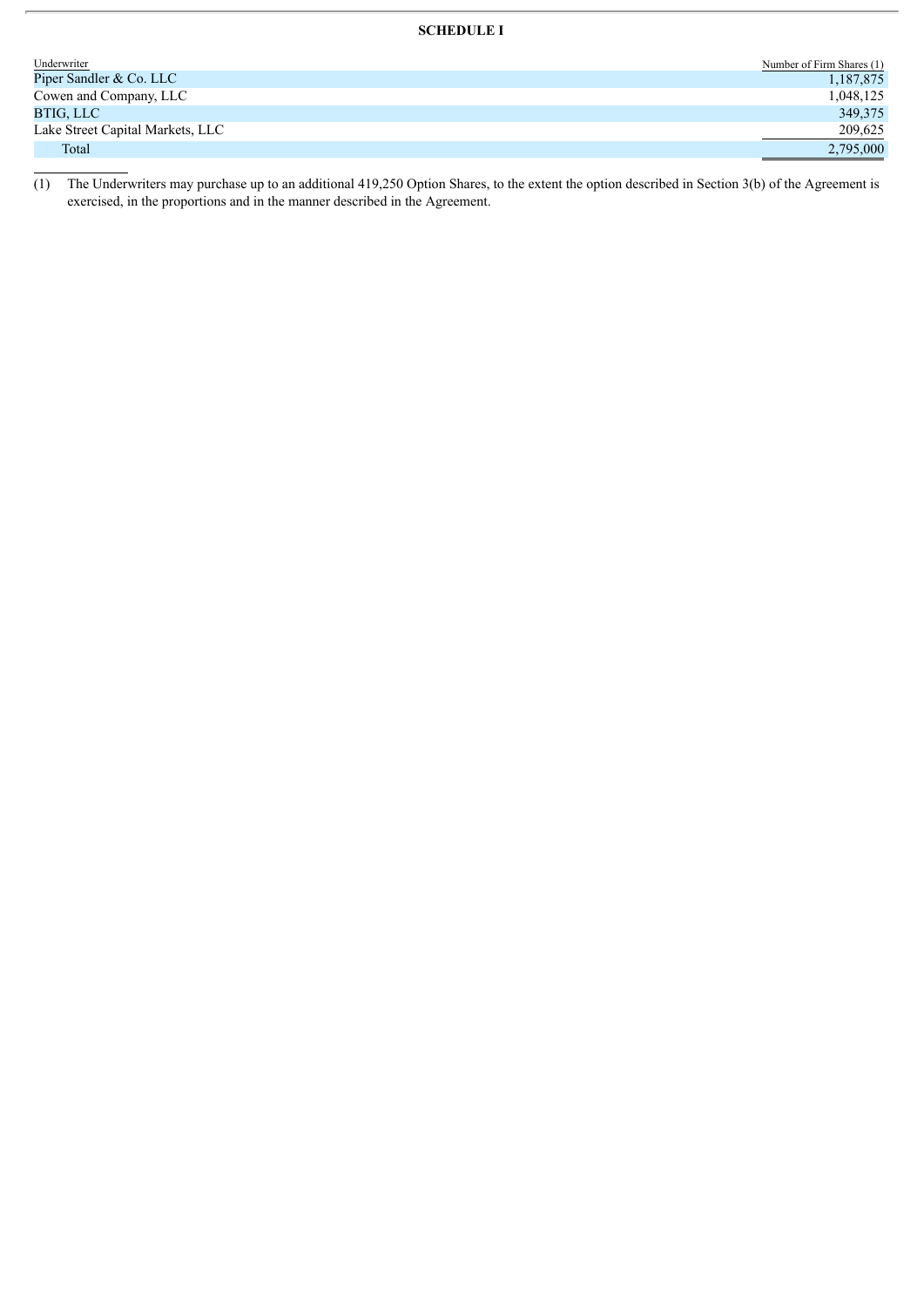**SCHEDULE I**

| Underwriter | Number of Firm Shares (1) |
|---|---|
| Piper Sandler & Co. LLC | 1,187,875 |
| Cowen and Company, LLC | 1,048,125 |
| BTIG, LLC | 349,375 |
| Lake Street Capital Markets, LLC | 209,625 |
| Total | 2,795,000 |

(1) The Underwriters may purchase up to an additional 419,250 Option Shares, to the extent the option described in Section 3(b) of the Agreement is exercised, in the proportions and in the manner described in the Agreement.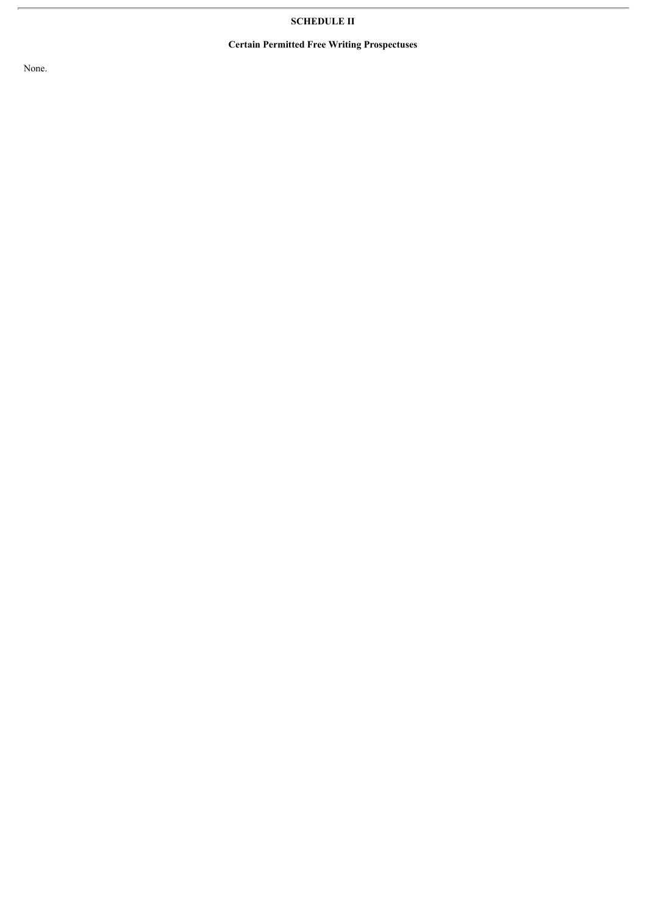# SCHEDULE II

## Certain Permitted Free Writing Prospectuses

None.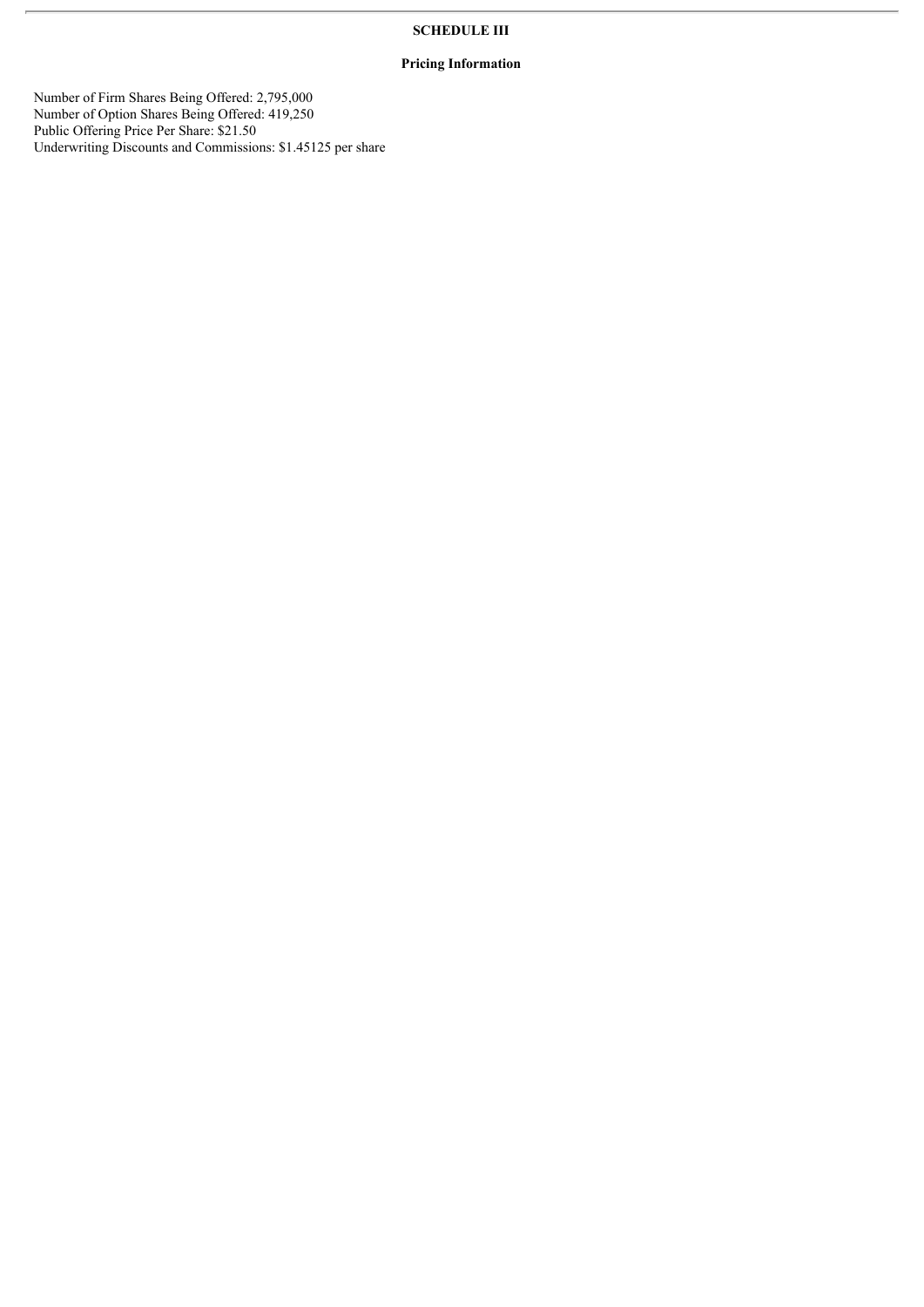# SCHEDULE III

## Pricing Information

Number of Firm Shares Being Offered: 2,795,000
Number of Option Shares Being Offered: 419,250
Public Offering Price Per Share: $21.50
Underwriting Discounts and Commissions: $1.45125 per share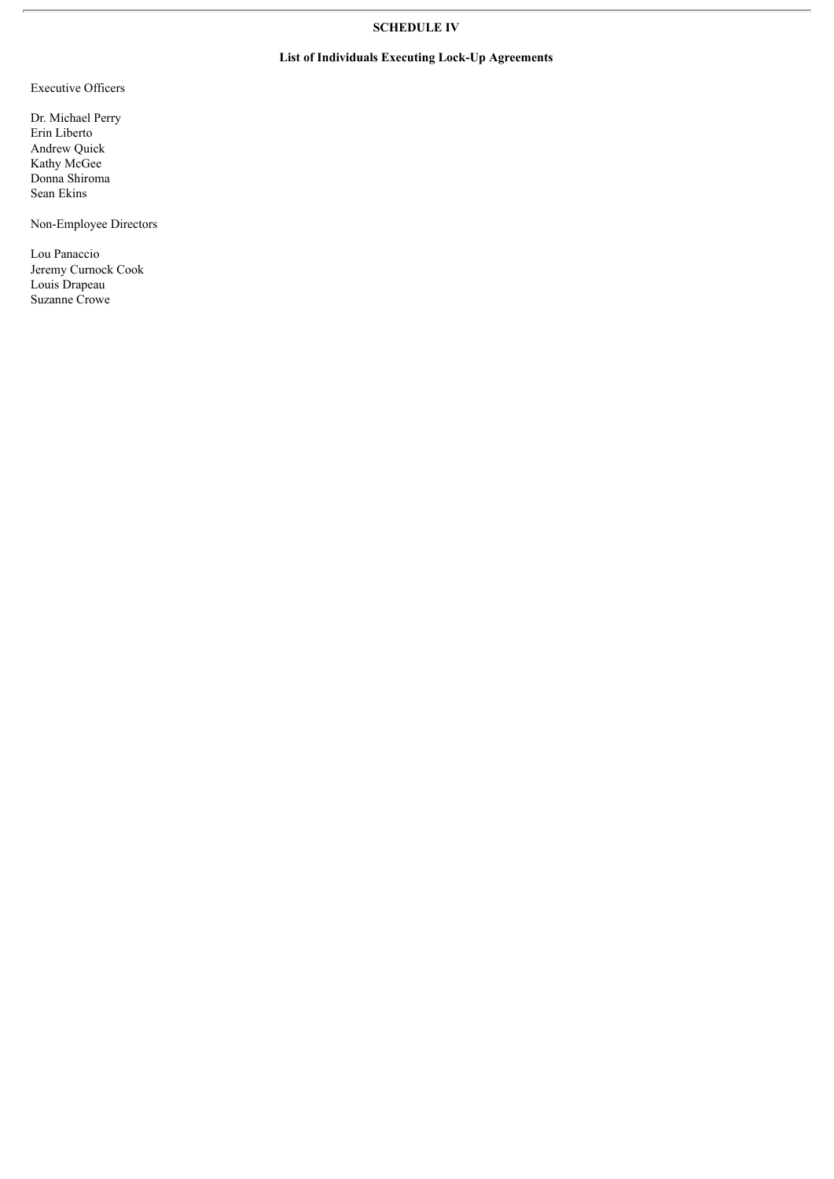# SCHEDULE IV

## List of Individuals Executing Lock-Up Agreements

Executive Officers

Dr. Michael Perry
Erin Liberto
Andrew Quick
Kathy McGee
Donna Shiroma
Sean Ekins

Non-Employee Directors

Lou Panaccio
Jeremy Curnock Cook
Louis Drapeau
Suzanne Crowe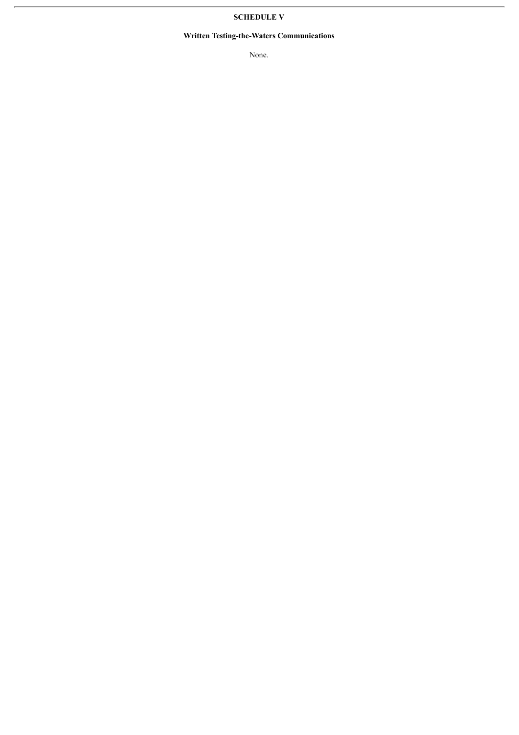# SCHEDULE V

## Written Testing-the-Waters Communications

None.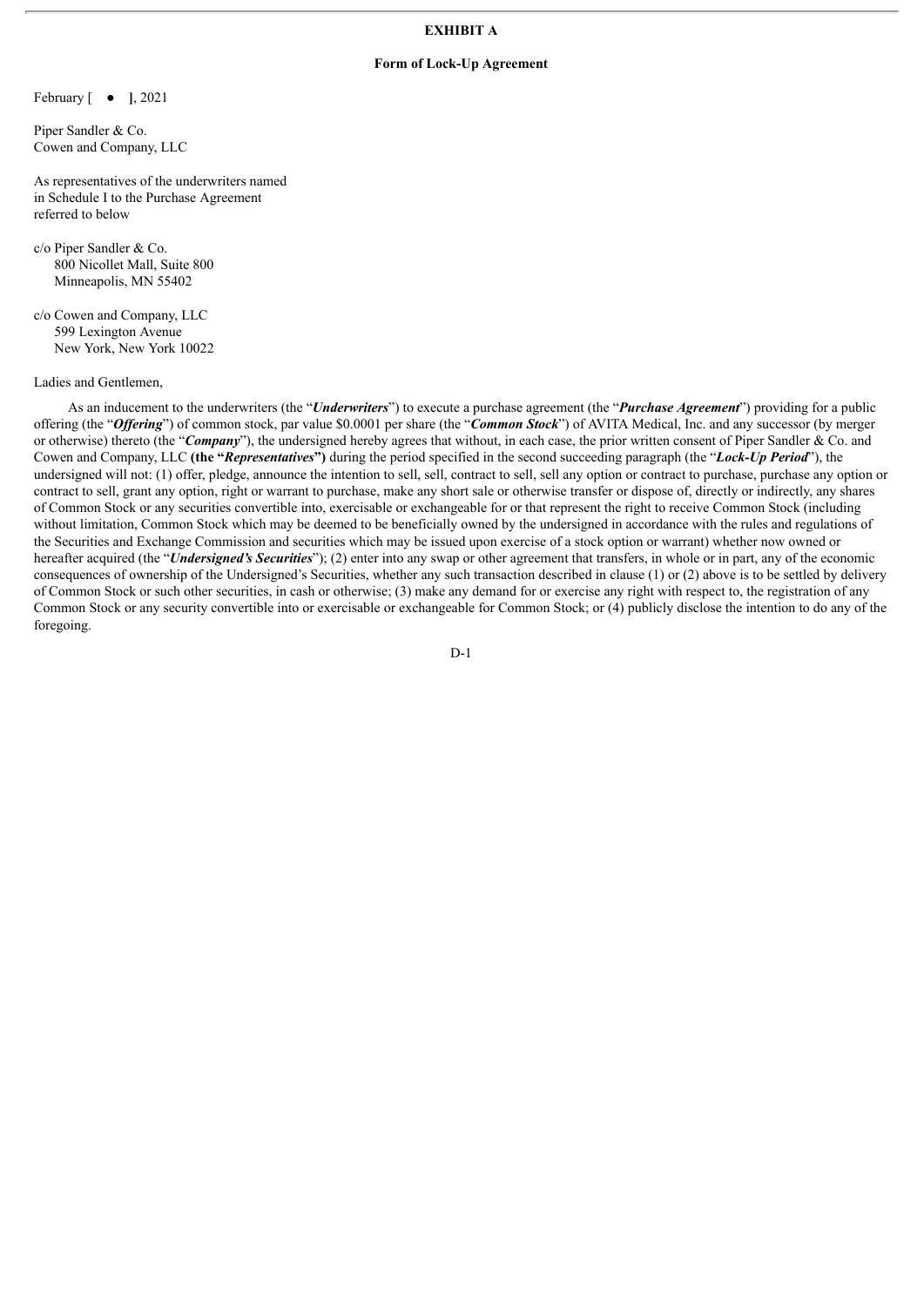**EXHIBIT A**

**Form of Lock-Up Agreement**

February [ ● ], 2021

Piper Sandler & Co.
Cowen and Company, LLC

As representatives of the underwriters named
in Schedule I to the Purchase Agreement
referred to below

c/o Piper Sandler & Co.
800 Nicollet Mall, Suite 800
Minneapolis, MN 55402

c/o Cowen and Company, LLC
599 Lexington Avenue
New York, New York 10022

Ladies and Gentlemen,

As an inducement to the underwriters (the "***Underwriters***") to execute a purchase agreement (the "***Purchase Agreement***") providing for a public offering (the "***Offering***") of common stock, par value $0.0001 per share (the "***Common Stock***") of AVITA Medical, Inc. and any successor (by merger or otherwise) thereto (the "***Company***"), the undersigned hereby agrees that without, in each case, the prior written consent of Piper Sandler & Co. and Cowen and Company, LLC **(the "*Representatives*")** during the period specified in the second succeeding paragraph (the "***Lock-Up Period***"), the undersigned will not: (1) offer, pledge, announce the intention to sell, sell, contract to sell, sell any option or contract to purchase, purchase any option or contract to sell, grant any option, right or warrant to purchase, make any short sale or otherwise transfer or dispose of, directly or indirectly, any shares of Common Stock or any securities convertible into, exercisable or exchangeable for or that represent the right to receive Common Stock (including without limitation, Common Stock which may be deemed to be beneficially owned by the undersigned in accordance with the rules and regulations of the Securities and Exchange Commission and securities which may be issued upon exercise of a stock option or warrant) whether now owned or hereafter acquired (the "***Undersigned's Securities***"); (2) enter into any swap or other agreement that transfers, in whole or in part, any of the economic consequences of ownership of the Undersigned's Securities, whether any such transaction described in clause (1) or (2) above is to be settled by delivery of Common Stock or such other securities, in cash or otherwise; (3) make any demand for or exercise any right with respect to, the registration of any Common Stock or any security convertible into or exercisable or exchangeable for Common Stock; or (4) publicly disclose the intention to do any of the foregoing.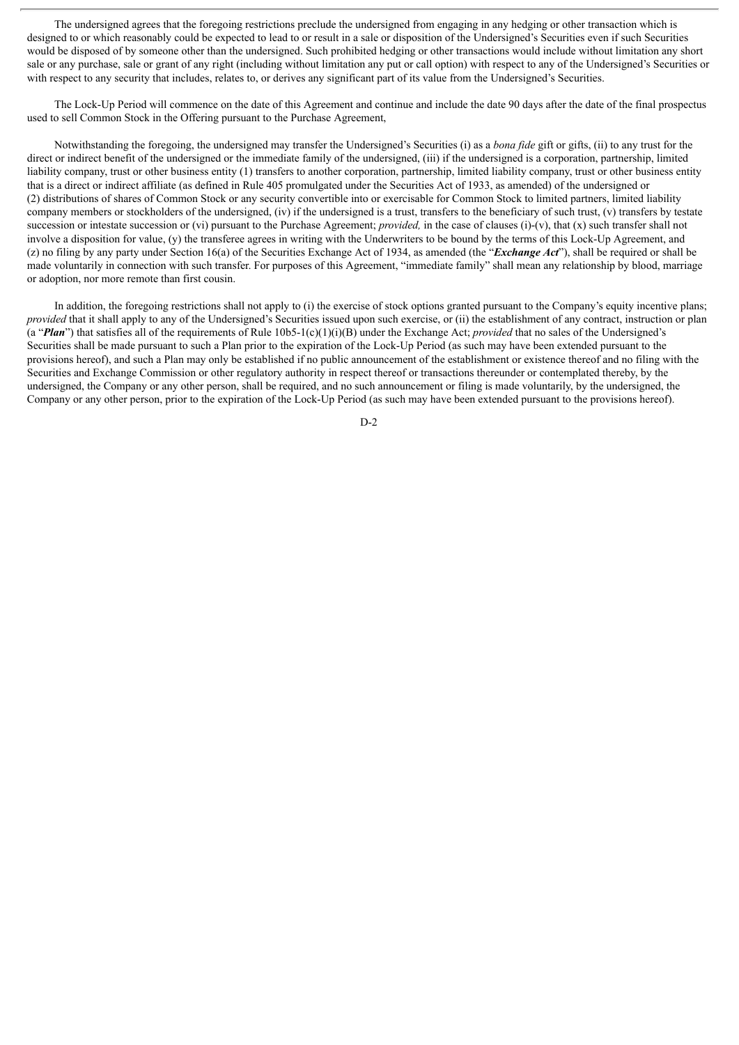The undersigned agrees that the foregoing restrictions preclude the undersigned from engaging in any hedging or other transaction which is designed to or which reasonably could be expected to lead to or result in a sale or disposition of the Undersigned's Securities even if such Securities would be disposed of by someone other than the undersigned. Such prohibited hedging or other transactions would include without limitation any short sale or any purchase, sale or grant of any right (including without limitation any put or call option) with respect to any of the Undersigned's Securities or with respect to any security that includes, relates to, or derives any significant part of its value from the Undersigned's Securities.

The Lock-Up Period will commence on the date of this Agreement and continue and include the date 90 days after the date of the final prospectus used to sell Common Stock in the Offering pursuant to the Purchase Agreement,

Notwithstanding the foregoing, the undersigned may transfer the Undersigned's Securities (i) as a *bona fide* gift or gifts, (ii) to any trust for the direct or indirect benefit of the undersigned or the immediate family of the undersigned, (iii) if the undersigned is a corporation, partnership, limited liability company, trust or other business entity (1) transfers to another corporation, partnership, limited liability company, trust or other business entity that is a direct or indirect affiliate (as defined in Rule 405 promulgated under the Securities Act of 1933, as amended) of the undersigned or (2) distributions of shares of Common Stock or any security convertible into or exercisable for Common Stock to limited partners, limited liability company members or stockholders of the undersigned, (iv) if the undersigned is a trust, transfers to the beneficiary of such trust, (v) transfers by testate succession or intestate succession or (vi) pursuant to the Purchase Agreement; *provided,* in the case of clauses (i)-(v), that (x) such transfer shall not involve a disposition for value, (y) the transferee agrees in writing with the Underwriters to be bound by the terms of this Lock-Up Agreement, and (z) no filing by any party under Section 16(a) of the Securities Exchange Act of 1934, as amended (the "***Exchange Act***"), shall be required or shall be made voluntarily in connection with such transfer. For purposes of this Agreement, "immediate family" shall mean any relationship by blood, marriage or adoption, nor more remote than first cousin.

In addition, the foregoing restrictions shall not apply to (i) the exercise of stock options granted pursuant to the Company's equity incentive plans; *provided* that it shall apply to any of the Undersigned's Securities issued upon such exercise, or (ii) the establishment of any contract, instruction or plan (a "***Plan***") that satisfies all of the requirements of Rule 10b5-1(c)(1)(i)(B) under the Exchange Act; *provided* that no sales of the Undersigned's Securities shall be made pursuant to such a Plan prior to the expiration of the Lock-Up Period (as such may have been extended pursuant to the provisions hereof), and such a Plan may only be established if no public announcement of the establishment or existence thereof and no filing with the Securities and Exchange Commission or other regulatory authority in respect thereof or transactions thereunder or contemplated thereby, by the undersigned, the Company or any other person, shall be required, and no such announcement or filing is made voluntarily, by the undersigned, the Company or any other person, prior to the expiration of the Lock-Up Period (as such may have been extended pursuant to the provisions hereof).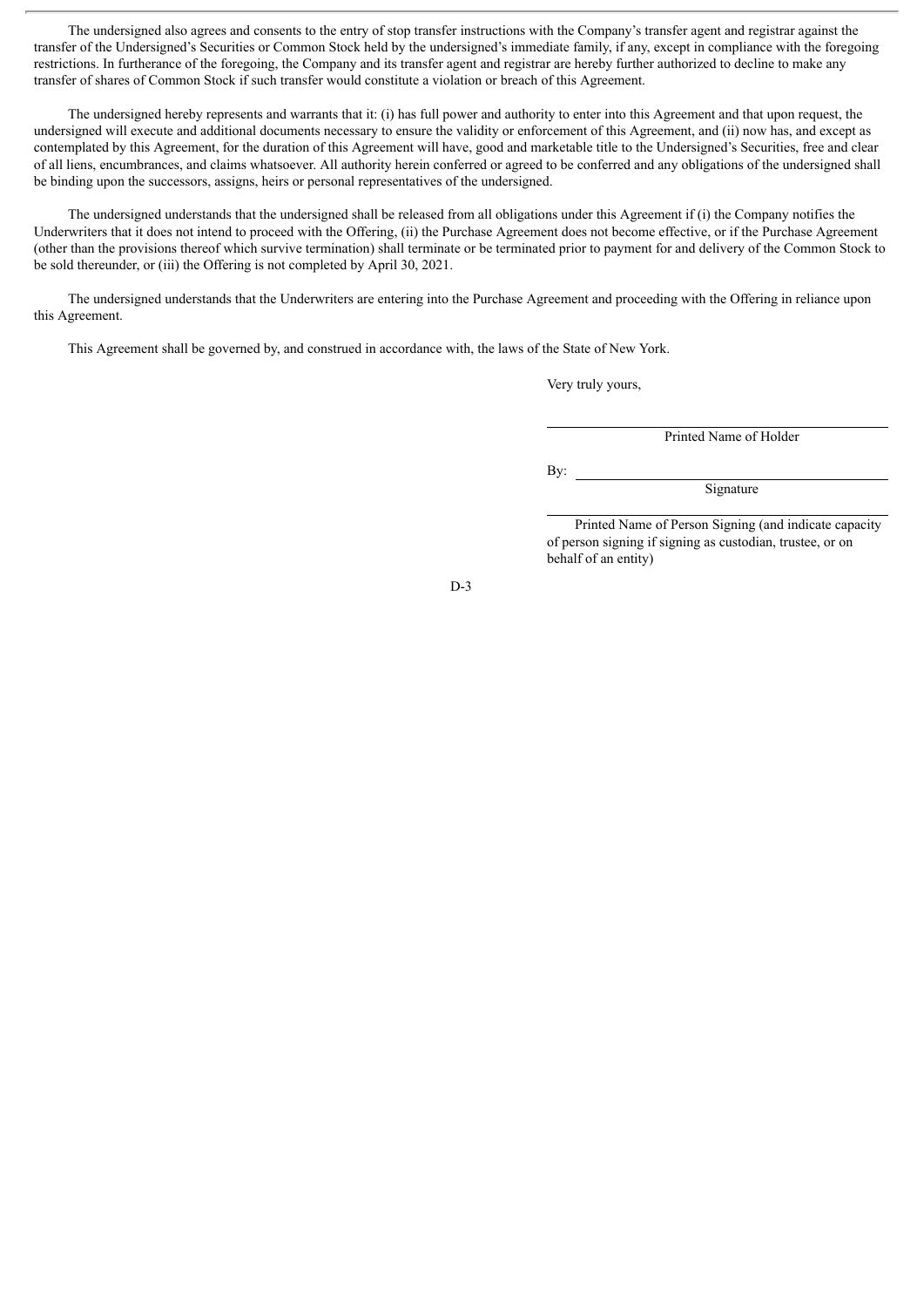The undersigned also agrees and consents to the entry of stop transfer instructions with the Company's transfer agent and registrar against the transfer of the Undersigned's Securities or Common Stock held by the undersigned's immediate family, if any, except in compliance with the foregoing restrictions. In furtherance of the foregoing, the Company and its transfer agent and registrar are hereby further authorized to decline to make any transfer of shares of Common Stock if such transfer would constitute a violation or breach of this Agreement.

The undersigned hereby represents and warrants that it: (i) has full power and authority to enter into this Agreement and that upon request, the undersigned will execute and additional documents necessary to ensure the validity or enforcement of this Agreement, and (ii) now has, and except as contemplated by this Agreement, for the duration of this Agreement will have, good and marketable title to the Undersigned's Securities, free and clear of all liens, encumbrances, and claims whatsoever. All authority herein conferred or agreed to be conferred and any obligations of the undersigned shall be binding upon the successors, assigns, heirs or personal representatives of the undersigned.

The undersigned understands that the undersigned shall be released from all obligations under this Agreement if (i) the Company notifies the Underwriters that it does not intend to proceed with the Offering, (ii) the Purchase Agreement does not become effective, or if the Purchase Agreement (other than the provisions thereof which survive termination) shall terminate or be terminated prior to payment for and delivery of the Common Stock to be sold thereunder, or (iii) the Offering is not completed by April 30, 2021.

The undersigned understands that the Underwriters are entering into the Purchase Agreement and proceeding with the Offering in reliance upon this Agreement.

This Agreement shall be governed by, and construed in accordance with, the laws of the State of New York.

Very truly yours,

\_\_\_\_\_\_\_\_\_\_\_\_\_\_\_\_\_\_\_\_\_\_\_\_\_\_\_\_\_\_\_\_\_\_\_\_\_\_\_\_

Printed Name of Holder

By: \_\_\_\_\_\_\_\_\_\_\_\_\_\_\_\_\_\_\_\_\_\_\_\_\_\_\_\_\_\_\_\_\_\_\_\_\_\_\_\_

Signature

\_\_\_\_\_\_\_\_\_\_\_\_\_\_\_\_\_\_\_\_\_\_\_\_\_\_\_\_\_\_\_\_\_\_\_\_\_\_\_\_

Printed Name of Person Signing (and indicate capacity of person signing if signing as custodian, trustee, or on behalf of an entity)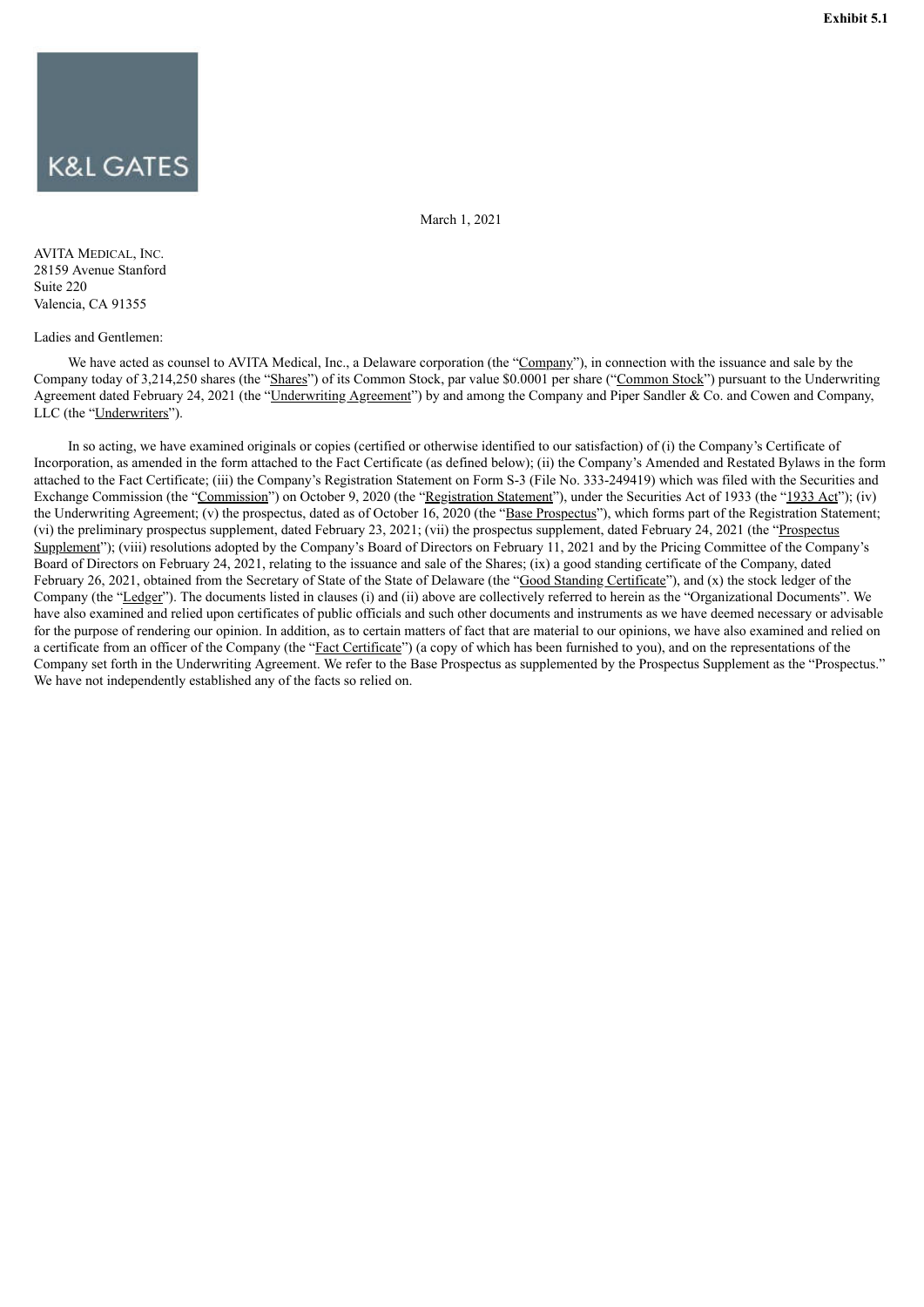**Exhibit 5.1**

K&L GATES

March 1, 2021

AVITA MEDICAL, INC.
28159 Avenue Stanford
Suite 220
Valencia, CA 91355

Ladies and Gentlemen:

We have acted as counsel to AVITA Medical, Inc., a Delaware corporation (the "Company"), in connection with the issuance and sale by the Company today of 3,214,250 shares (the "Shares") of its Common Stock, par value $0.0001 per share ("Common Stock") pursuant to the Underwriting Agreement dated February 24, 2021 (the "Underwriting Agreement") by and among the Company and Piper Sandler & Co. and Cowen and Company, LLC (the "Underwriters").

In so acting, we have examined originals or copies (certified or otherwise identified to our satisfaction) of (i) the Company's Certificate of Incorporation, as amended in the form attached to the Fact Certificate (as defined below); (ii) the Company's Amended and Restated Bylaws in the form attached to the Fact Certificate; (iii) the Company's Registration Statement on Form S-3 (File No. 333-249419) which was filed with the Securities and Exchange Commission (the "Commission") on October 9, 2020 (the "Registration Statement"), under the Securities Act of 1933 (the "1933 Act"); (iv) the Underwriting Agreement; (v) the prospectus, dated as of October 16, 2020 (the "Base Prospectus"), which forms part of the Registration Statement; (vi) the preliminary prospectus supplement, dated February 23, 2021; (vii) the prospectus supplement, dated February 24, 2021 (the "Prospectus Supplement"); (viii) resolutions adopted by the Company's Board of Directors on February 11, 2021 and by the Pricing Committee of the Company's Board of Directors on February 24, 2021, relating to the issuance and sale of the Shares; (ix) a good standing certificate of the Company, dated February 26, 2021, obtained from the Secretary of State of the State of Delaware (the "Good Standing Certificate"), and (x) the stock ledger of the Company (the "Ledger"). The documents listed in clauses (i) and (ii) above are collectively referred to herein as the "Organizational Documents". We have also examined and relied upon certificates of public officials and such other documents and instruments as we have deemed necessary or advisable for the purpose of rendering our opinion. In addition, as to certain matters of fact that are material to our opinions, we have also examined and relied on a certificate from an officer of the Company (the "Fact Certificate") (a copy of which has been furnished to you), and on the representations of the Company set forth in the Underwriting Agreement. We refer to the Base Prospectus as supplemented by the Prospectus Supplement as the "Prospectus." We have not independently established any of the facts so relied on.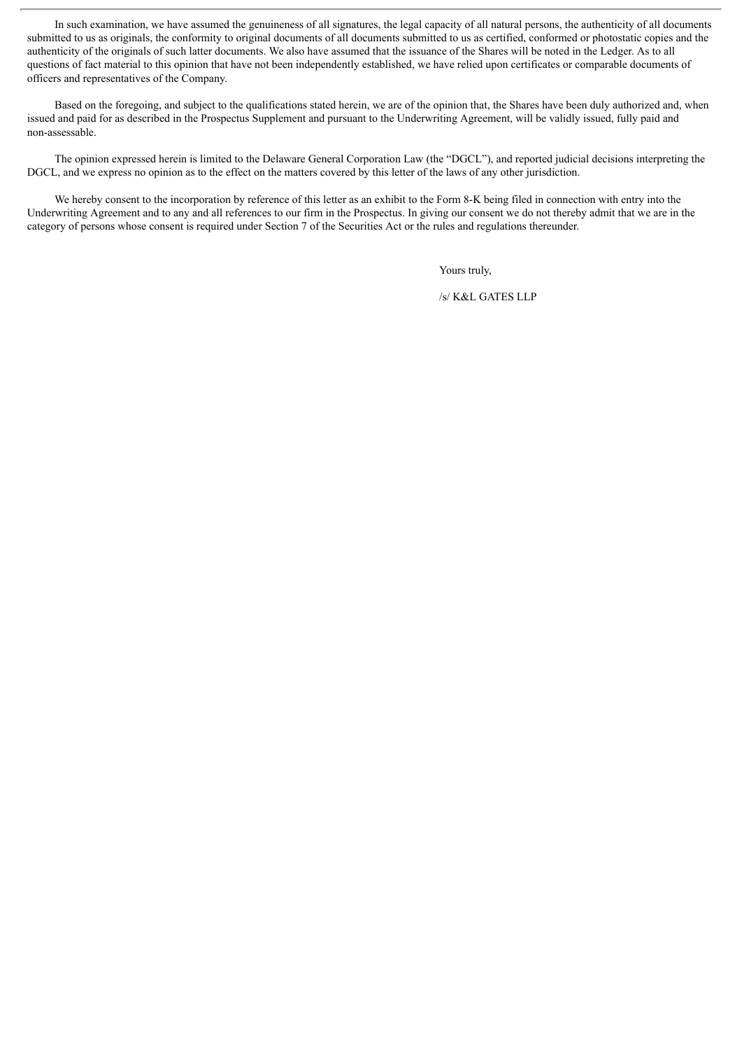In such examination, we have assumed the genuineness of all signatures, the legal capacity of all natural persons, the authenticity of all documents submitted to us as originals, the conformity to original documents of all documents submitted to us as certified, conformed or photostatic copies and the authenticity of the originals of such latter documents. We also have assumed that the issuance of the Shares will be noted in the Ledger. As to all questions of fact material to this opinion that have not been independently established, we have relied upon certificates or comparable documents of officers and representatives of the Company.

Based on the foregoing, and subject to the qualifications stated herein, we are of the opinion that, the Shares have been duly authorized and, when issued and paid for as described in the Prospectus Supplement and pursuant to the Underwriting Agreement, will be validly issued, fully paid and non-assessable.

The opinion expressed herein is limited to the Delaware General Corporation Law (the "DGCL"), and reported judicial decisions interpreting the DGCL, and we express no opinion as to the effect on the matters covered by this letter of the laws of any other jurisdiction.

We hereby consent to the incorporation by reference of this letter as an exhibit to the Form 8-K being filed in connection with entry into the Underwriting Agreement and to any and all references to our firm in the Prospectus. In giving our consent we do not thereby admit that we are in the category of persons whose consent is required under Section 7 of the Securities Act or the rules and regulations thereunder.

Yours truly,

/s/ K&L GATES LLP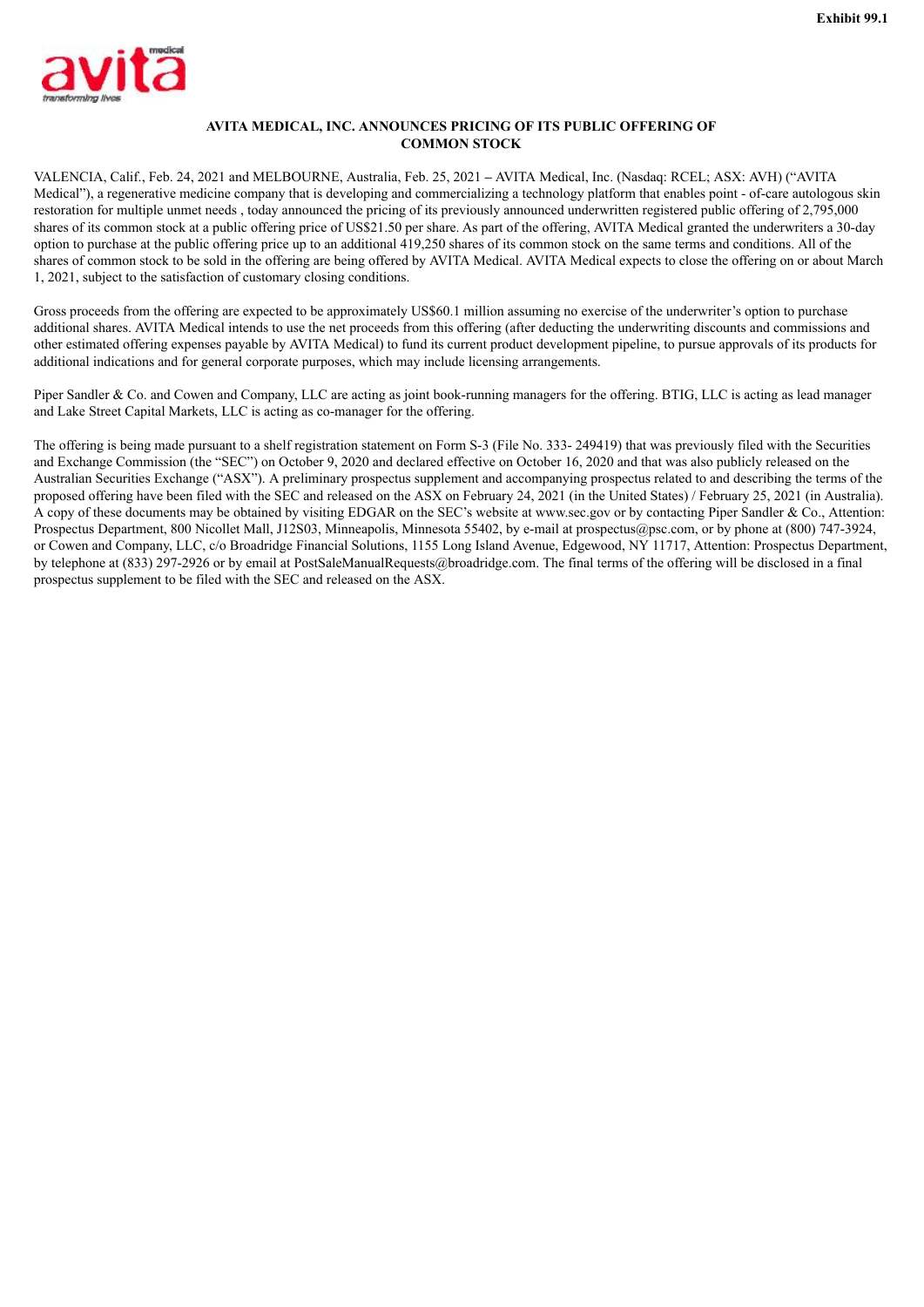**Exhibit 99.1**

**AVITA MEDICAL, INC. ANNOUNCES PRICING OF ITS PUBLIC OFFERING OF COMMON STOCK**

VALENCIA, Calif., Feb. 24, 2021 and MELBOURNE, Australia, Feb. 25, 2021 – AVITA Medical, Inc. (Nasdaq: RCEL; ASX: AVH) ("AVITA Medical"), a regenerative medicine company that is developing and commercializing a technology platform that enables point - of-care autologous skin restoration for multiple unmet needs , today announced the pricing of its previously announced underwritten registered public offering of 2,795,000 shares of its common stock at a public offering price of US$21.50 per share. As part of the offering, AVITA Medical granted the underwriters a 30-day option to purchase at the public offering price up to an additional 419,250 shares of its common stock on the same terms and conditions. All of the shares of common stock to be sold in the offering are being offered by AVITA Medical. AVITA Medical expects to close the offering on or about March 1, 2021, subject to the satisfaction of customary closing conditions.

Gross proceeds from the offering are expected to be approximately US$60.1 million assuming no exercise of the underwriter's option to purchase additional shares. AVITA Medical intends to use the net proceeds from this offering (after deducting the underwriting discounts and commissions and other estimated offering expenses payable by AVITA Medical) to fund its current product development pipeline, to pursue approvals of its products for additional indications and for general corporate purposes, which may include licensing arrangements.

Piper Sandler & Co. and Cowen and Company, LLC are acting as joint book-running managers for the offering. BTIG, LLC is acting as lead manager and Lake Street Capital Markets, LLC is acting as co-manager for the offering.

The offering is being made pursuant to a shelf registration statement on Form S-3 (File No. 333- 249419) that was previously filed with the Securities and Exchange Commission (the "SEC") on October 9, 2020 and declared effective on October 16, 2020 and that was also publicly released on the Australian Securities Exchange ("ASX"). A preliminary prospectus supplement and accompanying prospectus related to and describing the terms of the proposed offering have been filed with the SEC and released on the ASX on February 24, 2021 (in the United States) / February 25, 2021 (in Australia). A copy of these documents may be obtained by visiting EDGAR on the SEC's website at www.sec.gov or by contacting Piper Sandler & Co., Attention: Prospectus Department, 800 Nicollet Mall, J12S03, Minneapolis, Minnesota 55402, by e-mail at prospectus@psc.com, or by phone at (800) 747-3924, or Cowen and Company, LLC, c/o Broadridge Financial Solutions, 1155 Long Island Avenue, Edgewood, NY 11717, Attention: Prospectus Department, by telephone at (833) 297-2926 or by email at PostSaleManualRequests@broadridge.com. The final terms of the offering will be disclosed in a final prospectus supplement to be filed with the SEC and released on the ASX.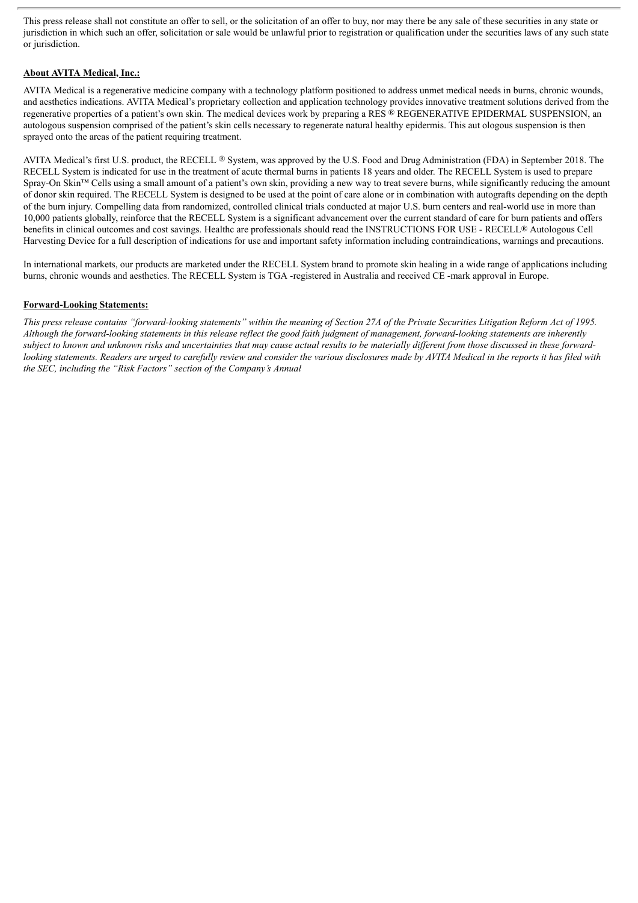This press release shall not constitute an offer to sell, or the solicitation of an offer to buy, nor may there be any sale of these securities in any state or jurisdiction in which such an offer, solicitation or sale would be unlawful prior to registration or qualification under the securities laws of any such state or jurisdiction.

**About AVITA Medical, Inc.:**

AVITA Medical is a regenerative medicine company with a technology platform positioned to address unmet medical needs in burns, chronic wounds, and aesthetics indications. AVITA Medical's proprietary collection and application technology provides innovative treatment solutions derived from the regenerative properties of a patient's own skin. The medical devices work by preparing a RES ® REGENERATIVE EPIDERMAL SUSPENSION, an autologous suspension comprised of the patient's skin cells necessary to regenerate natural healthy epidermis. This aut ologous suspension is then sprayed onto the areas of the patient requiring treatment.

AVITA Medical's first U.S. product, the RECELL ® System, was approved by the U.S. Food and Drug Administration (FDA) in September 2018. The RECELL System is indicated for use in the treatment of acute thermal burns in patients 18 years and older. The RECELL System is used to prepare Spray-On Skin™ Cells using a small amount of a patient's own skin, providing a new way to treat severe burns, while significantly reducing the amount of donor skin required. The RECELL System is designed to be used at the point of care alone or in combination with autografts depending on the depth of the burn injury. Compelling data from randomized, controlled clinical trials conducted at major U.S. burn centers and real-world use in more than 10,000 patients globally, reinforce that the RECELL System is a significant advancement over the current standard of care for burn patients and offers benefits in clinical outcomes and cost savings. Healthc are professionals should read the INSTRUCTIONS FOR USE - RECELL® Autologous Cell Harvesting Device for a full description of indications for use and important safety information including contraindications, warnings and precautions.

In international markets, our products are marketed under the RECELL System brand to promote skin healing in a wide range of applications including burns, chronic wounds and aesthetics. The RECELL System is TGA -registered in Australia and received CE -mark approval in Europe.

**Forward-Looking Statements:**

*This press release contains "forward-looking statements" within the meaning of Section 27A of the Private Securities Litigation Reform Act of 1995. Although the forward-looking statements in this release reflect the good faith judgment of management, forward-looking statements are inherently subject to known and unknown risks and uncertainties that may cause actual results to be materially different from those discussed in these forward-looking statements. Readers are urged to carefully review and consider the various disclosures made by AVITA Medical in the reports it has filed with the SEC, including the "Risk Factors" section of the Company's Annual*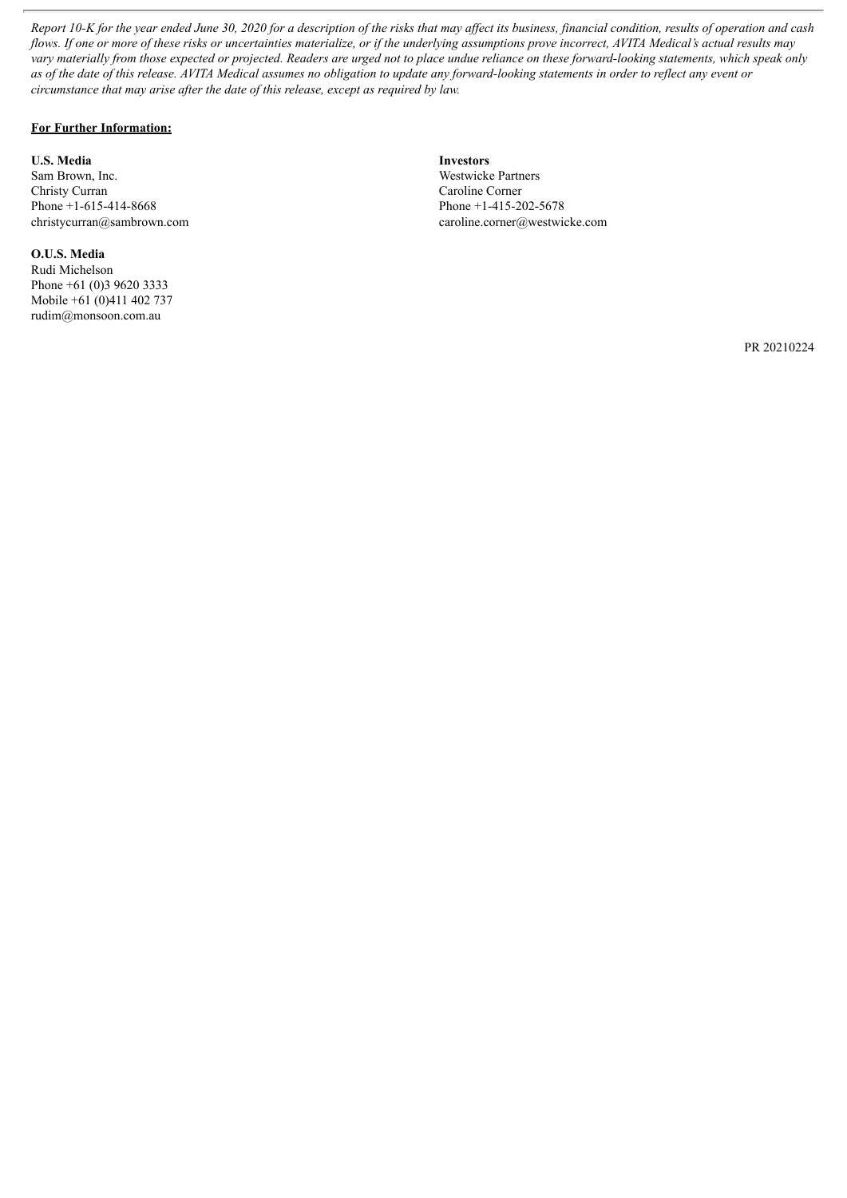*Report 10-K for the year ended June 30, 2020 for a description of the risks that may affect its business, financial condition, results of operation and cash flows. If one or more of these risks or uncertainties materialize, or if the underlying assumptions prove incorrect, AVITA Medical's actual results may vary materially from those expected or projected. Readers are urged not to place undue reliance on these forward-looking statements, which speak only as of the date of this release. AVITA Medical assumes no obligation to update any forward-looking statements in order to reflect any event or circumstance that may arise after the date of this release, except as required by law.*

**For Further Information:**

**U.S. Media**
Sam Brown, Inc.
Christy Curran
Phone +1-615-414-8668
christycurran@sambrown.com

**O.U.S. Media**
Rudi Michelson
Phone +61 (0)3 9620 3333
Mobile +61 (0)411 402 737
rudim@monsoon.com.au

**Investors**
Westwicke Partners
Caroline Corner
Phone +1-415-202-5678
caroline.corner@westwicke.com

PR 20210224